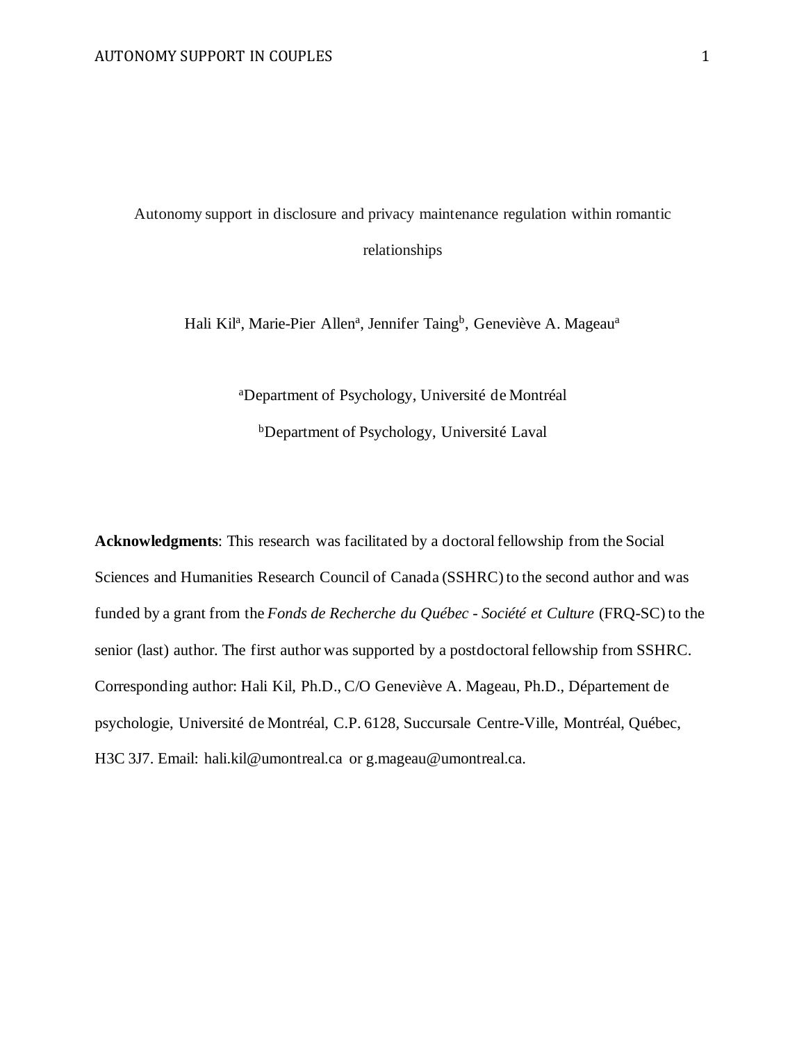# Autonomy support in disclosure and privacy maintenance regulation within romantic relationships

Hali Kil[a], Marie-Pier Allen[a], Jennifer Taing[b], Geneviève A. Mageau[a]

[a]Department of Psychology, Université de Montréal

[b]Department of Psychology, Université Laval

**Acknowledgments**: This research was facilitated by a doctoral fellowship from the Social Sciences and Humanities Research Council of Canada (SSHRC) to the second author and was funded by a grant from the *Fonds de Recherche du Québec - Société et Culture* (FRQ-SC) to the senior (last) author. The first author was supported by a postdoctoral fellowship from SSHRC. Corresponding author: Hali Kil, Ph.D., C/O Geneviève A. Mageau, Ph.D., Département de psychologie, Université de Montréal, C.P. 6128, Succursale Centre-Ville, Montréal, Québec, H3C 3J7. Email: hali.kil@umontreal.ca or g.mageau@umontreal.ca.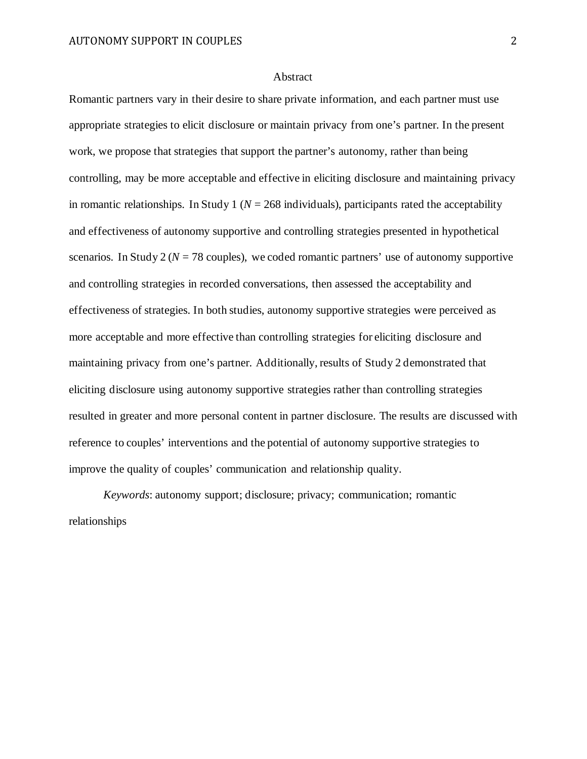# Abstract

Romantic partners vary in their desire to share private information, and each partner must use appropriate strategies to elicit disclosure or maintain privacy from one's partner. In the present work, we propose that strategies that support the partner's autonomy, rather than being controlling, may be more acceptable and effective in eliciting disclosure and maintaining privacy in romantic relationships. In Study 1 ($N$ = 268 individuals), participants rated the acceptability and effectiveness of autonomy supportive and controlling strategies presented in hypothetical scenarios. In Study 2 ($N$ = 78 couples), we coded romantic partners' use of autonomy supportive and controlling strategies in recorded conversations, then assessed the acceptability and effectiveness of strategies. In both studies, autonomy supportive strategies were perceived as more acceptable and more effective than controlling strategies for eliciting disclosure and maintaining privacy from one's partner. Additionally, results of Study 2 demonstrated that eliciting disclosure using autonomy supportive strategies rather than controlling strategies resulted in greater and more personal content in partner disclosure. The results are discussed with reference to couples' interventions and the potential of autonomy supportive strategies to improve the quality of couples' communication and relationship quality.

*Keywords*: autonomy support; disclosure; privacy; communication; romantic relationships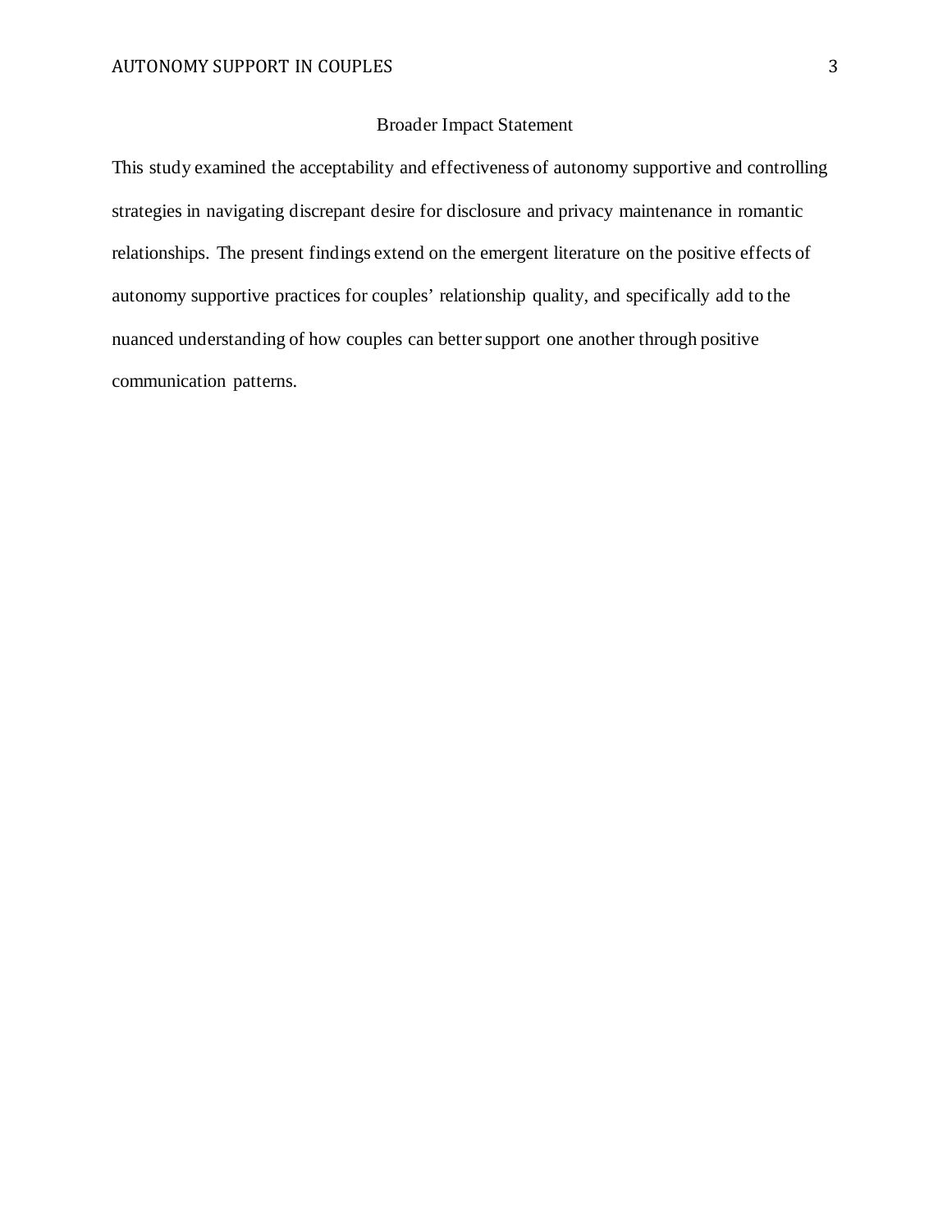# Broader Impact Statement

This study examined the acceptability and effectiveness of autonomy supportive and controlling strategies in navigating discrepant desire for disclosure and privacy maintenance in romantic relationships. The present findings extend on the emergent literature on the positive effects of autonomy supportive practices for couples' relationship quality, and specifically add to the nuanced understanding of how couples can better support one another through positive communication patterns.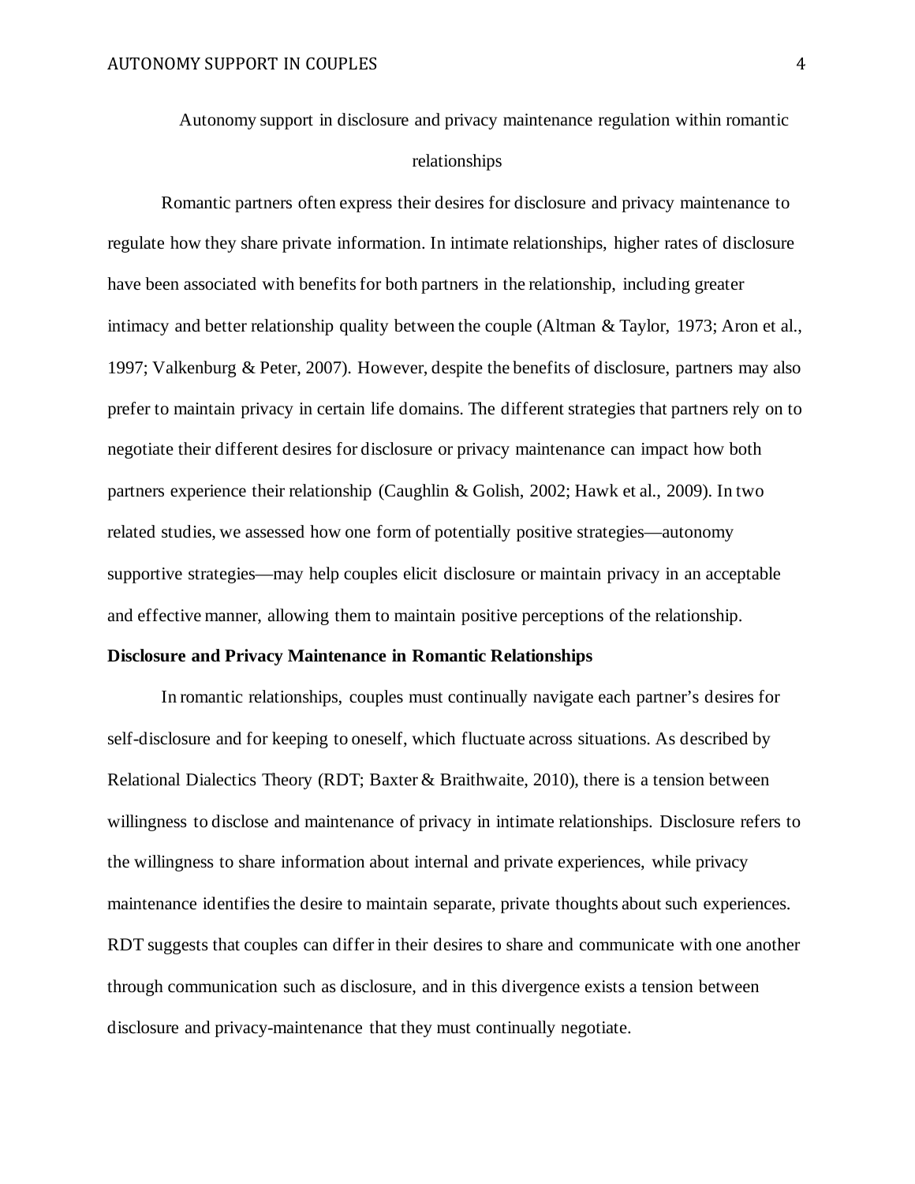# Autonomy support in disclosure and privacy maintenance regulation within romantic relationships

Romantic partners often express their desires for disclosure and privacy maintenance to regulate how they share private information. In intimate relationships, higher rates of disclosure have been associated with benefits for both partners in the relationship, including greater intimacy and better relationship quality between the couple (Altman & Taylor, 1973; Aron et al., 1997; Valkenburg & Peter, 2007). However, despite the benefits of disclosure, partners may also prefer to maintain privacy in certain life domains. The different strategies that partners rely on to negotiate their different desires for disclosure or privacy maintenance can impact how both partners experience their relationship (Caughlin & Golish, 2002; Hawk et al., 2009). In two related studies, we assessed how one form of potentially positive strategies—autonomy supportive strategies—may help couples elicit disclosure or maintain privacy in an acceptable and effective manner, allowing them to maintain positive perceptions of the relationship.

## Disclosure and Privacy Maintenance in Romantic Relationships

In romantic relationships, couples must continually navigate each partner's desires for self-disclosure and for keeping to oneself, which fluctuate across situations. As described by Relational Dialectics Theory (RDT; Baxter & Braithwaite, 2010), there is a tension between willingness to disclose and maintenance of privacy in intimate relationships. Disclosure refers to the willingness to share information about internal and private experiences, while privacy maintenance identifies the desire to maintain separate, private thoughts about such experiences. RDT suggests that couples can differ in their desires to share and communicate with one another through communication such as disclosure, and in this divergence exists a tension between disclosure and privacy-maintenance that they must continually negotiate.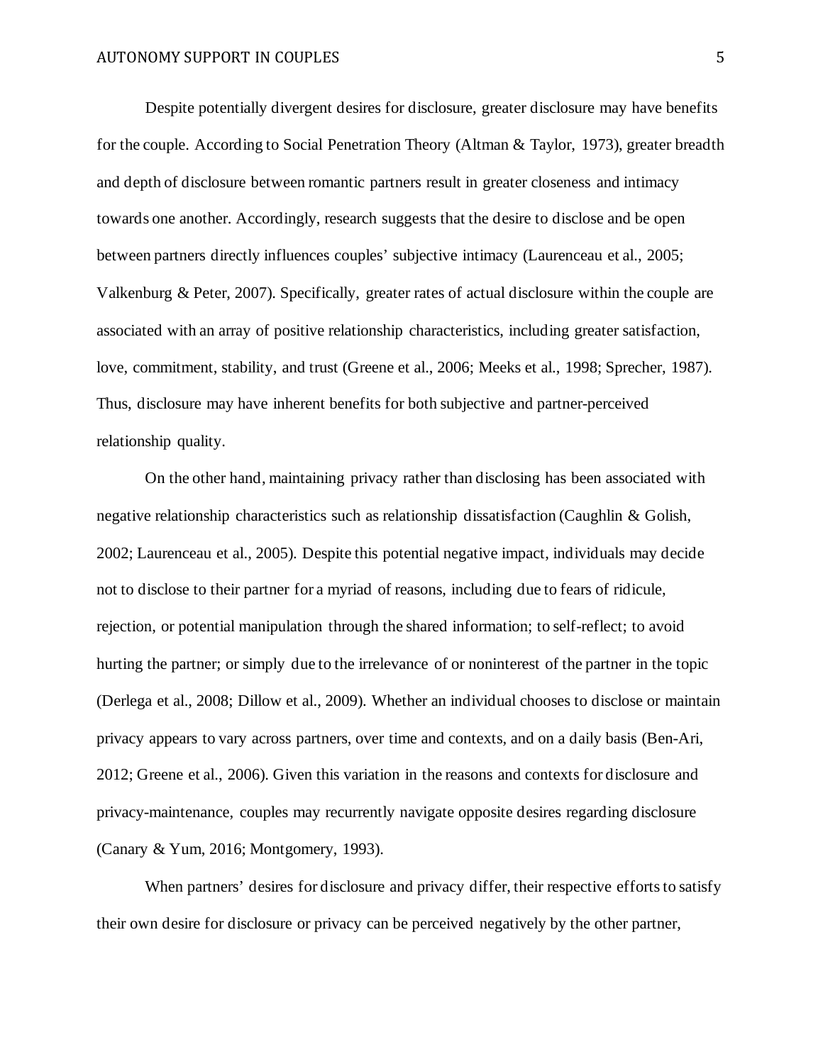Despite potentially divergent desires for disclosure, greater disclosure may have benefits for the couple. According to Social Penetration Theory (Altman & Taylor, 1973), greater breadth and depth of disclosure between romantic partners result in greater closeness and intimacy towards one another. Accordingly, research suggests that the desire to disclose and be open between partners directly influences couples' subjective intimacy (Laurenceau et al., 2005; Valkenburg & Peter, 2007). Specifically, greater rates of actual disclosure within the couple are associated with an array of positive relationship characteristics, including greater satisfaction, love, commitment, stability, and trust (Greene et al., 2006; Meeks et al., 1998; Sprecher, 1987). Thus, disclosure may have inherent benefits for both subjective and partner-perceived relationship quality.

On the other hand, maintaining privacy rather than disclosing has been associated with negative relationship characteristics such as relationship dissatisfaction (Caughlin & Golish, 2002; Laurenceau et al., 2005). Despite this potential negative impact, individuals may decide not to disclose to their partner for a myriad of reasons, including due to fears of ridicule, rejection, or potential manipulation through the shared information; to self-reflect; to avoid hurting the partner; or simply due to the irrelevance of or noninterest of the partner in the topic (Derlega et al., 2008; Dillow et al., 2009). Whether an individual chooses to disclose or maintain privacy appears to vary across partners, over time and contexts, and on a daily basis (Ben-Ari, 2012; Greene et al., 2006). Given this variation in the reasons and contexts for disclosure and privacy-maintenance, couples may recurrently navigate opposite desires regarding disclosure (Canary & Yum, 2016; Montgomery, 1993).

When partners' desires for disclosure and privacy differ, their respective efforts to satisfy their own desire for disclosure or privacy can be perceived negatively by the other partner,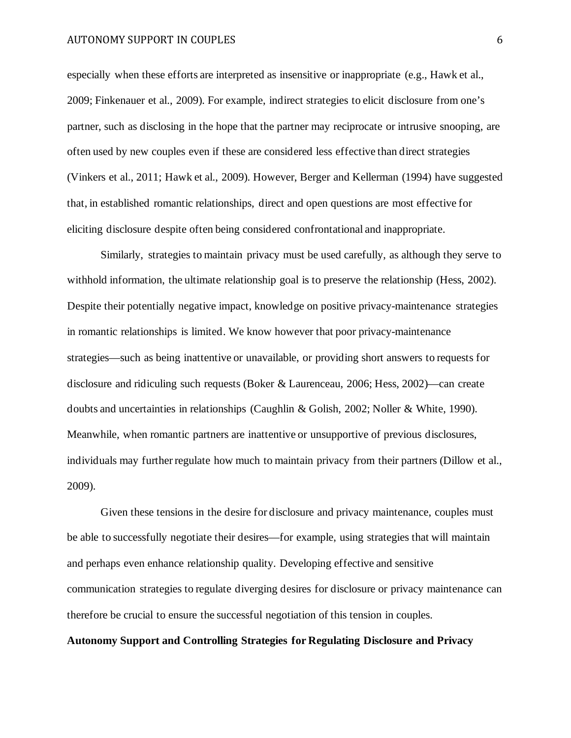especially when these efforts are interpreted as insensitive or inappropriate (e.g., Hawk et al., 2009; Finkenauer et al., 2009). For example, indirect strategies to elicit disclosure from one's partner, such as disclosing in the hope that the partner may reciprocate or intrusive snooping, are often used by new couples even if these are considered less effective than direct strategies (Vinkers et al., 2011; Hawk et al., 2009). However, Berger and Kellerman (1994) have suggested that, in established romantic relationships, direct and open questions are most effective for eliciting disclosure despite often being considered confrontational and inappropriate.

Similarly, strategies to maintain privacy must be used carefully, as although they serve to withhold information, the ultimate relationship goal is to preserve the relationship (Hess, 2002). Despite their potentially negative impact, knowledge on positive privacy-maintenance strategies in romantic relationships is limited. We know however that poor privacy-maintenance strategies—such as being inattentive or unavailable, or providing short answers to requests for disclosure and ridiculing such requests (Boker & Laurenceau, 2006; Hess, 2002)—can create doubts and uncertainties in relationships (Caughlin & Golish, 2002; Noller & White, 1990). Meanwhile, when romantic partners are inattentive or unsupportive of previous disclosures, individuals may further regulate how much to maintain privacy from their partners (Dillow et al., 2009).

Given these tensions in the desire for disclosure and privacy maintenance, couples must be able to successfully negotiate their desires—for example, using strategies that will maintain and perhaps even enhance relationship quality. Developing effective and sensitive communication strategies to regulate diverging desires for disclosure or privacy maintenance can therefore be crucial to ensure the successful negotiation of this tension in couples.

## Autonomy Support and Controlling Strategies for Regulating Disclosure and Privacy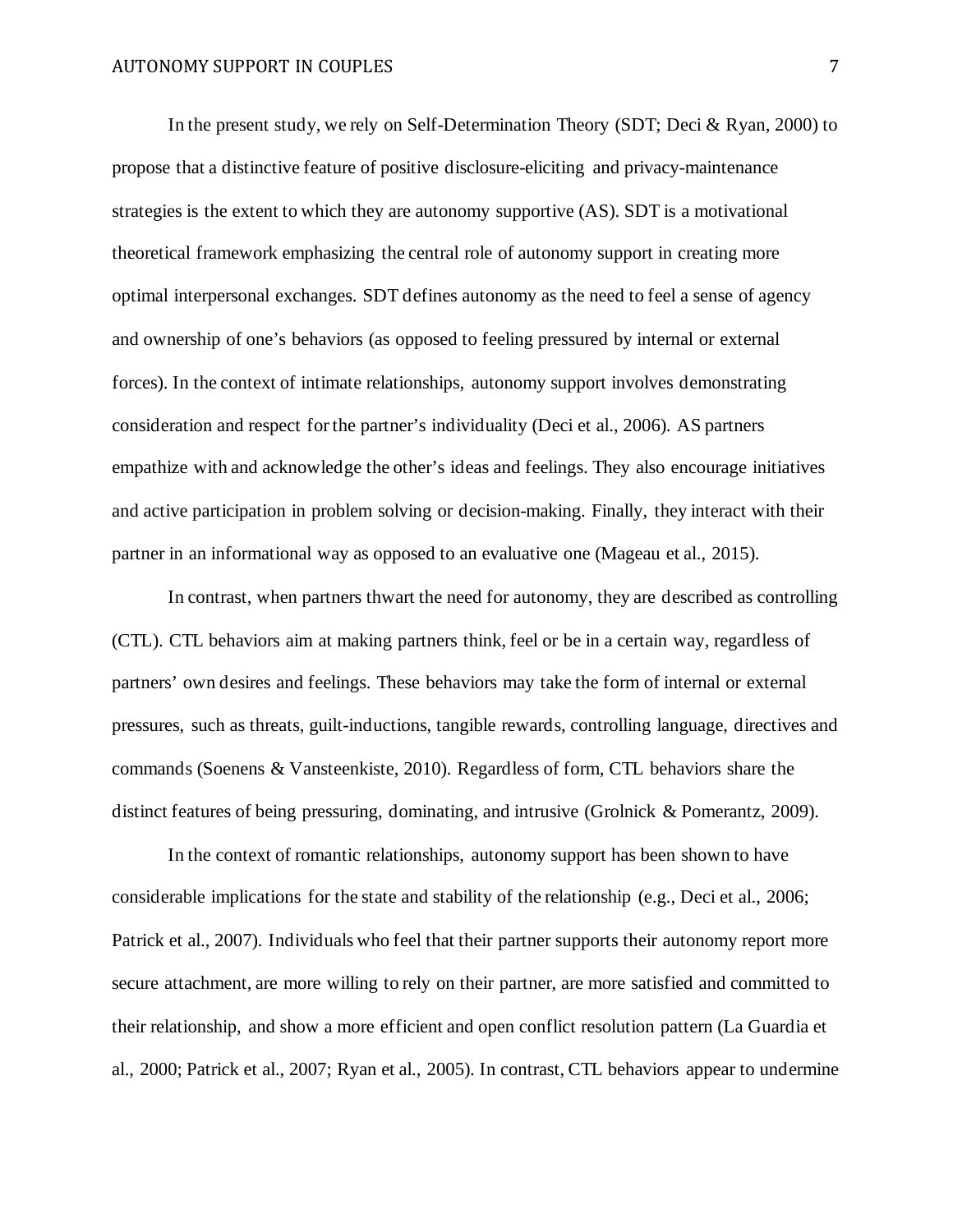In the present study, we rely on Self-Determination Theory (SDT; Deci & Ryan, 2000) to propose that a distinctive feature of positive disclosure-eliciting and privacy-maintenance strategies is the extent to which they are autonomy supportive (AS). SDT is a motivational theoretical framework emphasizing the central role of autonomy support in creating more optimal interpersonal exchanges. SDT defines autonomy as the need to feel a sense of agency and ownership of one's behaviors (as opposed to feeling pressured by internal or external forces). In the context of intimate relationships, autonomy support involves demonstrating consideration and respect for the partner's individuality (Deci et al., 2006). AS partners empathize with and acknowledge the other's ideas and feelings. They also encourage initiatives and active participation in problem solving or decision-making. Finally, they interact with their partner in an informational way as opposed to an evaluative one (Mageau et al., 2015).

In contrast, when partners thwart the need for autonomy, they are described as controlling (CTL). CTL behaviors aim at making partners think, feel or be in a certain way, regardless of partners' own desires and feelings. These behaviors may take the form of internal or external pressures, such as threats, guilt-inductions, tangible rewards, controlling language, directives and commands (Soenens & Vansteenkiste, 2010). Regardless of form, CTL behaviors share the distinct features of being pressuring, dominating, and intrusive (Grolnick & Pomerantz, 2009).

In the context of romantic relationships, autonomy support has been shown to have considerable implications for the state and stability of the relationship (e.g., Deci et al., 2006; Patrick et al., 2007). Individuals who feel that their partner supports their autonomy report more secure attachment, are more willing to rely on their partner, are more satisfied and committed to their relationship, and show a more efficient and open conflict resolution pattern (La Guardia et al., 2000; Patrick et al., 2007; Ryan et al., 2005). In contrast, CTL behaviors appear to undermine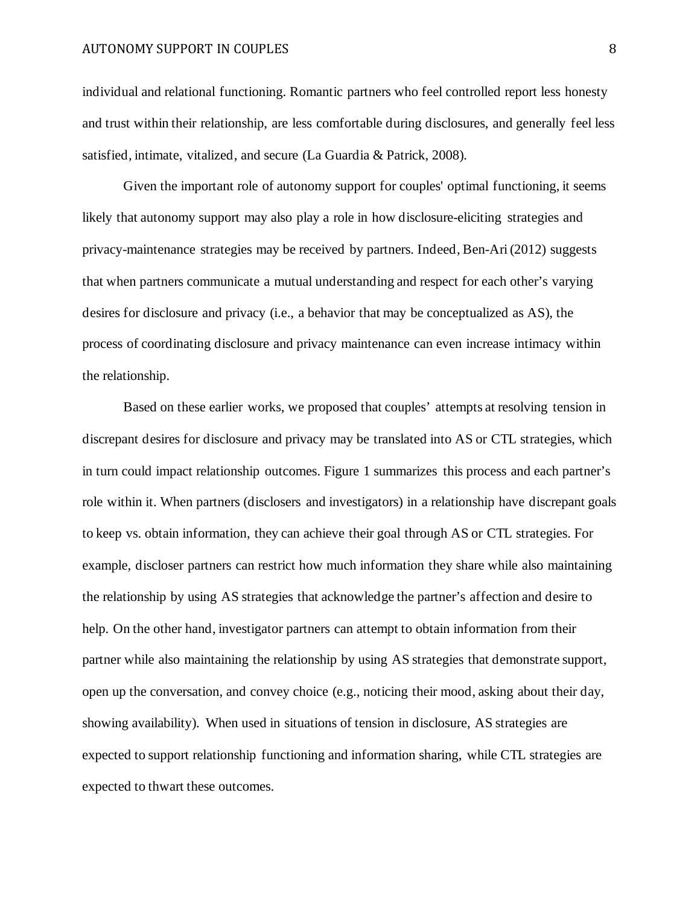individual and relational functioning. Romantic partners who feel controlled report less honesty and trust within their relationship, are less comfortable during disclosures, and generally feel less satisfied, intimate, vitalized, and secure (La Guardia & Patrick, 2008).

Given the important role of autonomy support for couples' optimal functioning, it seems likely that autonomy support may also play a role in how disclosure-eliciting strategies and privacy-maintenance strategies may be received by partners. Indeed, Ben-Ari (2012) suggests that when partners communicate a mutual understanding and respect for each other's varying desires for disclosure and privacy (i.e., a behavior that may be conceptualized as AS), the process of coordinating disclosure and privacy maintenance can even increase intimacy within the relationship.

Based on these earlier works, we proposed that couples' attempts at resolving tension in discrepant desires for disclosure and privacy may be translated into AS or CTL strategies, which in turn could impact relationship outcomes. Figure 1 summarizes this process and each partner's role within it. When partners (disclosers and investigators) in a relationship have discrepant goals to keep vs. obtain information, they can achieve their goal through AS or CTL strategies. For example, discloser partners can restrict how much information they share while also maintaining the relationship by using AS strategies that acknowledge the partner's affection and desire to help. On the other hand, investigator partners can attempt to obtain information from their partner while also maintaining the relationship by using AS strategies that demonstrate support, open up the conversation, and convey choice (e.g., noticing their mood, asking about their day, showing availability). When used in situations of tension in disclosure, AS strategies are expected to support relationship functioning and information sharing, while CTL strategies are expected to thwart these outcomes.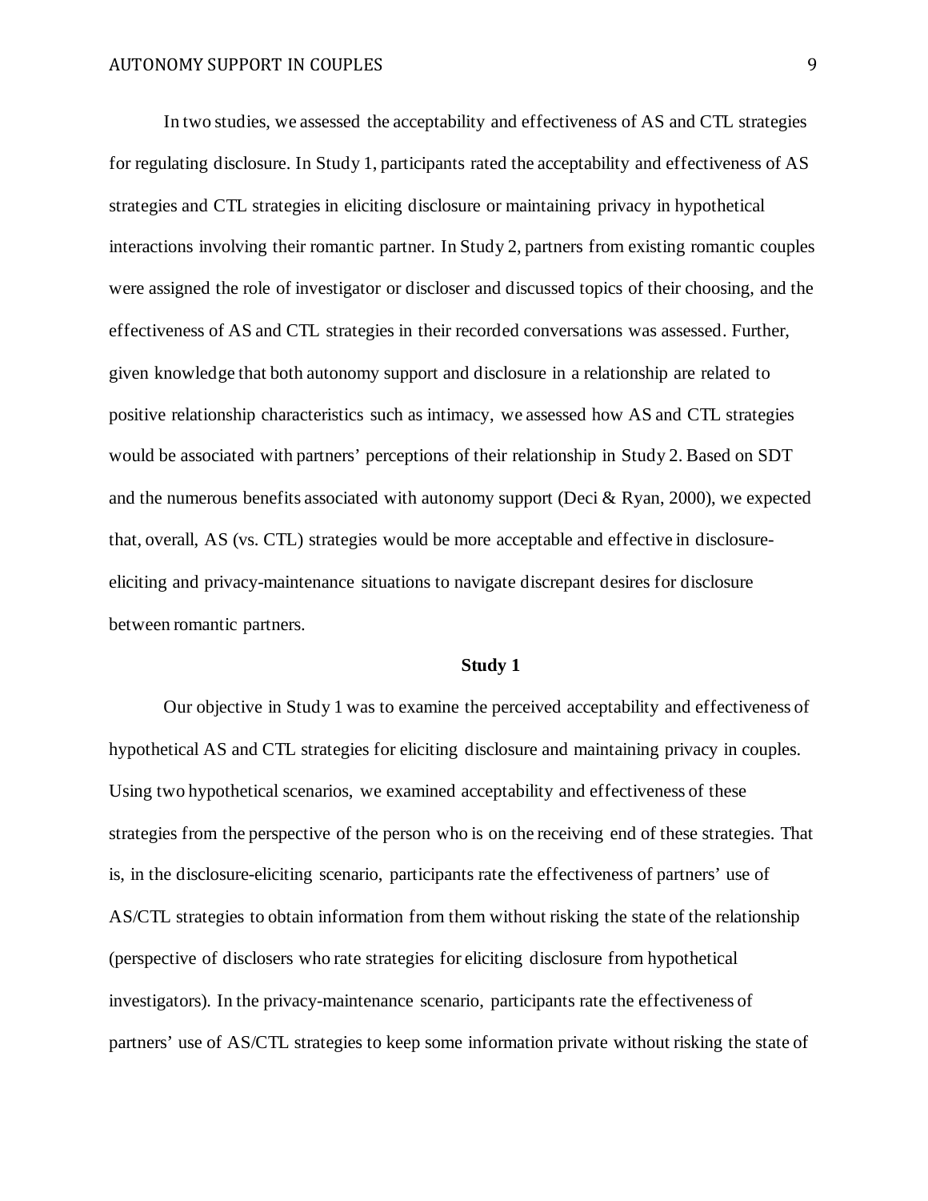In two studies, we assessed the acceptability and effectiveness of AS and CTL strategies for regulating disclosure. In Study 1, participants rated the acceptability and effectiveness of AS strategies and CTL strategies in eliciting disclosure or maintaining privacy in hypothetical interactions involving their romantic partner. In Study 2, partners from existing romantic couples were assigned the role of investigator or discloser and discussed topics of their choosing, and the effectiveness of AS and CTL strategies in their recorded conversations was assessed. Further, given knowledge that both autonomy support and disclosure in a relationship are related to positive relationship characteristics such as intimacy, we assessed how AS and CTL strategies would be associated with partners' perceptions of their relationship in Study 2. Based on SDT and the numerous benefits associated with autonomy support (Deci & Ryan, 2000), we expected that, overall, AS (vs. CTL) strategies would be more acceptable and effective in disclosure-eliciting and privacy-maintenance situations to navigate discrepant desires for disclosure between romantic partners.

## Study 1

Our objective in Study 1 was to examine the perceived acceptability and effectiveness of hypothetical AS and CTL strategies for eliciting disclosure and maintaining privacy in couples. Using two hypothetical scenarios, we examined acceptability and effectiveness of these strategies from the perspective of the person who is on the receiving end of these strategies. That is, in the disclosure-eliciting scenario, participants rate the effectiveness of partners' use of AS/CTL strategies to obtain information from them without risking the state of the relationship (perspective of disclosers who rate strategies for eliciting disclosure from hypothetical investigators). In the privacy-maintenance scenario, participants rate the effectiveness of partners' use of AS/CTL strategies to keep some information private without risking the state of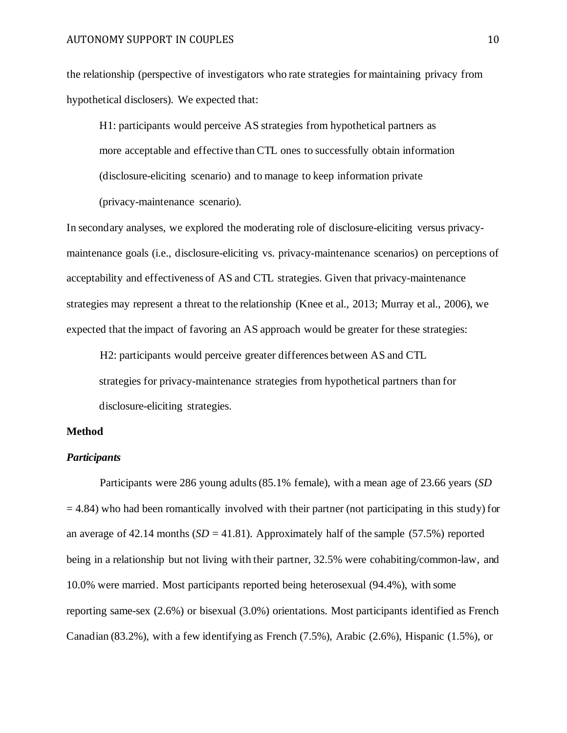the relationship (perspective of investigators who rate strategies for maintaining privacy from hypothetical disclosers). We expected that:

> H1: participants would perceive AS strategies from hypothetical partners as more acceptable and effective than CTL ones to successfully obtain information (disclosure-eliciting scenario) and to manage to keep information private (privacy-maintenance scenario).

In secondary analyses, we explored the moderating role of disclosure-eliciting versus privacy-maintenance goals (i.e., disclosure-eliciting vs. privacy-maintenance scenarios) on perceptions of acceptability and effectiveness of AS and CTL strategies. Given that privacy-maintenance strategies may represent a threat to the relationship (Knee et al., 2013; Murray et al., 2006), we expected that the impact of favoring an AS approach would be greater for these strategies:

> H2: participants would perceive greater differences between AS and CTL strategies for privacy-maintenance strategies from hypothetical partners than for disclosure-eliciting strategies.

## Method

### *Participants*

Participants were 286 young adults (85.1% female), with a mean age of 23.66 years (*SD* = 4.84) who had been romantically involved with their partner (not participating in this study) for an average of 42.14 months (*SD* = 41.81). Approximately half of the sample (57.5%) reported being in a relationship but not living with their partner, 32.5% were cohabiting/common-law, and 10.0% were married. Most participants reported being heterosexual (94.4%), with some reporting same-sex (2.6%) or bisexual (3.0%) orientations. Most participants identified as French Canadian (83.2%), with a few identifying as French (7.5%), Arabic (2.6%), Hispanic (1.5%), or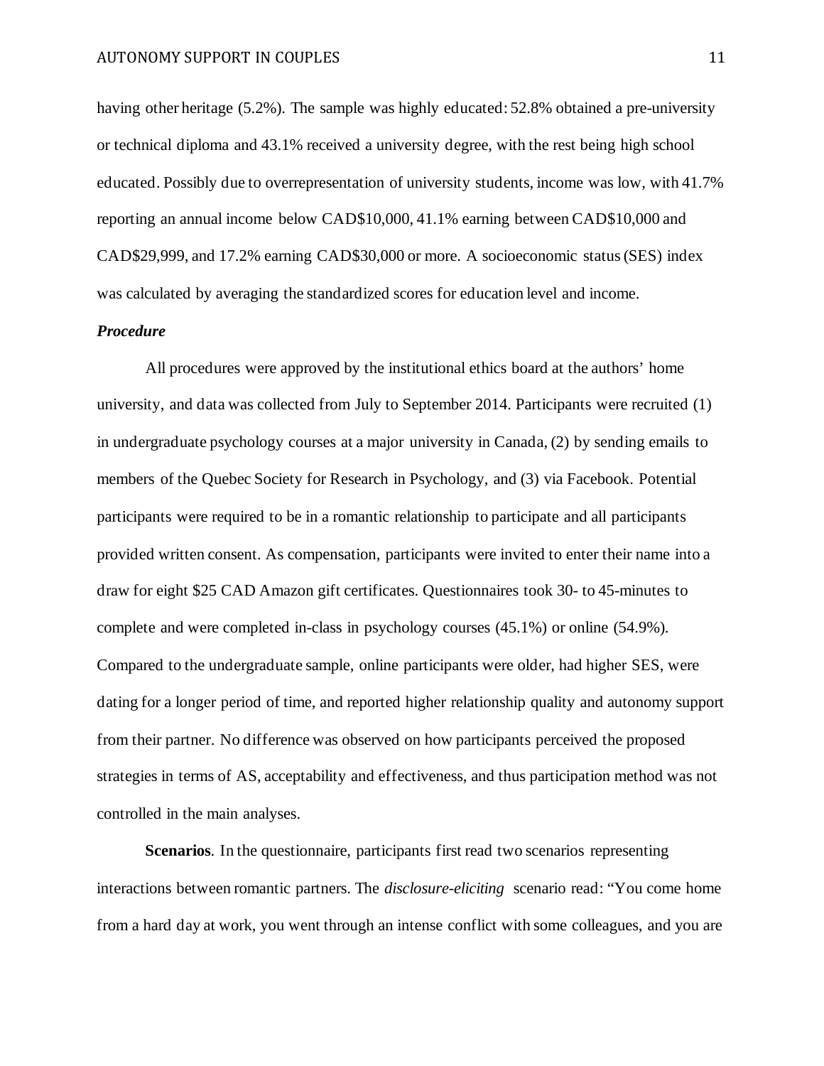having other heritage (5.2%). The sample was highly educated: 52.8% obtained a pre-university or technical diploma and 43.1% received a university degree, with the rest being high school educated. Possibly due to overrepresentation of university students, income was low, with 41.7% reporting an annual income below CAD$10,000, 41.1% earning between CAD$10,000 and CAD$29,999, and 17.2% earning CAD$30,000 or more. A socioeconomic status (SES) index was calculated by averaging the standardized scores for education level and income.

### *Procedure*

All procedures were approved by the institutional ethics board at the authors' home university, and data was collected from July to September 2014. Participants were recruited (1) in undergraduate psychology courses at a major university in Canada, (2) by sending emails to members of the Quebec Society for Research in Psychology, and (3) via Facebook. Potential participants were required to be in a romantic relationship to participate and all participants provided written consent. As compensation, participants were invited to enter their name into a draw for eight $25 CAD Amazon gift certificates. Questionnaires took 30- to 45-minutes to complete and were completed in-class in psychology courses (45.1%) or online (54.9%). Compared to the undergraduate sample, online participants were older, had higher SES, were dating for a longer period of time, and reported higher relationship quality and autonomy support from their partner. No difference was observed on how participants perceived the proposed strategies in terms of AS, acceptability and effectiveness, and thus participation method was not controlled in the main analyses.

**Scenarios**. In the questionnaire, participants first read two scenarios representing interactions between romantic partners. The *disclosure-eliciting* scenario read: "You come home from a hard day at work, you went through an intense conflict with some colleagues, and you are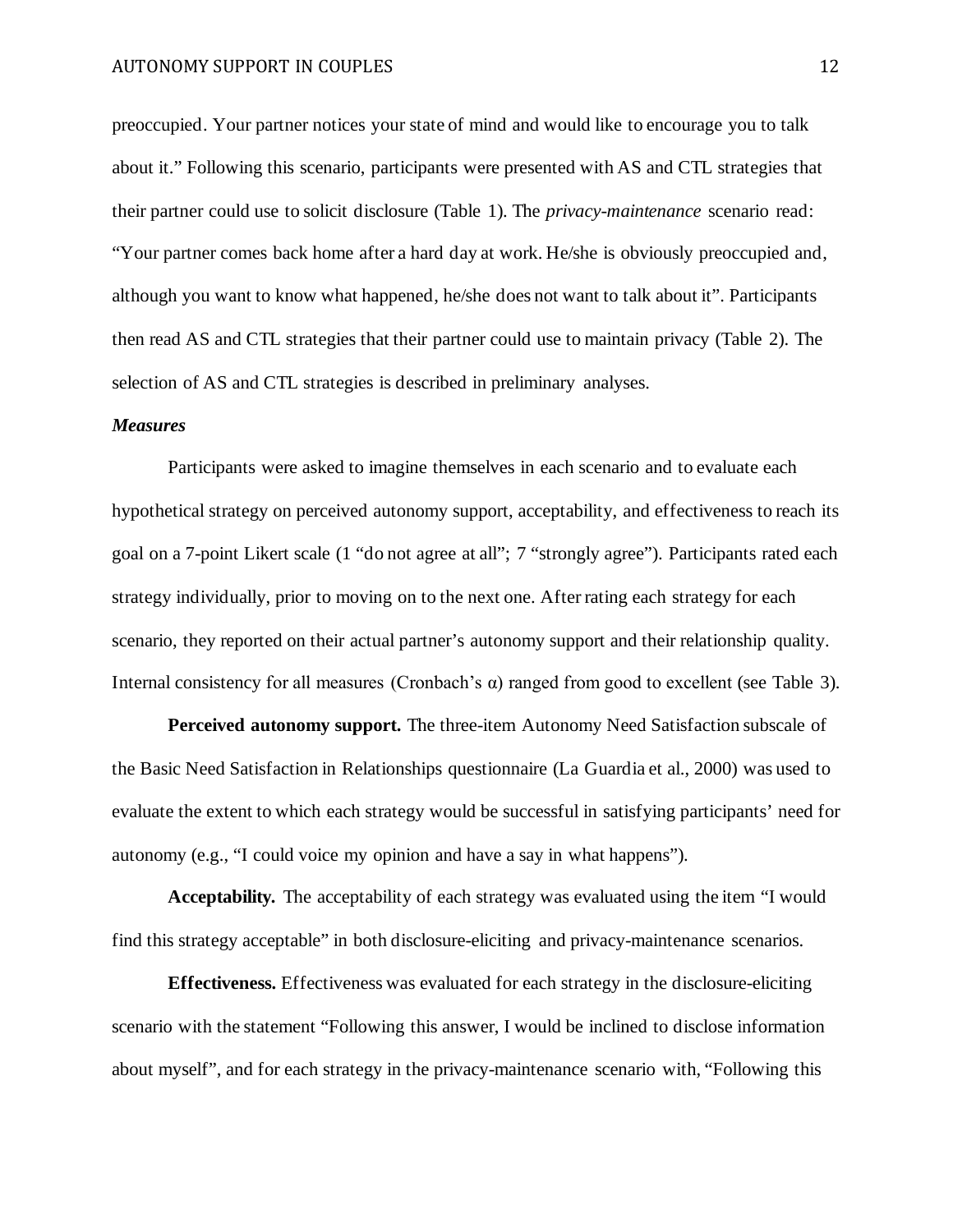preoccupied. Your partner notices your state of mind and would like to encourage you to talk about it." Following this scenario, participants were presented with AS and CTL strategies that their partner could use to solicit disclosure (Table 1). The *privacy-maintenance* scenario read: "Your partner comes back home after a hard day at work. He/she is obviously preoccupied and, although you want to know what happened, he/she does not want to talk about it". Participants then read AS and CTL strategies that their partner could use to maintain privacy (Table 2). The selection of AS and CTL strategies is described in preliminary analyses.

### *Measures*

Participants were asked to imagine themselves in each scenario and to evaluate each hypothetical strategy on perceived autonomy support, acceptability, and effectiveness to reach its goal on a 7-point Likert scale (1 "do not agree at all"; 7 "strongly agree"). Participants rated each strategy individually, prior to moving on to the next one. After rating each strategy for each scenario, they reported on their actual partner's autonomy support and their relationship quality. Internal consistency for all measures (Cronbach's α) ranged from good to excellent (see Table 3).

**Perceived autonomy support.** The three-item Autonomy Need Satisfaction subscale of the Basic Need Satisfaction in Relationships questionnaire (La Guardia et al., 2000) was used to evaluate the extent to which each strategy would be successful in satisfying participants' need for autonomy (e.g., "I could voice my opinion and have a say in what happens").

**Acceptability.** The acceptability of each strategy was evaluated using the item "I would find this strategy acceptable" in both disclosure-eliciting and privacy-maintenance scenarios.

**Effectiveness.** Effectiveness was evaluated for each strategy in the disclosure-eliciting scenario with the statement "Following this answer, I would be inclined to disclose information about myself", and for each strategy in the privacy-maintenance scenario with, "Following this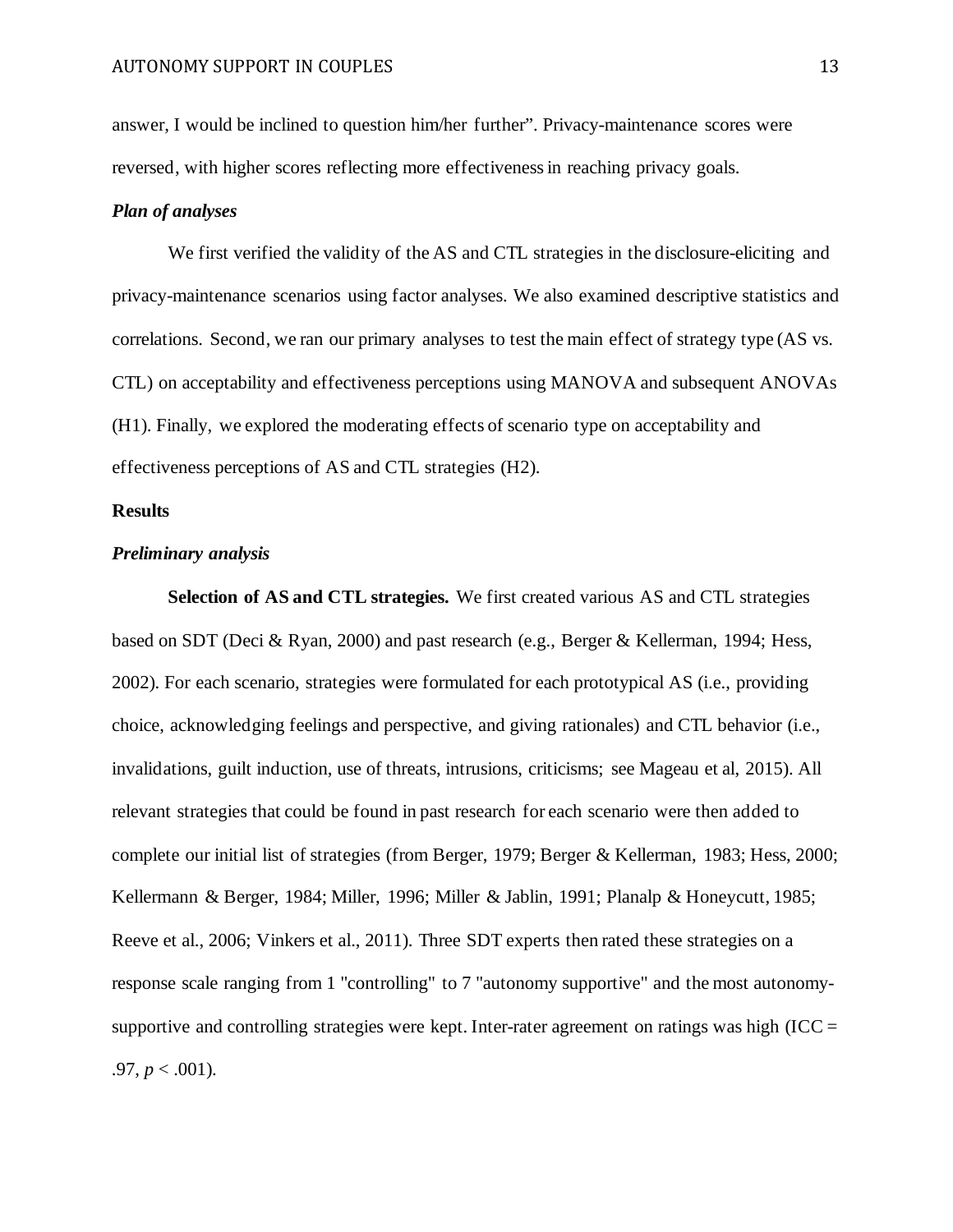answer, I would be inclined to question him/her further". Privacy-maintenance scores were reversed, with higher scores reflecting more effectiveness in reaching privacy goals.

### *Plan of analyses*

We first verified the validity of the AS and CTL strategies in the disclosure-eliciting and privacy-maintenance scenarios using factor analyses. We also examined descriptive statistics and correlations. Second, we ran our primary analyses to test the main effect of strategy type (AS vs. CTL) on acceptability and effectiveness perceptions using MANOVA and subsequent ANOVAs (H1). Finally, we explored the moderating effects of scenario type on acceptability and effectiveness perceptions of AS and CTL strategies (H2).

## **Results**

### *Preliminary analysis*

**Selection of AS and CTL strategies.** We first created various AS and CTL strategies based on SDT (Deci & Ryan, 2000) and past research (e.g., Berger & Kellerman, 1994; Hess, 2002). For each scenario, strategies were formulated for each prototypical AS (i.e., providing choice, acknowledging feelings and perspective, and giving rationales) and CTL behavior (i.e., invalidations, guilt induction, use of threats, intrusions, criticisms; see Mageau et al, 2015). All relevant strategies that could be found in past research for each scenario were then added to complete our initial list of strategies (from Berger, 1979; Berger & Kellerman, 1983; Hess, 2000; Kellermann & Berger, 1984; Miller, 1996; Miller & Jablin, 1991; Planalp & Honeycutt, 1985; Reeve et al., 2006; Vinkers et al., 2011). Three SDT experts then rated these strategies on a response scale ranging from 1 "controlling" to 7 "autonomy supportive" and the most autonomy-supportive and controlling strategies were kept. Inter-rater agreement on ratings was high (ICC = .97, $p < .001$).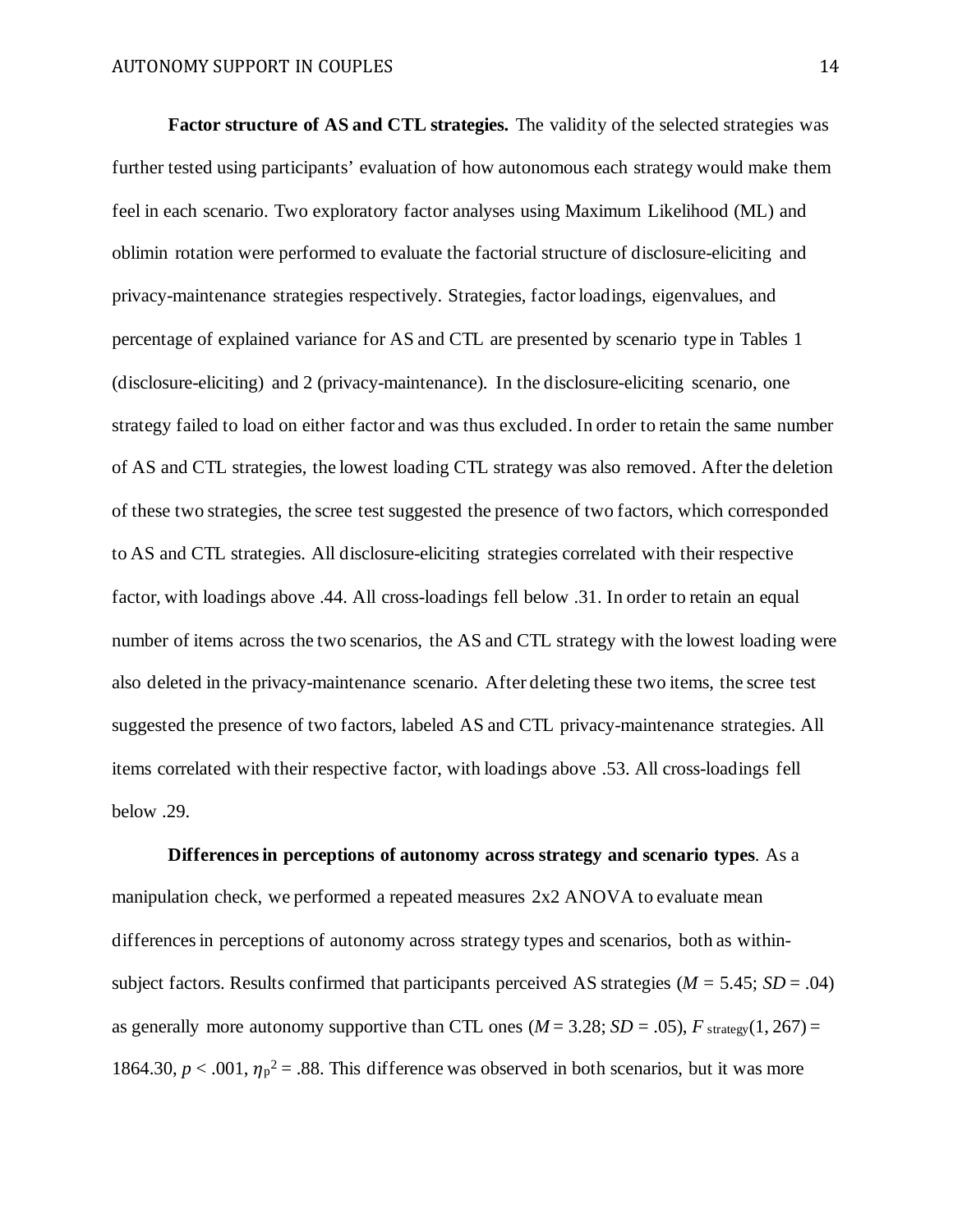**Factor structure of AS and CTL strategies.** The validity of the selected strategies was further tested using participants' evaluation of how autonomous each strategy would make them feel in each scenario. Two exploratory factor analyses using Maximum Likelihood (ML) and oblimin rotation were performed to evaluate the factorial structure of disclosure-eliciting and privacy-maintenance strategies respectively. Strategies, factor loadings, eigenvalues, and percentage of explained variance for AS and CTL are presented by scenario type in Tables 1 (disclosure-eliciting) and 2 (privacy-maintenance). In the disclosure-eliciting scenario, one strategy failed to load on either factor and was thus excluded. In order to retain the same number of AS and CTL strategies, the lowest loading CTL strategy was also removed. After the deletion of these two strategies, the scree test suggested the presence of two factors, which corresponded to AS and CTL strategies. All disclosure-eliciting strategies correlated with their respective factor, with loadings above .44. All cross-loadings fell below .31. In order to retain an equal number of items across the two scenarios, the AS and CTL strategy with the lowest loading were also deleted in the privacy-maintenance scenario. After deleting these two items, the scree test suggested the presence of two factors, labeled AS and CTL privacy-maintenance strategies. All items correlated with their respective factor, with loadings above .53. All cross-loadings fell below .29.

**Differences in perceptions of autonomy across strategy and scenario types**. As a manipulation check, we performed a repeated measures 2x2 ANOVA to evaluate mean differences in perceptions of autonomy across strategy types and scenarios, both as within-subject factors. Results confirmed that participants perceived AS strategies ($M = 5.45$; $SD = .04$) as generally more autonomy supportive than CTL ones ($M = 3.28$; $SD = .05$), $F_{\text{strategy}}(1, 267) = 1864.30$, $p < .001$, $\eta_p^2 = .88$. This difference was observed in both scenarios, but it was more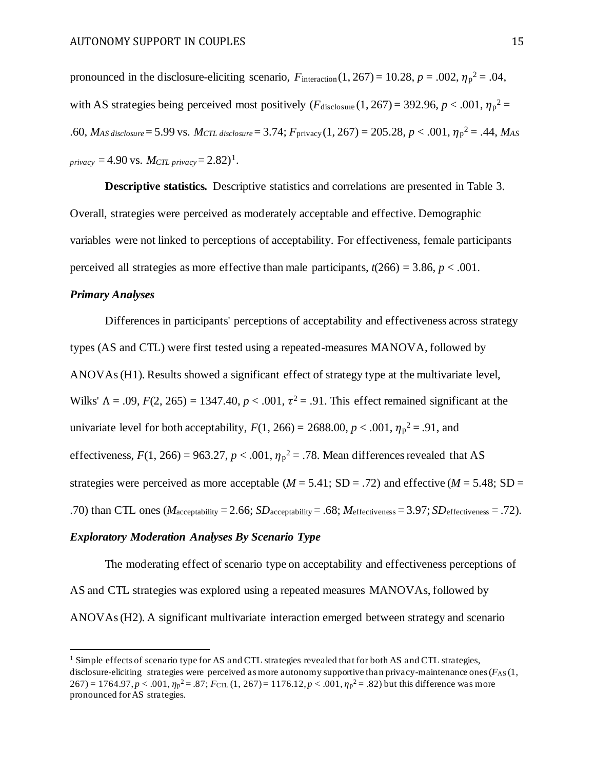pronounced in the disclosure-eliciting scenario, $F_{\text{interaction}}(1, 267) = 10.28$, $p = .002$, $\eta_p^2 = .04$, with AS strategies being perceived most positively ($F_{\text{disclosure}}(1, 267) = 392.96$, $p < .001$, $\eta_p^2 = .60$, $M_{AS\ disclosure} = 5.99$ vs. $M_{CTL\ disclosure} = 3.74$; $F_{\text{privacy}}(1, 267) = 205.28$, $p < .001$, $\eta_p^2 = .44$, $M_{AS\ privacy} = 4.90$ vs. $M_{CTL\ privacy} = 2.82$)[1].

**Descriptive statistics.** Descriptive statistics and correlations are presented in Table 3. Overall, strategies were perceived as moderately acceptable and effective. Demographic variables were not linked to perceptions of acceptability. For effectiveness, female participants perceived all strategies as more effective than male participants, $t(266) = 3.86$, $p < .001$.

### *Primary Analyses*

Differences in participants' perceptions of acceptability and effectiveness across strategy types (AS and CTL) were first tested using a repeated-measures MANOVA, followed by ANOVAs (H1). Results showed a significant effect of strategy type at the multivariate level, Wilks' $\Lambda = .09$, $F(2, 265) = 1347.40$, $p < .001$, $\tau^2 = .91$. This effect remained significant at the univariate level for both acceptability, $F(1, 266) = 2688.00$, $p < .001$, $\eta_p^2 = .91$, and effectiveness, $F(1, 266) = 963.27$, $p < .001$, $\eta_p^2 = .78$. Mean differences revealed that AS strategies were perceived as more acceptable ($M = 5.41$; SD = .72) and effective ($M = 5.48$; SD = .70) than CTL ones ($M_{\text{acceptability}} = 2.66$; $SD_{\text{acceptability}} = .68$; $M_{\text{effectiveness}} = 3.97$; $SD_{\text{effectiveness}} = .72$).

### *Exploratory Moderation Analyses By Scenario Type*

The moderating effect of scenario type on acceptability and effectiveness perceptions of AS and CTL strategies was explored using a repeated measures MANOVAs, followed by ANOVAs (H2). A significant multivariate interaction emerged between strategy and scenario

---

[1] Simple effects of scenario type for AS and CTL strategies revealed that for both AS and CTL strategies, disclosure-eliciting strategies were perceived as more autonomy supportive than privacy-maintenance ones ($F_{AS}(1, 267) = 1764.97$, $p < .001$, $\eta_p^2 = .87$; $F_{CTL}(1, 267) = 1176.12$, $p < .001$, $\eta_p^2 = .82$) but this difference was more pronounced for AS strategies.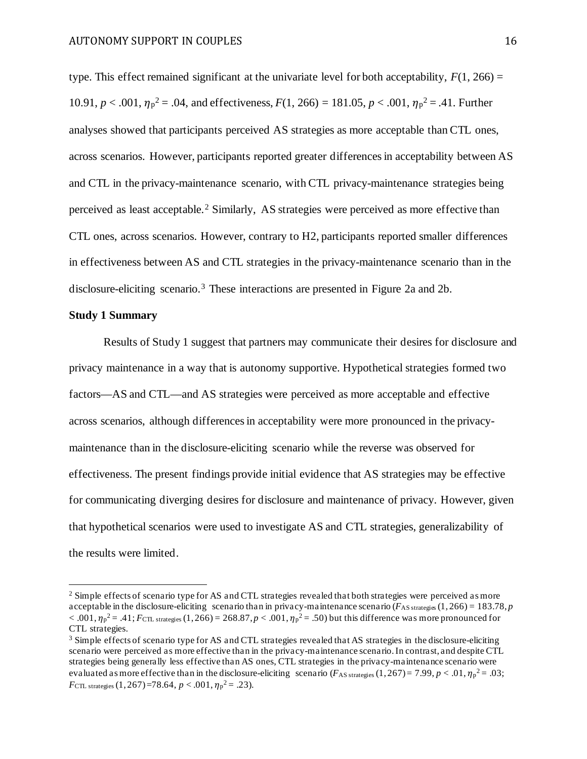type. This effect remained significant at the univariate level for both acceptability, $F(1, 266) = 10.91$, $p < .001$, $\eta_p^2 = .04$, and effectiveness, $F(1, 266) = 181.05$, $p < .001$, $\eta_p^2 = .41$. Further analyses showed that participants perceived AS strategies as more acceptable than CTL ones, across scenarios. However, participants reported greater differences in acceptability between AS and CTL in the privacy-maintenance scenario, with CTL privacy-maintenance strategies being perceived as least acceptable.[2] Similarly, AS strategies were perceived as more effective than CTL ones, across scenarios. However, contrary to H2, participants reported smaller differences in effectiveness between AS and CTL strategies in the privacy-maintenance scenario than in the disclosure-eliciting scenario.[3] These interactions are presented in Figure 2a and 2b.

**Study 1 Summary**

Results of Study 1 suggest that partners may communicate their desires for disclosure and privacy maintenance in a way that is autonomy supportive. Hypothetical strategies formed two factors—AS and CTL—and AS strategies were perceived as more acceptable and effective across scenarios, although differences in acceptability were more pronounced in the privacy-maintenance than in the disclosure-eliciting scenario while the reverse was observed for effectiveness. The present findings provide initial evidence that AS strategies may be effective for communicating diverging desires for disclosure and maintenance of privacy. However, given that hypothetical scenarios were used to investigate AS and CTL strategies, generalizability of the results were limited.

---

[2] Simple effects of scenario type for AS and CTL strategies revealed that both strategies were perceived as more acceptable in the disclosure-eliciting scenario than in privacy-maintenance scenario ($F_{\text{AS strategies}}(1, 266) = 183.78$, $p < .001$, $\eta_p^2 = .41$; $F_{\text{CTL strategies}}(1, 266) = 268.87$, $p < .001$, $\eta_p^2 = .50$) but this difference was more pronounced for CTL strategies.

[3] Simple effects of scenario type for AS and CTL strategies revealed that AS strategies in the disclosure-eliciting scenario were perceived as more effective than in the privacy-maintenance scenario. In contrast, and despite CTL strategies being generally less effective than AS ones, CTL strategies in the privacy-maintenance scenario were evaluated as more effective than in the disclosure-eliciting scenario ($F_{\text{AS strategies}}(1, 267) = 7.99$, $p < .01$, $\eta_p^2 = .03$; $F_{\text{CTL strategies}}(1, 267) = 78.64$, $p < .001$, $\eta_p^2 = .23$).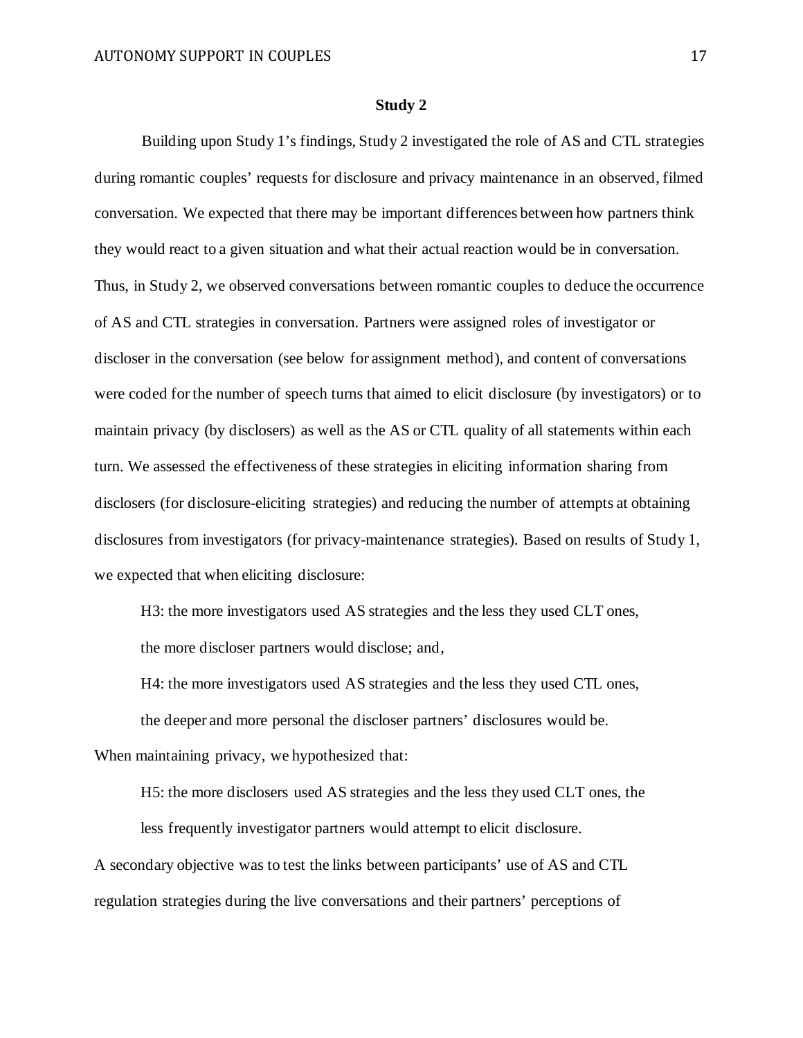## Study 2

Building upon Study 1's findings, Study 2 investigated the role of AS and CTL strategies during romantic couples' requests for disclosure and privacy maintenance in an observed, filmed conversation. We expected that there may be important differences between how partners think they would react to a given situation and what their actual reaction would be in conversation. Thus, in Study 2, we observed conversations between romantic couples to deduce the occurrence of AS and CTL strategies in conversation. Partners were assigned roles of investigator or discloser in the conversation (see below for assignment method), and content of conversations were coded for the number of speech turns that aimed to elicit disclosure (by investigators) or to maintain privacy (by disclosers) as well as the AS or CTL quality of all statements within each turn. We assessed the effectiveness of these strategies in eliciting information sharing from disclosers (for disclosure-eliciting strategies) and reducing the number of attempts at obtaining disclosures from investigators (for privacy-maintenance strategies). Based on results of Study 1, we expected that when eliciting disclosure:

H3: the more investigators used AS strategies and the less they used CLT ones, the more discloser partners would disclose; and,

H4: the more investigators used AS strategies and the less they used CTL ones, the deeper and more personal the discloser partners' disclosures would be.

When maintaining privacy, we hypothesized that:

H5: the more disclosers used AS strategies and the less they used CLT ones, the less frequently investigator partners would attempt to elicit disclosure.

A secondary objective was to test the links between participants' use of AS and CTL regulation strategies during the live conversations and their partners' perceptions of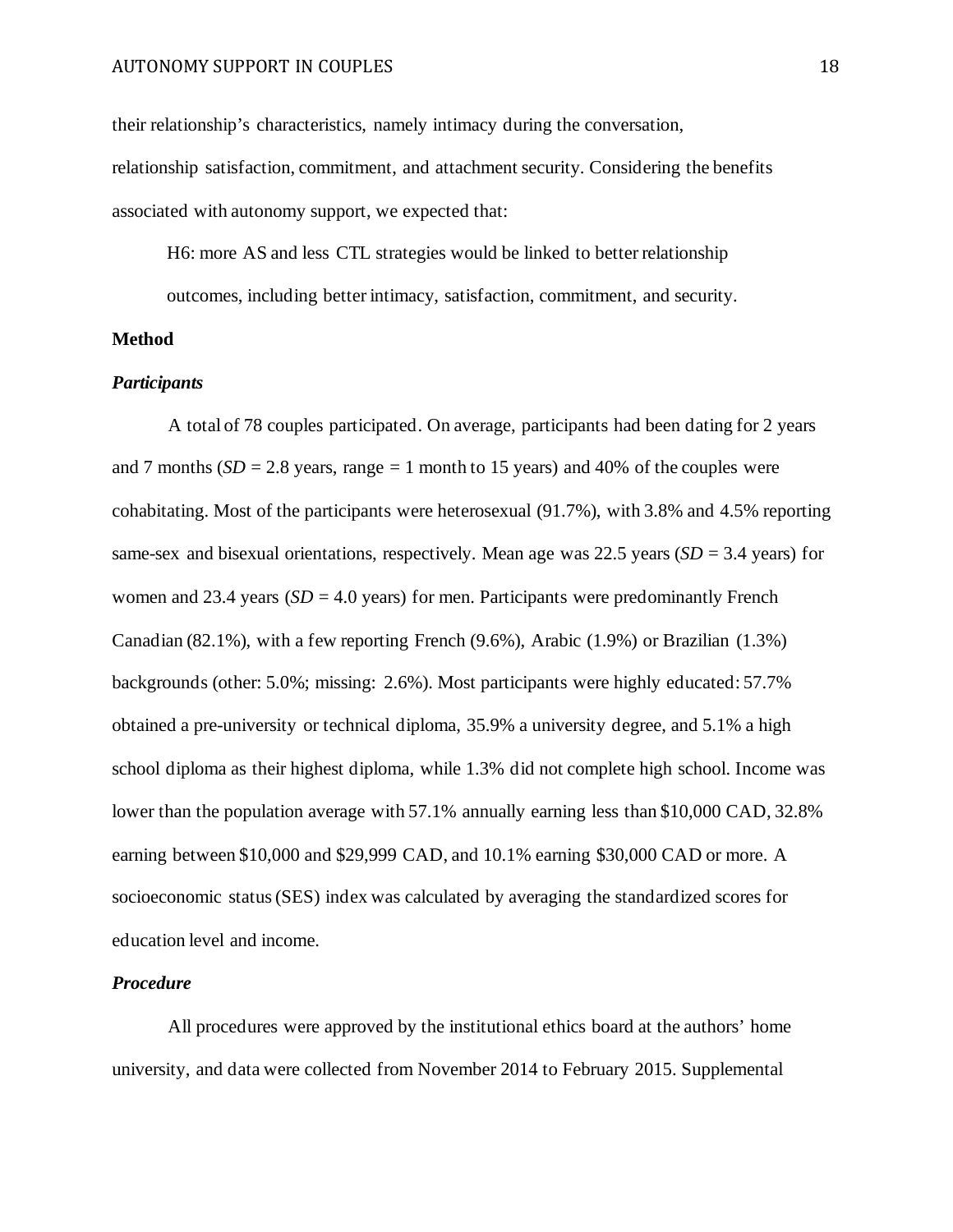their relationship's characteristics, namely intimacy during the conversation, relationship satisfaction, commitment, and attachment security. Considering the benefits associated with autonomy support, we expected that:

H6: more AS and less CTL strategies would be linked to better relationship outcomes, including better intimacy, satisfaction, commitment, and security.

## Method

### *Participants*

A total of 78 couples participated. On average, participants had been dating for 2 years and 7 months (*SD* = 2.8 years, range = 1 month to 15 years) and 40% of the couples were cohabitating. Most of the participants were heterosexual (91.7%), with 3.8% and 4.5% reporting same-sex and bisexual orientations, respectively. Mean age was 22.5 years (*SD* = 3.4 years) for women and 23.4 years (*SD* = 4.0 years) for men. Participants were predominantly French Canadian (82.1%), with a few reporting French (9.6%), Arabic (1.9%) or Brazilian (1.3%) backgrounds (other: 5.0%; missing: 2.6%). Most participants were highly educated: 57.7% obtained a pre-university or technical diploma, 35.9% a university degree, and 5.1% a high school diploma as their highest diploma, while 1.3% did not complete high school. Income was lower than the population average with 57.1% annually earning less than $10,000 CAD, 32.8% earning between $10,000 and $29,999 CAD, and 10.1% earning $30,000 CAD or more. A socioeconomic status (SES) index was calculated by averaging the standardized scores for education level and income.

### *Procedure*

All procedures were approved by the institutional ethics board at the authors' home university, and data were collected from November 2014 to February 2015. Supplemental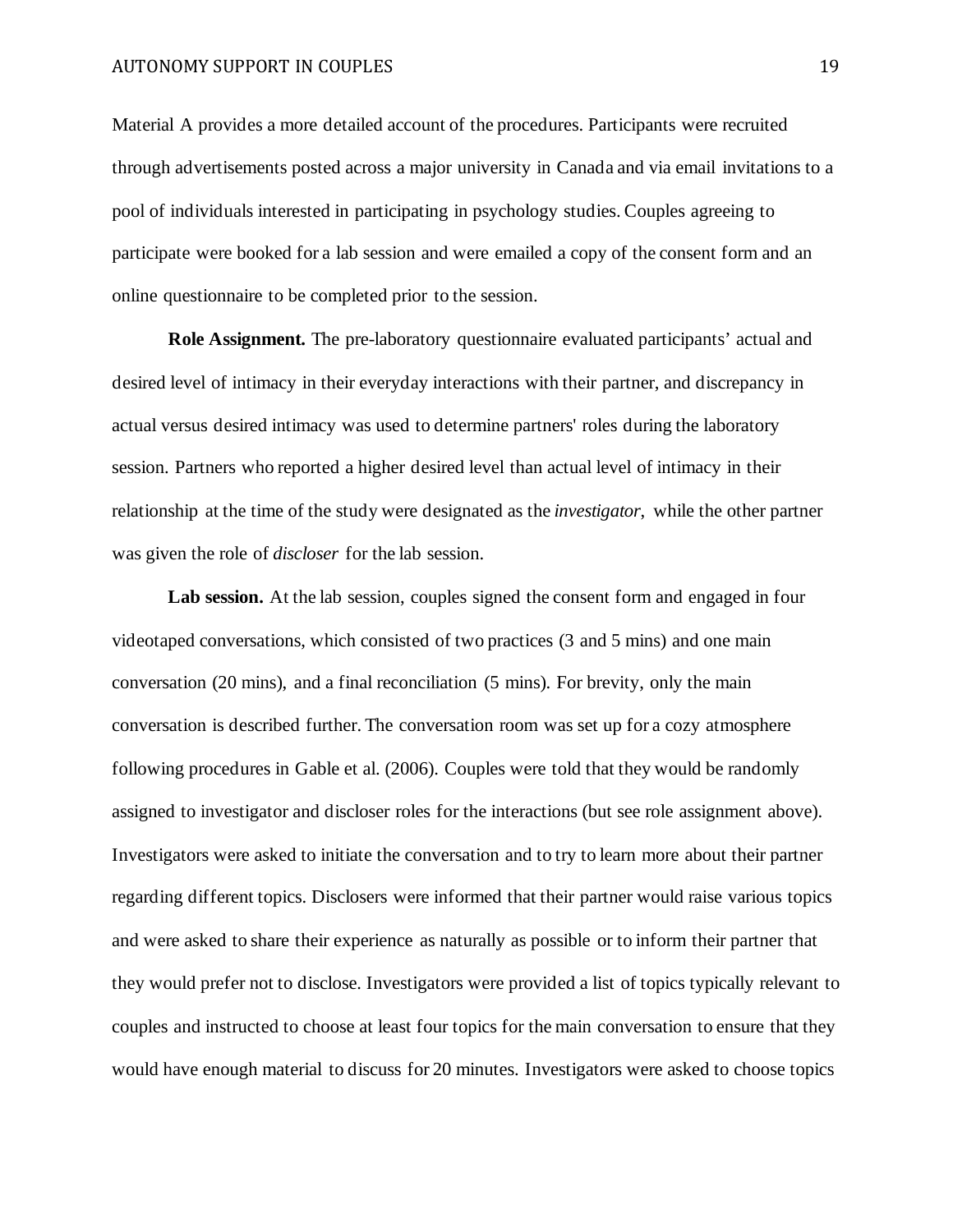Material A provides a more detailed account of the procedures. Participants were recruited through advertisements posted across a major university in Canada and via email invitations to a pool of individuals interested in participating in psychology studies. Couples agreeing to participate were booked for a lab session and were emailed a copy of the consent form and an online questionnaire to be completed prior to the session.

**Role Assignment.** The pre-laboratory questionnaire evaluated participants' actual and desired level of intimacy in their everyday interactions with their partner, and discrepancy in actual versus desired intimacy was used to determine partners' roles during the laboratory session. Partners who reported a higher desired level than actual level of intimacy in their relationship at the time of the study were designated as the *investigator*, while the other partner was given the role of *discloser* for the lab session.

**Lab session.** At the lab session, couples signed the consent form and engaged in four videotaped conversations, which consisted of two practices (3 and 5 mins) and one main conversation (20 mins), and a final reconciliation (5 mins). For brevity, only the main conversation is described further. The conversation room was set up for a cozy atmosphere following procedures in Gable et al. (2006). Couples were told that they would be randomly assigned to investigator and discloser roles for the interactions (but see role assignment above). Investigators were asked to initiate the conversation and to try to learn more about their partner regarding different topics. Disclosers were informed that their partner would raise various topics and were asked to share their experience as naturally as possible or to inform their partner that they would prefer not to disclose. Investigators were provided a list of topics typically relevant to couples and instructed to choose at least four topics for the main conversation to ensure that they would have enough material to discuss for 20 minutes. Investigators were asked to choose topics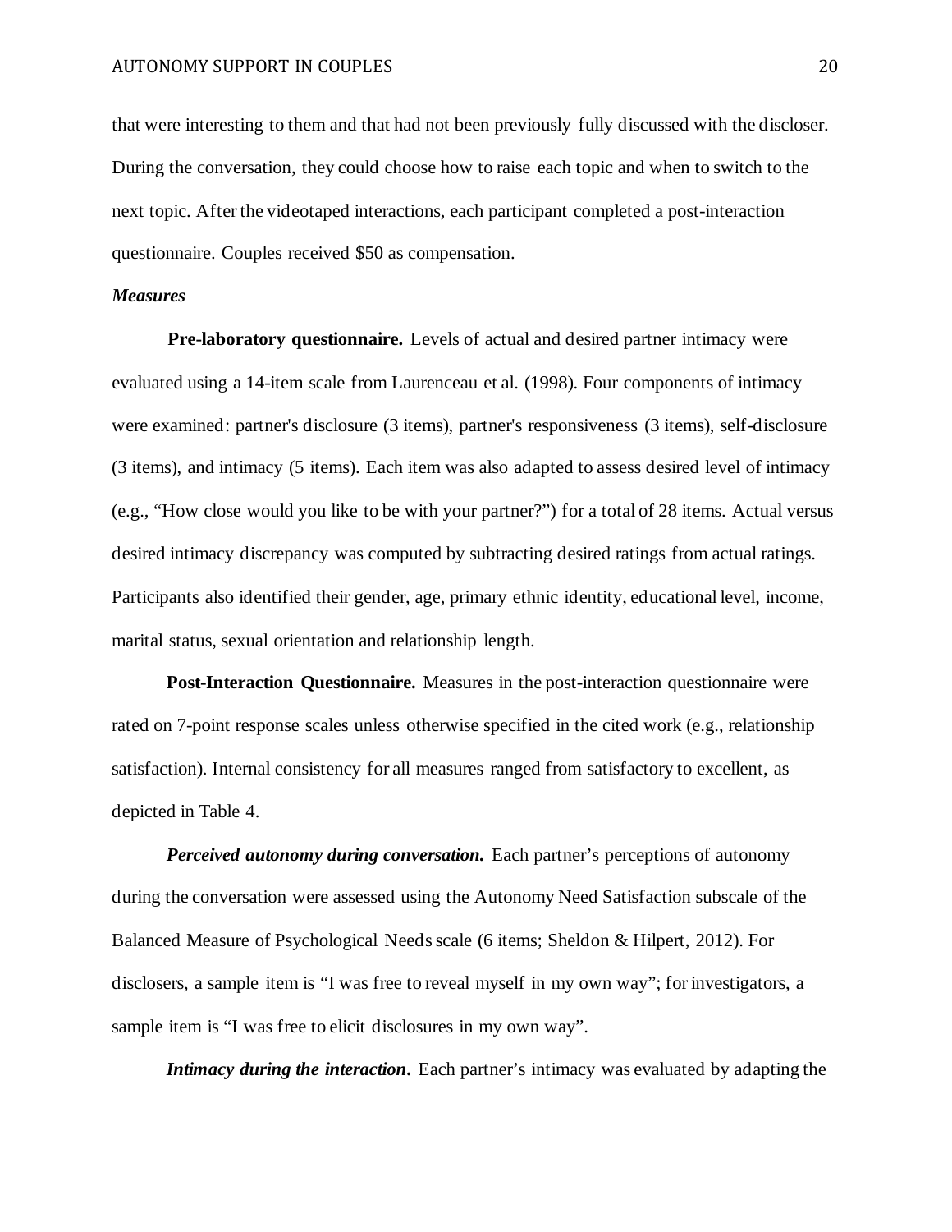that were interesting to them and that had not been previously fully discussed with the discloser. During the conversation, they could choose how to raise each topic and when to switch to the next topic. After the videotaped interactions, each participant completed a post-interaction questionnaire. Couples received $50 as compensation.

### *Measures*

**Pre-laboratory questionnaire.** Levels of actual and desired partner intimacy were evaluated using a 14-item scale from Laurenceau et al. (1998). Four components of intimacy were examined: partner's disclosure (3 items), partner's responsiveness (3 items), self-disclosure (3 items), and intimacy (5 items). Each item was also adapted to assess desired level of intimacy (e.g., "How close would you like to be with your partner?") for a total of 28 items. Actual versus desired intimacy discrepancy was computed by subtracting desired ratings from actual ratings. Participants also identified their gender, age, primary ethnic identity, educational level, income, marital status, sexual orientation and relationship length.

**Post-Interaction Questionnaire.** Measures in the post-interaction questionnaire were rated on 7-point response scales unless otherwise specified in the cited work (e.g., relationship satisfaction). Internal consistency for all measures ranged from satisfactory to excellent, as depicted in Table 4.

***Perceived autonomy during conversation.*** Each partner's perceptions of autonomy during the conversation were assessed using the Autonomy Need Satisfaction subscale of the Balanced Measure of Psychological Needs scale (6 items; Sheldon & Hilpert, 2012). For disclosers, a sample item is "I was free to reveal myself in my own way"; for investigators, a sample item is "I was free to elicit disclosures in my own way".

***Intimacy during the interaction.*** Each partner's intimacy was evaluated by adapting the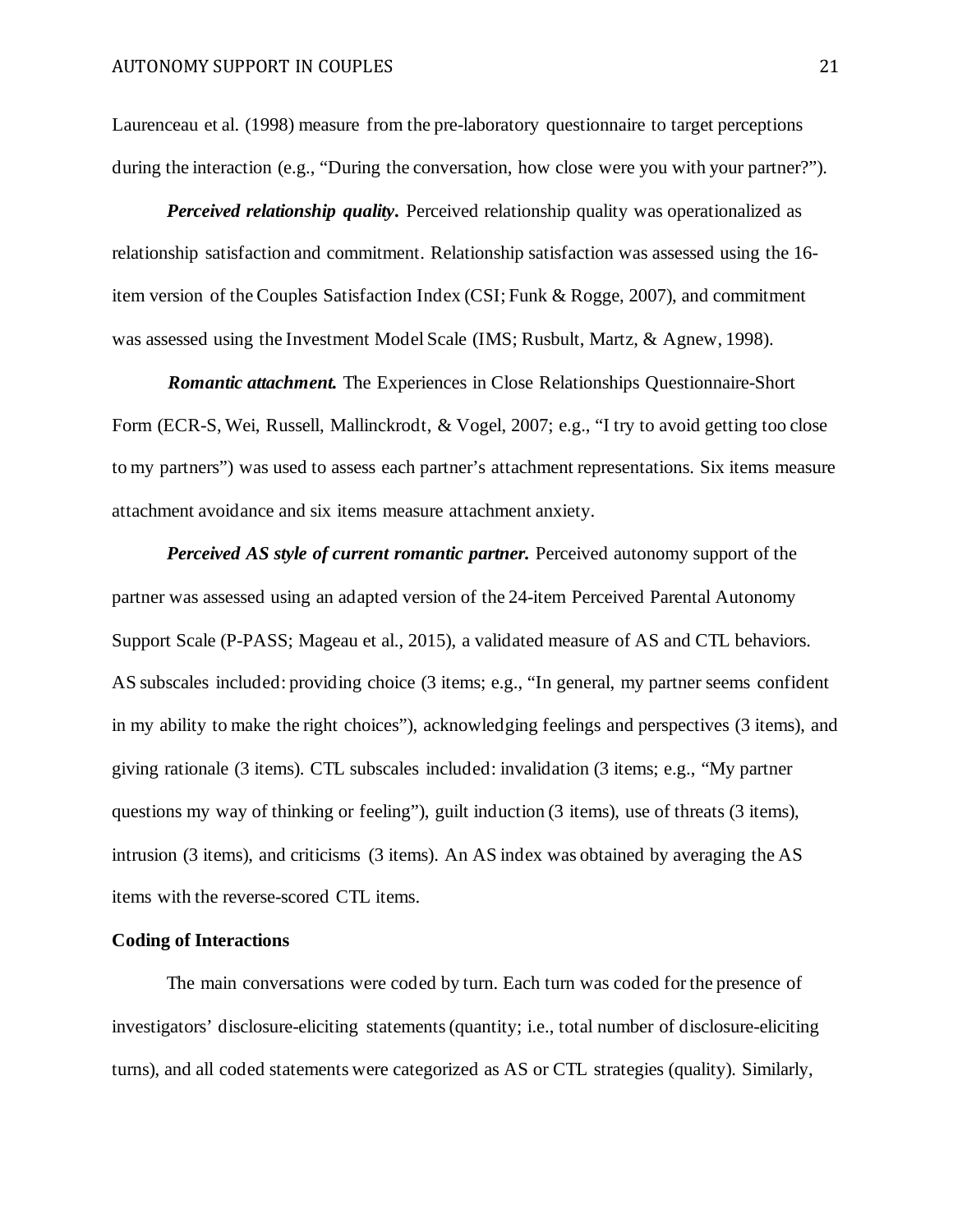Laurenceau et al. (1998) measure from the pre-laboratory questionnaire to target perceptions during the interaction (e.g., “During the conversation, how close were you with your partner?”).

***Perceived relationship quality***. Perceived relationship quality was operationalized as relationship satisfaction and commitment. Relationship satisfaction was assessed using the 16-item version of the Couples Satisfaction Index (CSI; Funk & Rogge, 2007), and commitment was assessed using the Investment Model Scale (IMS; Rusbult, Martz, & Agnew, 1998).

***Romantic attachment.*** The Experiences in Close Relationships Questionnaire-Short Form (ECR-S, Wei, Russell, Mallinckrodt, & Vogel, 2007; e.g., “I try to avoid getting too close to my partners”) was used to assess each partner’s attachment representations. Six items measure attachment avoidance and six items measure attachment anxiety.

***Perceived AS style of current romantic partner.*** Perceived autonomy support of the partner was assessed using an adapted version of the 24-item Perceived Parental Autonomy Support Scale (P-PASS; Mageau et al., 2015), a validated measure of AS and CTL behaviors. AS subscales included: providing choice (3 items; e.g., “In general, my partner seems confident in my ability to make the right choices”), acknowledging feelings and perspectives (3 items), and giving rationale (3 items). CTL subscales included: invalidation (3 items; e.g., “My partner questions my way of thinking or feeling”), guilt induction (3 items), use of threats (3 items), intrusion (3 items), and criticisms (3 items). An AS index was obtained by averaging the AS items with the reverse-scored CTL items.

**Coding of Interactions**

The main conversations were coded by turn. Each turn was coded for the presence of investigators’ disclosure-eliciting statements (quantity; i.e., total number of disclosure-eliciting turns), and all coded statements were categorized as AS or CTL strategies (quality). Similarly,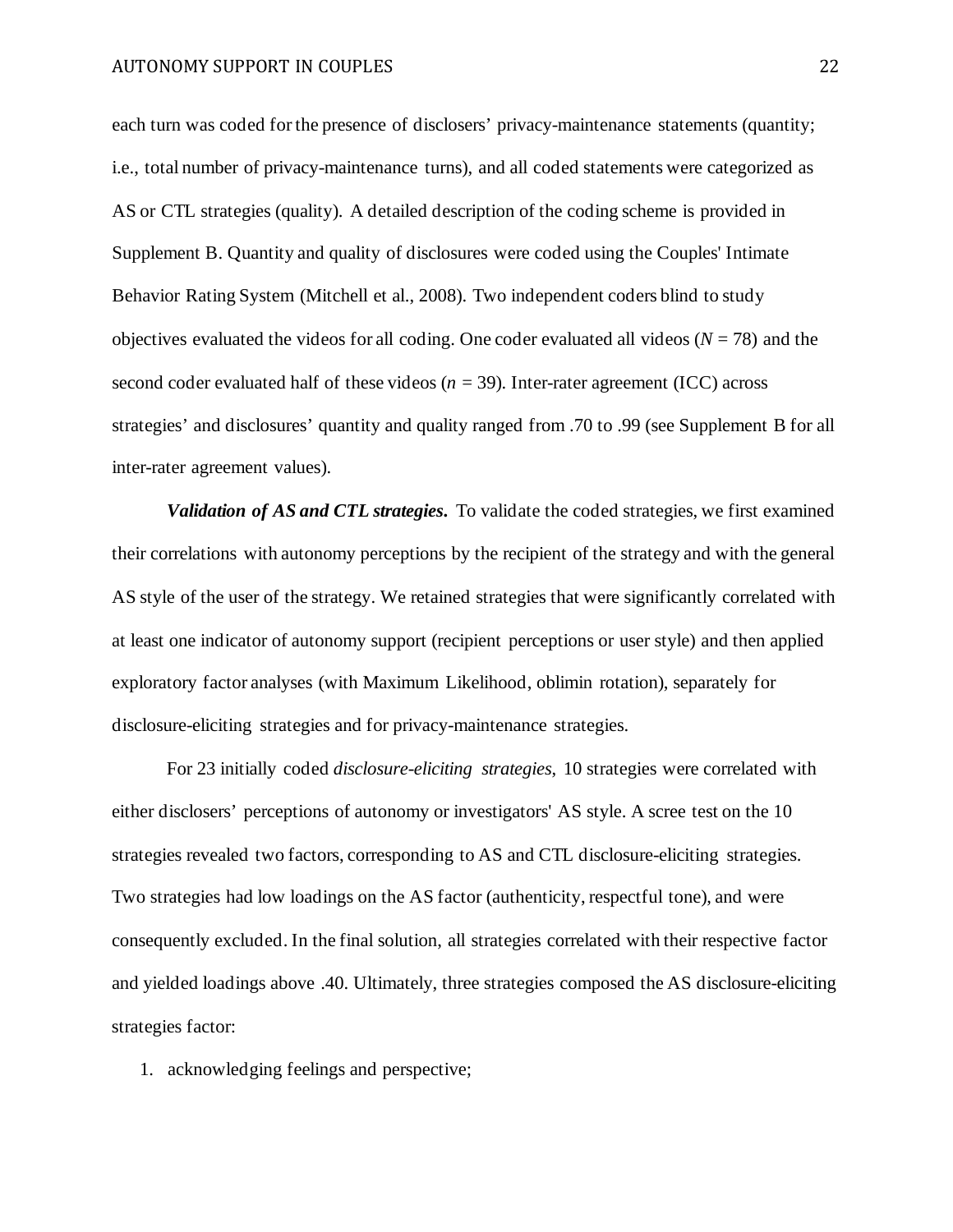each turn was coded for the presence of disclosers' privacy-maintenance statements (quantity; i.e., total number of privacy-maintenance turns), and all coded statements were categorized as AS or CTL strategies (quality). A detailed description of the coding scheme is provided in Supplement B. Quantity and quality of disclosures were coded using the Couples' Intimate Behavior Rating System (Mitchell et al., 2008). Two independent coders blind to study objectives evaluated the videos for all coding. One coder evaluated all videos ($N$ = 78) and the second coder evaluated half of these videos ($n$ = 39). Inter-rater agreement (ICC) across strategies' and disclosures' quantity and quality ranged from .70 to .99 (see Supplement B for all inter-rater agreement values).

***Validation of AS and CTL strategies.*** To validate the coded strategies, we first examined their correlations with autonomy perceptions by the recipient of the strategy and with the general AS style of the user of the strategy. We retained strategies that were significantly correlated with at least one indicator of autonomy support (recipient perceptions or user style) and then applied exploratory factor analyses (with Maximum Likelihood, oblimin rotation), separately for disclosure-eliciting strategies and for privacy-maintenance strategies.

For 23 initially coded *disclosure-eliciting strategies*, 10 strategies were correlated with either disclosers' perceptions of autonomy or investigators' AS style. A scree test on the 10 strategies revealed two factors, corresponding to AS and CTL disclosure-eliciting strategies. Two strategies had low loadings on the AS factor (authenticity, respectful tone), and were consequently excluded. In the final solution, all strategies correlated with their respective factor and yielded loadings above .40. Ultimately, three strategies composed the AS disclosure-eliciting strategies factor:

1. acknowledging feelings and perspective;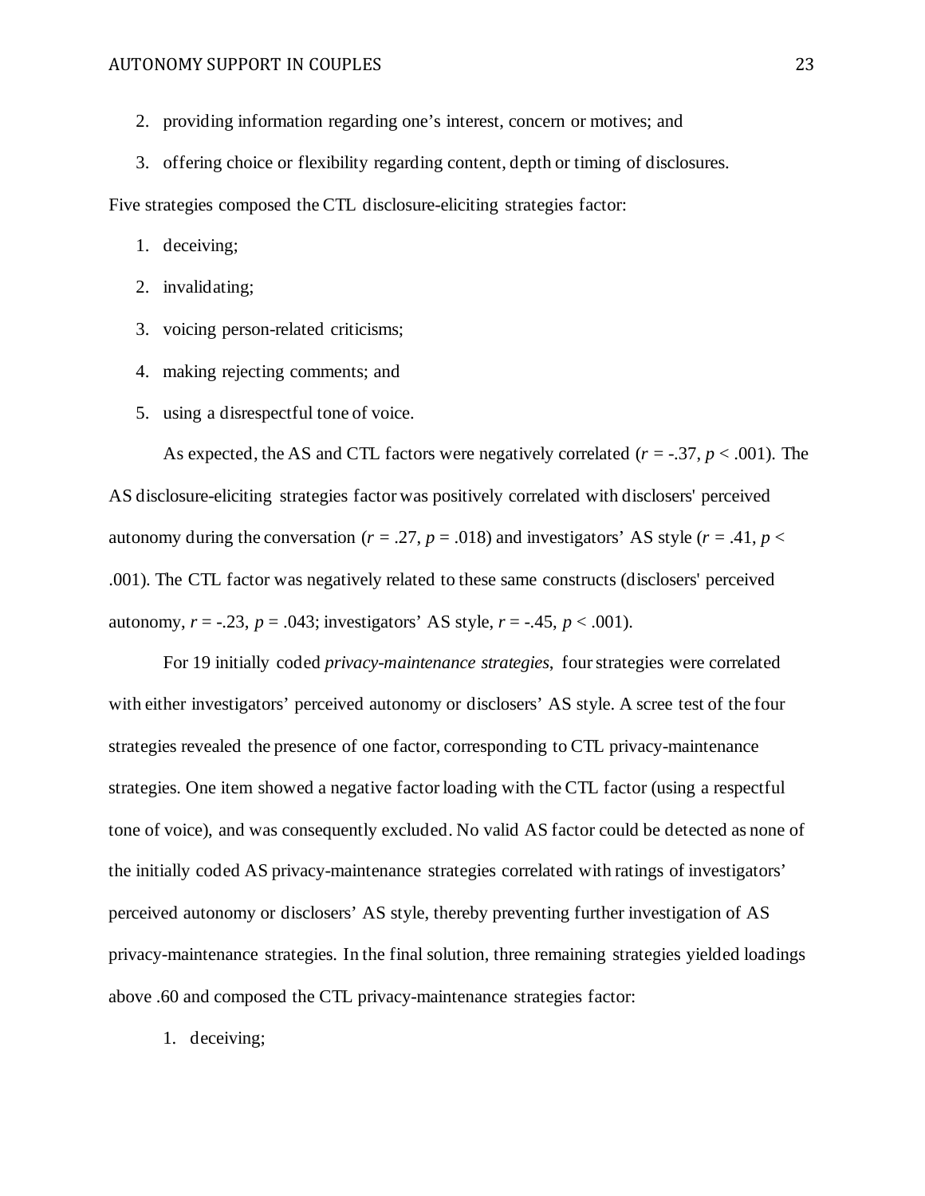2. providing information regarding one's interest, concern or motives; and
3. offering choice or flexibility regarding content, depth or timing of disclosures.

Five strategies composed the CTL disclosure-eliciting strategies factor:

1. deceiving;
2. invalidating;
3. voicing person-related criticisms;
4. making rejecting comments; and
5. using a disrespectful tone of voice.

As expected, the AS and CTL factors were negatively correlated ($r = -.37$, $p < .001$). The AS disclosure-eliciting strategies factor was positively correlated with disclosers' perceived autonomy during the conversation ($r = .27$, $p = .018$) and investigators' AS style ($r = .41$, $p < .001$). The CTL factor was negatively related to these same constructs (disclosers' perceived autonomy, $r = -.23$, $p = .043$; investigators' AS style, $r = -.45$, $p < .001$).

For 19 initially coded *privacy-maintenance strategies*, four strategies were correlated with either investigators' perceived autonomy or disclosers' AS style. A scree test of the four strategies revealed the presence of one factor, corresponding to CTL privacy-maintenance strategies. One item showed a negative factor loading with the CTL factor (using a respectful tone of voice), and was consequently excluded. No valid AS factor could be detected as none of the initially coded AS privacy-maintenance strategies correlated with ratings of investigators' perceived autonomy or disclosers' AS style, thereby preventing further investigation of AS privacy-maintenance strategies. In the final solution, three remaining strategies yielded loadings above .60 and composed the CTL privacy-maintenance strategies factor:

1. deceiving;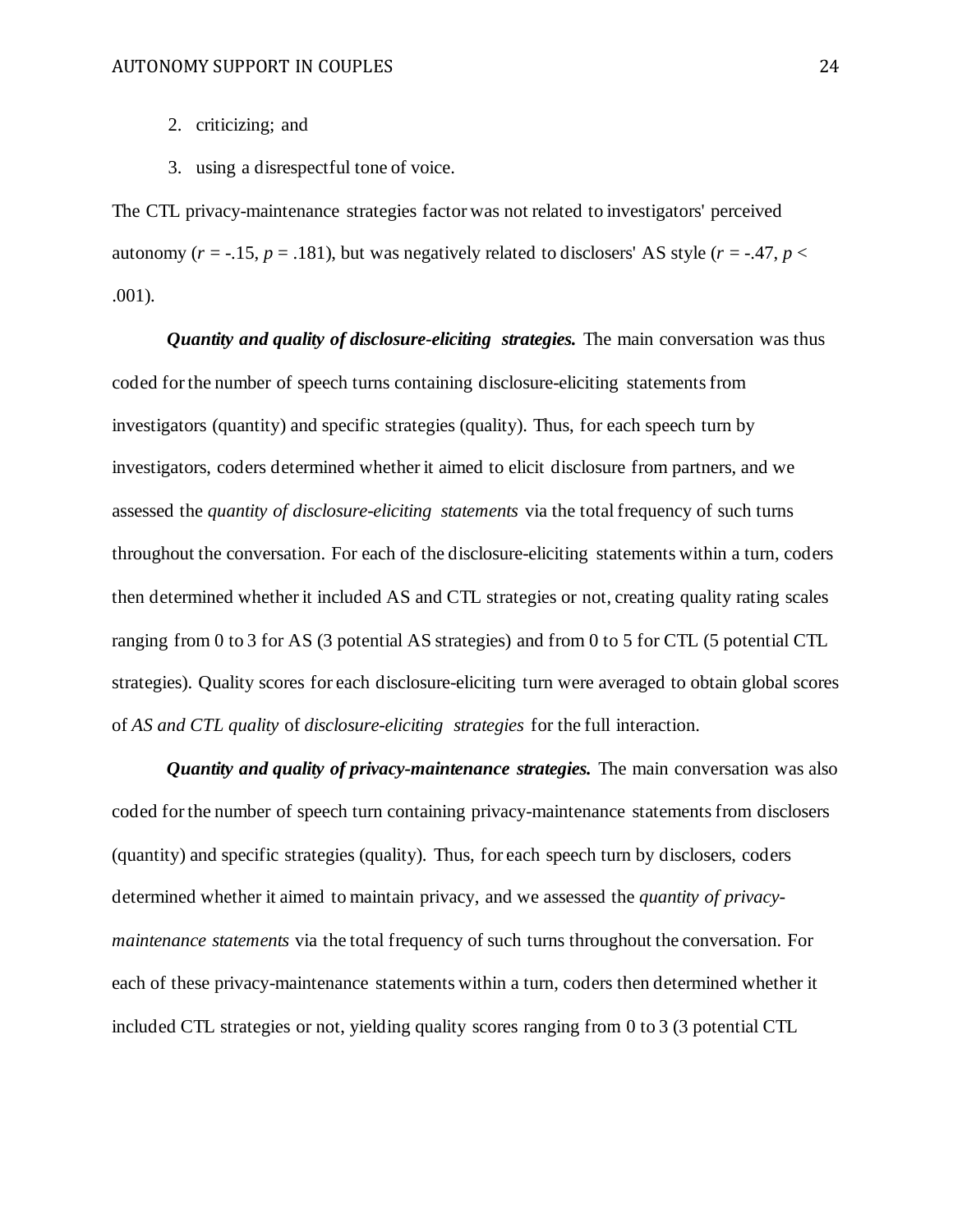2. criticizing; and
3. using a disrespectful tone of voice.

The CTL privacy-maintenance strategies factor was not related to investigators' perceived autonomy ($r = -.15$, $p = .181$), but was negatively related to disclosers' AS style ($r = -.47$, $p < .001$).

***Quantity and quality of disclosure-eliciting strategies.*** The main conversation was thus coded for the number of speech turns containing disclosure-eliciting statements from investigators (quantity) and specific strategies (quality). Thus, for each speech turn by investigators, coders determined whether it aimed to elicit disclosure from partners, and we assessed the *quantity of disclosure-eliciting statements* via the total frequency of such turns throughout the conversation. For each of the disclosure-eliciting statements within a turn, coders then determined whether it included AS and CTL strategies or not, creating quality rating scales ranging from 0 to 3 for AS (3 potential AS strategies) and from 0 to 5 for CTL (5 potential CTL strategies). Quality scores for each disclosure-eliciting turn were averaged to obtain global scores of *AS and CTL quality* of *disclosure-eliciting strategies* for the full interaction.

***Quantity and quality of privacy-maintenance strategies.*** The main conversation was also coded for the number of speech turn containing privacy-maintenance statements from disclosers (quantity) and specific strategies (quality). Thus, for each speech turn by disclosers, coders determined whether it aimed to maintain privacy, and we assessed the *quantity of privacy-maintenance statements* via the total frequency of such turns throughout the conversation. For each of these privacy-maintenance statements within a turn, coders then determined whether it included CTL strategies or not, yielding quality scores ranging from 0 to 3 (3 potential CTL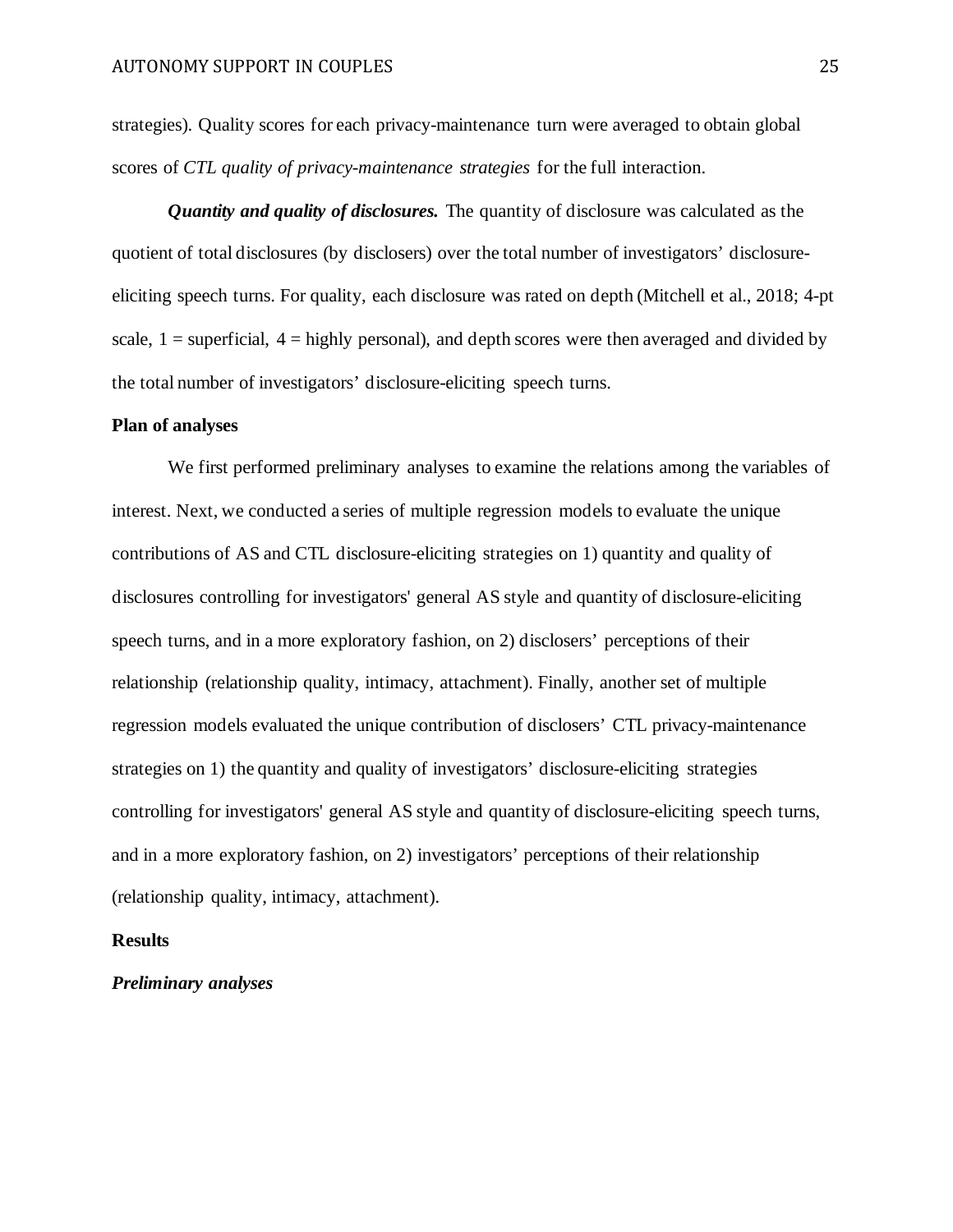strategies). Quality scores for each privacy-maintenance turn were averaged to obtain global scores of *CTL quality of privacy-maintenance strategies* for the full interaction.

***Quantity and quality of disclosures.*** The quantity of disclosure was calculated as the quotient of total disclosures (by disclosers) over the total number of investigators' disclosure-eliciting speech turns. For quality, each disclosure was rated on depth (Mitchell et al., 2018; 4-pt scale, 1 = superficial, 4 = highly personal), and depth scores were then averaged and divided by the total number of investigators' disclosure-eliciting speech turns.

## Plan of analyses

We first performed preliminary analyses to examine the relations among the variables of interest. Next, we conducted a series of multiple regression models to evaluate the unique contributions of AS and CTL disclosure-eliciting strategies on 1) quantity and quality of disclosures controlling for investigators' general AS style and quantity of disclosure-eliciting speech turns, and in a more exploratory fashion, on 2) disclosers' perceptions of their relationship (relationship quality, intimacy, attachment). Finally, another set of multiple regression models evaluated the unique contribution of disclosers' CTL privacy-maintenance strategies on 1) the quantity and quality of investigators' disclosure-eliciting strategies controlling for investigators' general AS style and quantity of disclosure-eliciting speech turns, and in a more exploratory fashion, on 2) investigators' perceptions of their relationship (relationship quality, intimacy, attachment).

## Results

### *Preliminary analyses*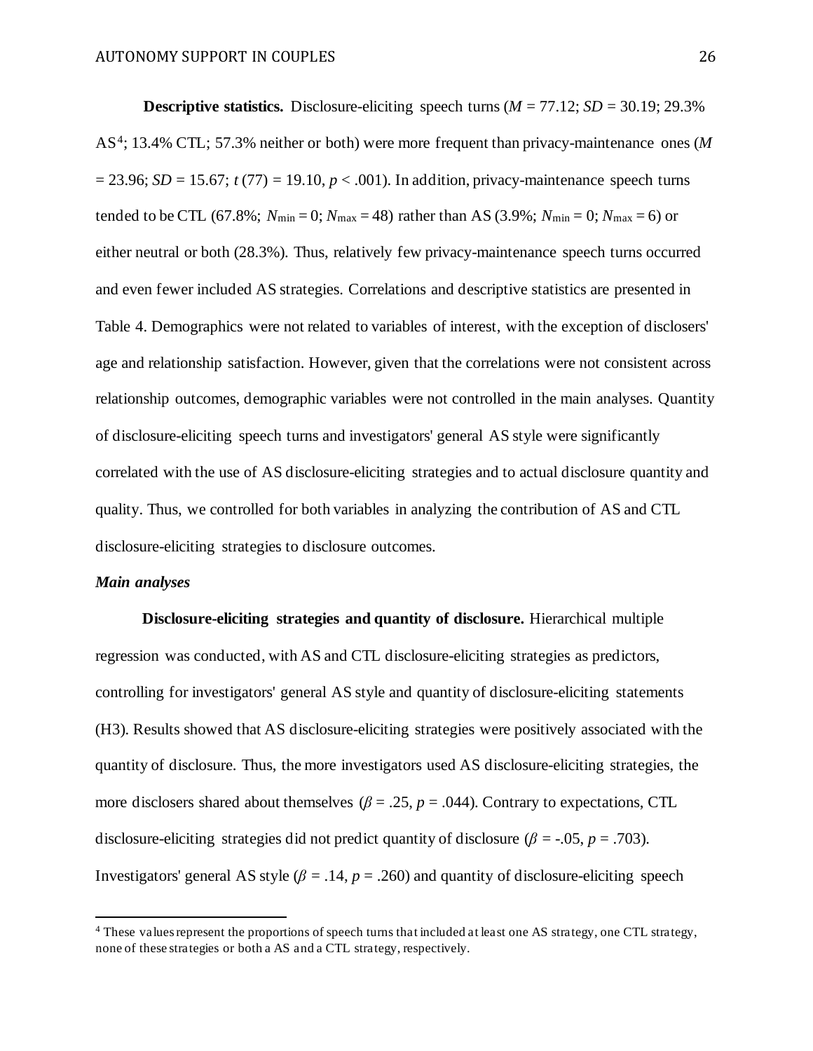**Descriptive statistics.** Disclosure-eliciting speech turns ($M = 77.12$; $SD = 30.19$; 29.3% AS[4]; 13.4% CTL; 57.3% neither or both) were more frequent than privacy-maintenance ones ($M = 23.96$; $SD = 15.67$; $t(77) = 19.10$, $p < .001$). In addition, privacy-maintenance speech turns tended to be CTL (67.8%; $N_{\min} = 0$; $N_{\max} = 48$) rather than AS (3.9%; $N_{\min} = 0$; $N_{\max} = 6$) or either neutral or both (28.3%). Thus, relatively few privacy-maintenance speech turns occurred and even fewer included AS strategies. Correlations and descriptive statistics are presented in Table 4. Demographics were not related to variables of interest, with the exception of disclosers' age and relationship satisfaction. However, given that the correlations were not consistent across relationship outcomes, demographic variables were not controlled in the main analyses. Quantity of disclosure-eliciting speech turns and investigators' general AS style were significantly correlated with the use of AS disclosure-eliciting strategies and to actual disclosure quantity and quality. Thus, we controlled for both variables in analyzing the contribution of AS and CTL disclosure-eliciting strategies to disclosure outcomes.

### *Main analyses*

**Disclosure-eliciting strategies and quantity of disclosure.** Hierarchical multiple regression was conducted, with AS and CTL disclosure-eliciting strategies as predictors, controlling for investigators' general AS style and quantity of disclosure-eliciting statements (H3). Results showed that AS disclosure-eliciting strategies were positively associated with the quantity of disclosure. Thus, the more investigators used AS disclosure-eliciting strategies, the more disclosers shared about themselves ($\beta = .25$, $p = .044$). Contrary to expectations, CTL disclosure-eliciting strategies did not predict quantity of disclosure ($\beta = -.05$, $p = .703$). Investigators' general AS style ($\beta = .14$, $p = .260$) and quantity of disclosure-eliciting speech

[4] These values represent the proportions of speech turns that included at least one AS strategy, one CTL strategy, none of these strategies or both a AS and a CTL strategy, respectively.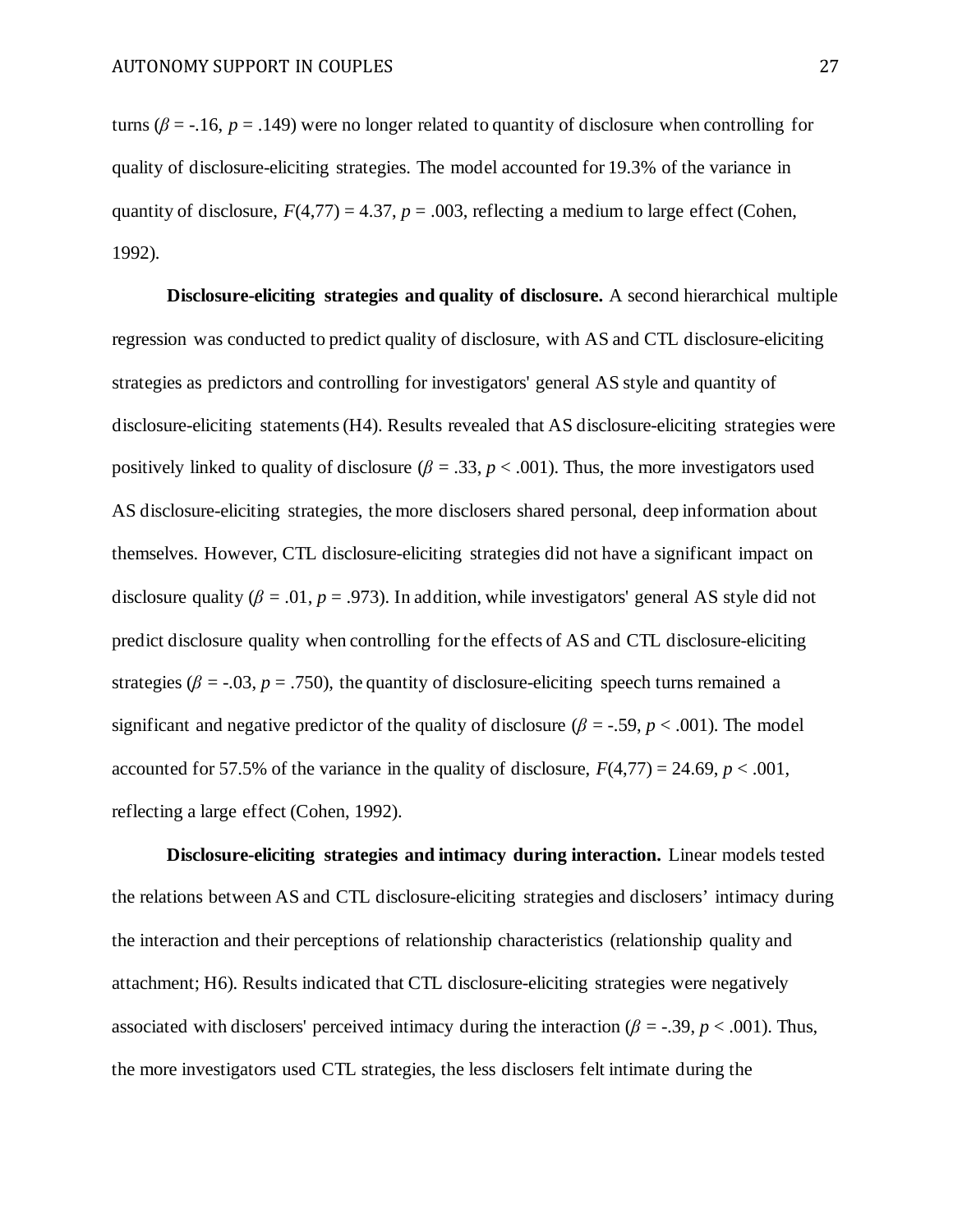turns ($\beta$ = -.16, $p$ = .149) were no longer related to quantity of disclosure when controlling for quality of disclosure-eliciting strategies. The model accounted for 19.3% of the variance in quantity of disclosure, $F(4,77) = 4.37$, $p = .003$, reflecting a medium to large effect (Cohen, 1992).

**Disclosure-eliciting strategies and quality of disclosure.** A second hierarchical multiple regression was conducted to predict quality of disclosure, with AS and CTL disclosure-eliciting strategies as predictors and controlling for investigators' general AS style and quantity of disclosure-eliciting statements (H4). Results revealed that AS disclosure-eliciting strategies were positively linked to quality of disclosure ($\beta = .33$, $p < .001$). Thus, the more investigators used AS disclosure-eliciting strategies, the more disclosers shared personal, deep information about themselves. However, CTL disclosure-eliciting strategies did not have a significant impact on disclosure quality ($\beta = .01$, $p = .973$). In addition, while investigators' general AS style did not predict disclosure quality when controlling for the effects of AS and CTL disclosure-eliciting strategies ($\beta = -.03$, $p = .750$), the quantity of disclosure-eliciting speech turns remained a significant and negative predictor of the quality of disclosure ($\beta = -.59$, $p < .001$). The model accounted for 57.5% of the variance in the quality of disclosure, $F(4,77) = 24.69$, $p < .001$, reflecting a large effect (Cohen, 1992).

**Disclosure-eliciting strategies and intimacy during interaction.** Linear models tested the relations between AS and CTL disclosure-eliciting strategies and disclosers' intimacy during the interaction and their perceptions of relationship characteristics (relationship quality and attachment; H6). Results indicated that CTL disclosure-eliciting strategies were negatively associated with disclosers' perceived intimacy during the interaction ($\beta = -.39$, $p < .001$). Thus, the more investigators used CTL strategies, the less disclosers felt intimate during the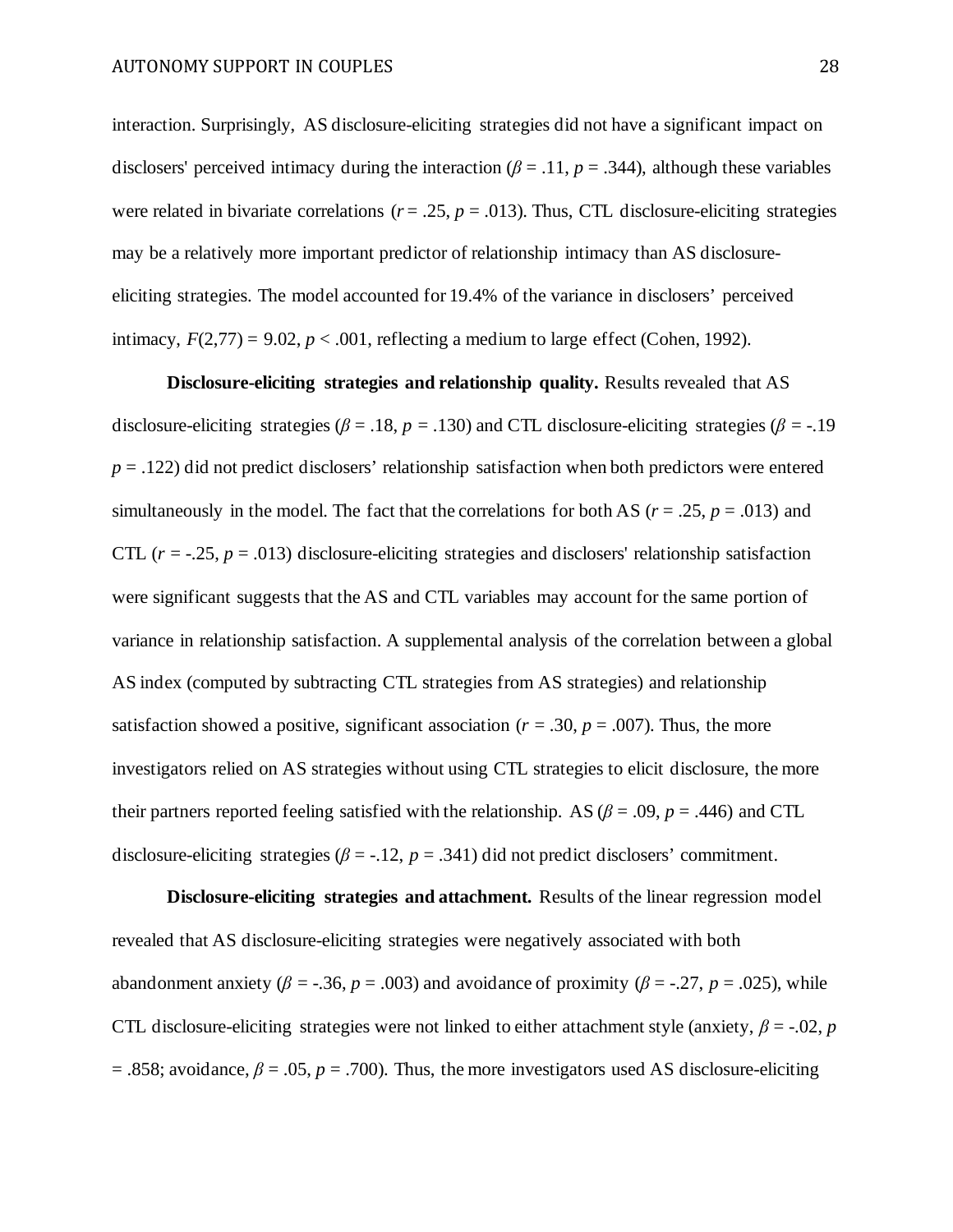interaction. Surprisingly, AS disclosure-eliciting strategies did not have a significant impact on disclosers' perceived intimacy during the interaction ($\beta = .11$, $p = .344$), although these variables were related in bivariate correlations ($r = .25$, $p = .013$). Thus, CTL disclosure-eliciting strategies may be a relatively more important predictor of relationship intimacy than AS disclosure-eliciting strategies. The model accounted for 19.4% of the variance in disclosers' perceived intimacy, $F(2,77) = 9.02$, $p < .001$, reflecting a medium to large effect (Cohen, 1992).

**Disclosure-eliciting strategies and relationship quality.** Results revealed that AS disclosure-eliciting strategies ($\beta = .18$, $p = .130$) and CTL disclosure-eliciting strategies ($\beta = -.19$ $p = .122$) did not predict disclosers' relationship satisfaction when both predictors were entered simultaneously in the model. The fact that the correlations for both AS ($r = .25$, $p = .013$) and CTL ($r = -.25$, $p = .013$) disclosure-eliciting strategies and disclosers' relationship satisfaction were significant suggests that the AS and CTL variables may account for the same portion of variance in relationship satisfaction. A supplemental analysis of the correlation between a global AS index (computed by subtracting CTL strategies from AS strategies) and relationship satisfaction showed a positive, significant association ($r = .30$, $p = .007$). Thus, the more investigators relied on AS strategies without using CTL strategies to elicit disclosure, the more their partners reported feeling satisfied with the relationship. AS ($\beta = .09$, $p = .446$) and CTL disclosure-eliciting strategies ($\beta = -.12$, $p = .341$) did not predict disclosers' commitment.

**Disclosure-eliciting strategies and attachment.** Results of the linear regression model revealed that AS disclosure-eliciting strategies were negatively associated with both abandonment anxiety ($\beta = -.36$, $p = .003$) and avoidance of proximity ($\beta = -.27$, $p = .025$), while CTL disclosure-eliciting strategies were not linked to either attachment style (anxiety, $\beta = -.02$, $p = .858$; avoidance, $\beta = .05$, $p = .700$). Thus, the more investigators used AS disclosure-eliciting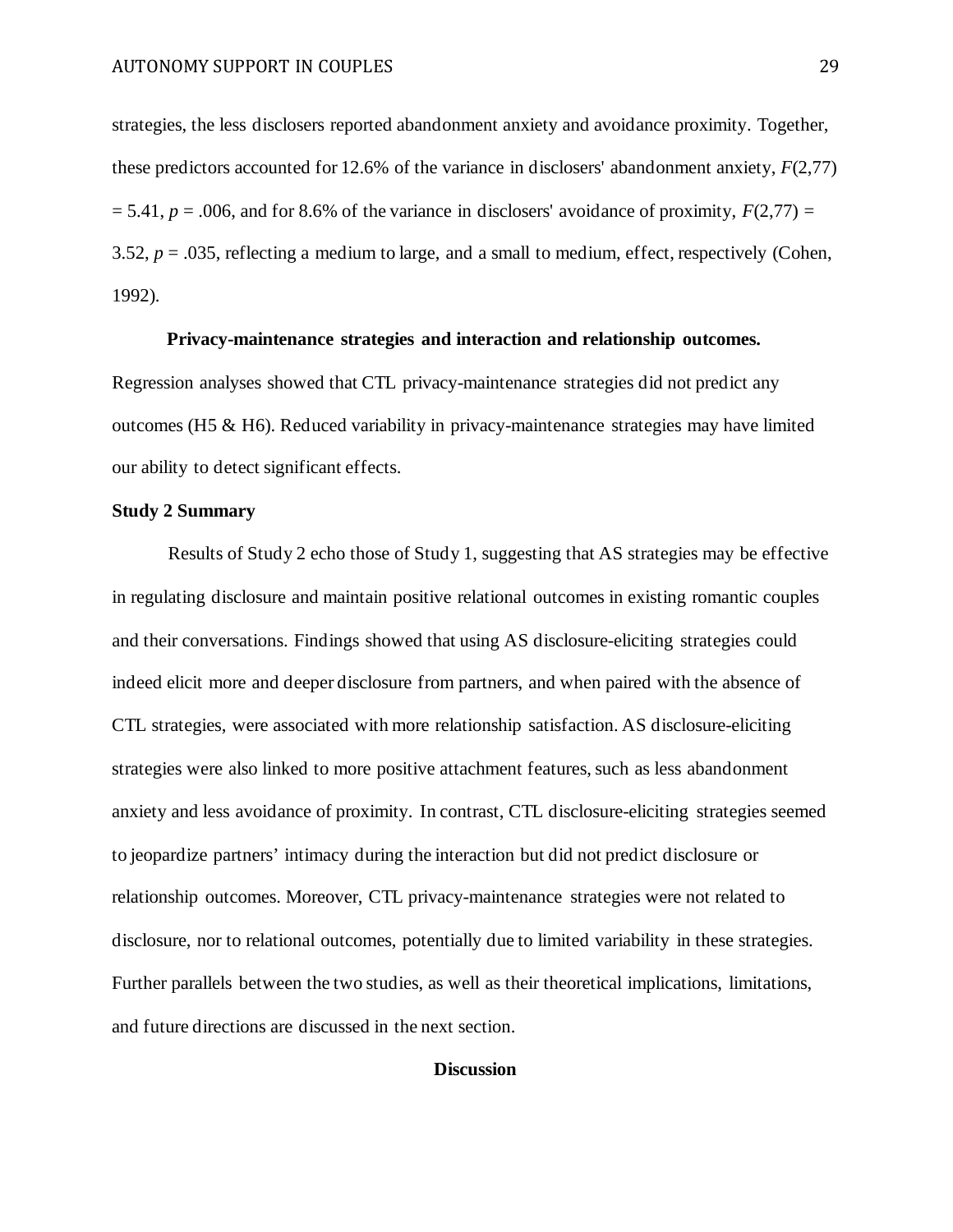strategies, the less disclosers reported abandonment anxiety and avoidance proximity. Together, these predictors accounted for 12.6% of the variance in disclosers' abandonment anxiety, $F(2,77) = 5.41$, $p = .006$, and for 8.6% of the variance in disclosers' avoidance of proximity, $F(2,77) = 3.52$, $p = .035$, reflecting a medium to large, and a small to medium, effect, respectively (Cohen, 1992).

**Privacy-maintenance strategies and interaction and relationship outcomes.** Regression analyses showed that CTL privacy-maintenance strategies did not predict any outcomes (H5 & H6). Reduced variability in privacy-maintenance strategies may have limited our ability to detect significant effects.

### Study 2 Summary

Results of Study 2 echo those of Study 1, suggesting that AS strategies may be effective in regulating disclosure and maintain positive relational outcomes in existing romantic couples and their conversations. Findings showed that using AS disclosure-eliciting strategies could indeed elicit more and deeper disclosure from partners, and when paired with the absence of CTL strategies, were associated with more relationship satisfaction. AS disclosure-eliciting strategies were also linked to more positive attachment features, such as less abandonment anxiety and less avoidance of proximity. In contrast, CTL disclosure-eliciting strategies seemed to jeopardize partners' intimacy during the interaction but did not predict disclosure or relationship outcomes. Moreover, CTL privacy-maintenance strategies were not related to disclosure, nor to relational outcomes, potentially due to limited variability in these strategies. Further parallels between the two studies, as well as their theoretical implications, limitations, and future directions are discussed in the next section.

## Discussion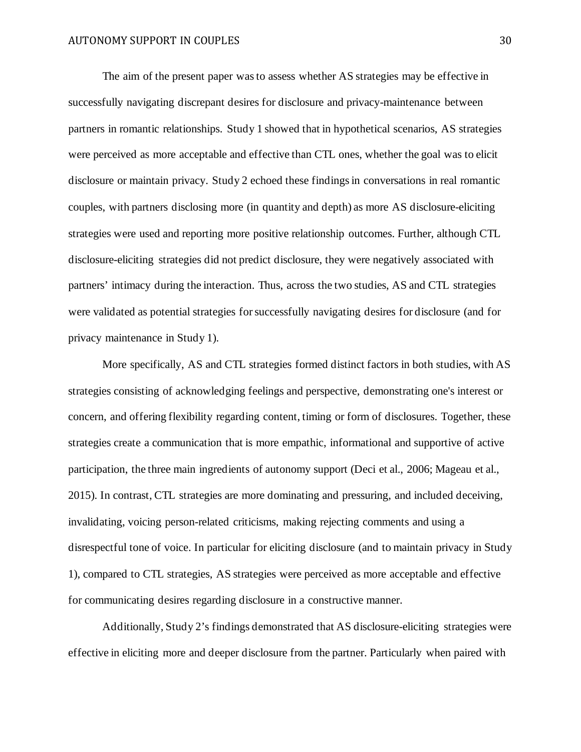The aim of the present paper was to assess whether AS strategies may be effective in successfully navigating discrepant desires for disclosure and privacy-maintenance between partners in romantic relationships. Study 1 showed that in hypothetical scenarios, AS strategies were perceived as more acceptable and effective than CTL ones, whether the goal was to elicit disclosure or maintain privacy. Study 2 echoed these findings in conversations in real romantic couples, with partners disclosing more (in quantity and depth) as more AS disclosure-eliciting strategies were used and reporting more positive relationship outcomes. Further, although CTL disclosure-eliciting strategies did not predict disclosure, they were negatively associated with partners' intimacy during the interaction. Thus, across the two studies, AS and CTL strategies were validated as potential strategies for successfully navigating desires for disclosure (and for privacy maintenance in Study 1).

More specifically, AS and CTL strategies formed distinct factors in both studies, with AS strategies consisting of acknowledging feelings and perspective, demonstrating one's interest or concern, and offering flexibility regarding content, timing or form of disclosures. Together, these strategies create a communication that is more empathic, informational and supportive of active participation, the three main ingredients of autonomy support (Deci et al., 2006; Mageau et al., 2015). In contrast, CTL strategies are more dominating and pressuring, and included deceiving, invalidating, voicing person-related criticisms, making rejecting comments and using a disrespectful tone of voice. In particular for eliciting disclosure (and to maintain privacy in Study 1), compared to CTL strategies, AS strategies were perceived as more acceptable and effective for communicating desires regarding disclosure in a constructive manner.

Additionally, Study 2's findings demonstrated that AS disclosure-eliciting strategies were effective in eliciting more and deeper disclosure from the partner. Particularly when paired with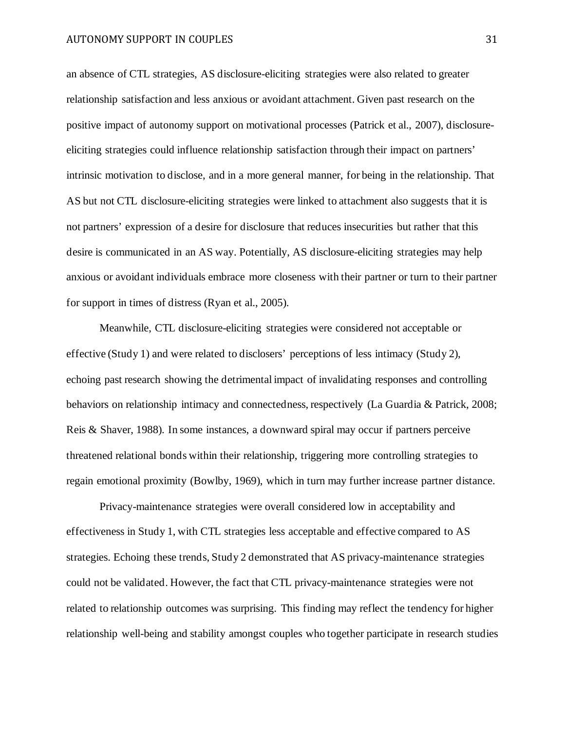an absence of CTL strategies, AS disclosure-eliciting strategies were also related to greater relationship satisfaction and less anxious or avoidant attachment. Given past research on the positive impact of autonomy support on motivational processes (Patrick et al., 2007), disclosure-eliciting strategies could influence relationship satisfaction through their impact on partners' intrinsic motivation to disclose, and in a more general manner, for being in the relationship. That AS but not CTL disclosure-eliciting strategies were linked to attachment also suggests that it is not partners' expression of a desire for disclosure that reduces insecurities but rather that this desire is communicated in an AS way. Potentially, AS disclosure-eliciting strategies may help anxious or avoidant individuals embrace more closeness with their partner or turn to their partner for support in times of distress (Ryan et al., 2005).

Meanwhile, CTL disclosure-eliciting strategies were considered not acceptable or effective (Study 1) and were related to disclosers' perceptions of less intimacy (Study 2), echoing past research showing the detrimental impact of invalidating responses and controlling behaviors on relationship intimacy and connectedness, respectively (La Guardia & Patrick, 2008; Reis & Shaver, 1988). In some instances, a downward spiral may occur if partners perceive threatened relational bonds within their relationship, triggering more controlling strategies to regain emotional proximity (Bowlby, 1969), which in turn may further increase partner distance.

Privacy-maintenance strategies were overall considered low in acceptability and effectiveness in Study 1, with CTL strategies less acceptable and effective compared to AS strategies. Echoing these trends, Study 2 demonstrated that AS privacy-maintenance strategies could not be validated. However, the fact that CTL privacy-maintenance strategies were not related to relationship outcomes was surprising. This finding may reflect the tendency for higher relationship well-being and stability amongst couples who together participate in research studies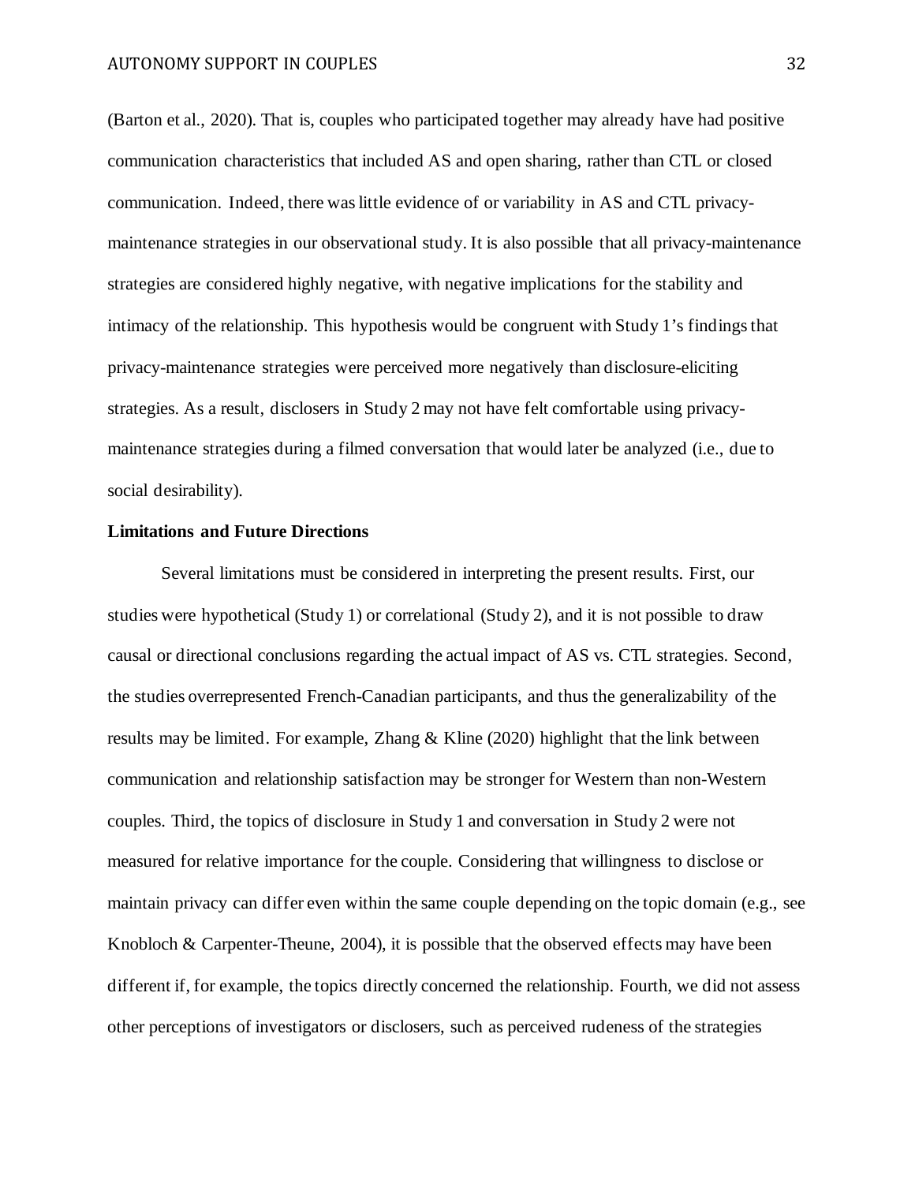(Barton et al., 2020). That is, couples who participated together may already have had positive communication characteristics that included AS and open sharing, rather than CTL or closed communication. Indeed, there was little evidence of or variability in AS and CTL privacy-maintenance strategies in our observational study. It is also possible that all privacy-maintenance strategies are considered highly negative, with negative implications for the stability and intimacy of the relationship. This hypothesis would be congruent with Study 1's findings that privacy-maintenance strategies were perceived more negatively than disclosure-eliciting strategies. As a result, disclosers in Study 2 may not have felt comfortable using privacy-maintenance strategies during a filmed conversation that would later be analyzed (i.e., due to social desirability).

**Limitations and Future Directions**

Several limitations must be considered in interpreting the present results. First, our studies were hypothetical (Study 1) or correlational (Study 2), and it is not possible to draw causal or directional conclusions regarding the actual impact of AS vs. CTL strategies. Second, the studies overrepresented French-Canadian participants, and thus the generalizability of the results may be limited. For example, Zhang & Kline (2020) highlight that the link between communication and relationship satisfaction may be stronger for Western than non-Western couples. Third, the topics of disclosure in Study 1 and conversation in Study 2 were not measured for relative importance for the couple. Considering that willingness to disclose or maintain privacy can differ even within the same couple depending on the topic domain (e.g., see Knobloch & Carpenter-Theune, 2004), it is possible that the observed effects may have been different if, for example, the topics directly concerned the relationship. Fourth, we did not assess other perceptions of investigators or disclosers, such as perceived rudeness of the strategies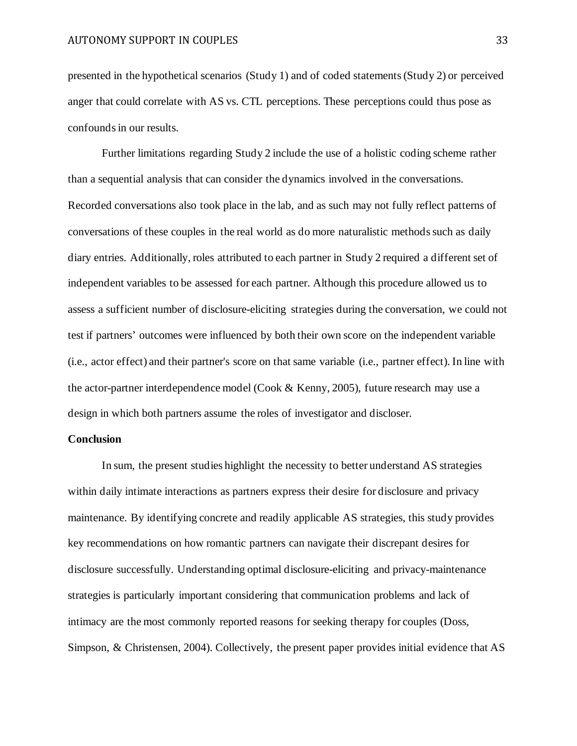presented in the hypothetical scenarios (Study 1) and of coded statements (Study 2) or perceived anger that could correlate with AS vs. CTL perceptions. These perceptions could thus pose as confounds in our results.

Further limitations regarding Study 2 include the use of a holistic coding scheme rather than a sequential analysis that can consider the dynamics involved in the conversations. Recorded conversations also took place in the lab, and as such may not fully reflect patterns of conversations of these couples in the real world as do more naturalistic methods such as daily diary entries. Additionally, roles attributed to each partner in Study 2 required a different set of independent variables to be assessed for each partner. Although this procedure allowed us to assess a sufficient number of disclosure-eliciting strategies during the conversation, we could not test if partners' outcomes were influenced by both their own score on the independent variable (i.e., actor effect) and their partner's score on that same variable (i.e., partner effect). In line with the actor-partner interdependence model (Cook & Kenny, 2005), future research may use a design in which both partners assume the roles of investigator and discloser.

**Conclusion**

In sum, the present studies highlight the necessity to better understand AS strategies within daily intimate interactions as partners express their desire for disclosure and privacy maintenance. By identifying concrete and readily applicable AS strategies, this study provides key recommendations on how romantic partners can navigate their discrepant desires for disclosure successfully. Understanding optimal disclosure-eliciting and privacy-maintenance strategies is particularly important considering that communication problems and lack of intimacy are the most commonly reported reasons for seeking therapy for couples (Doss, Simpson, & Christensen, 2004). Collectively, the present paper provides initial evidence that AS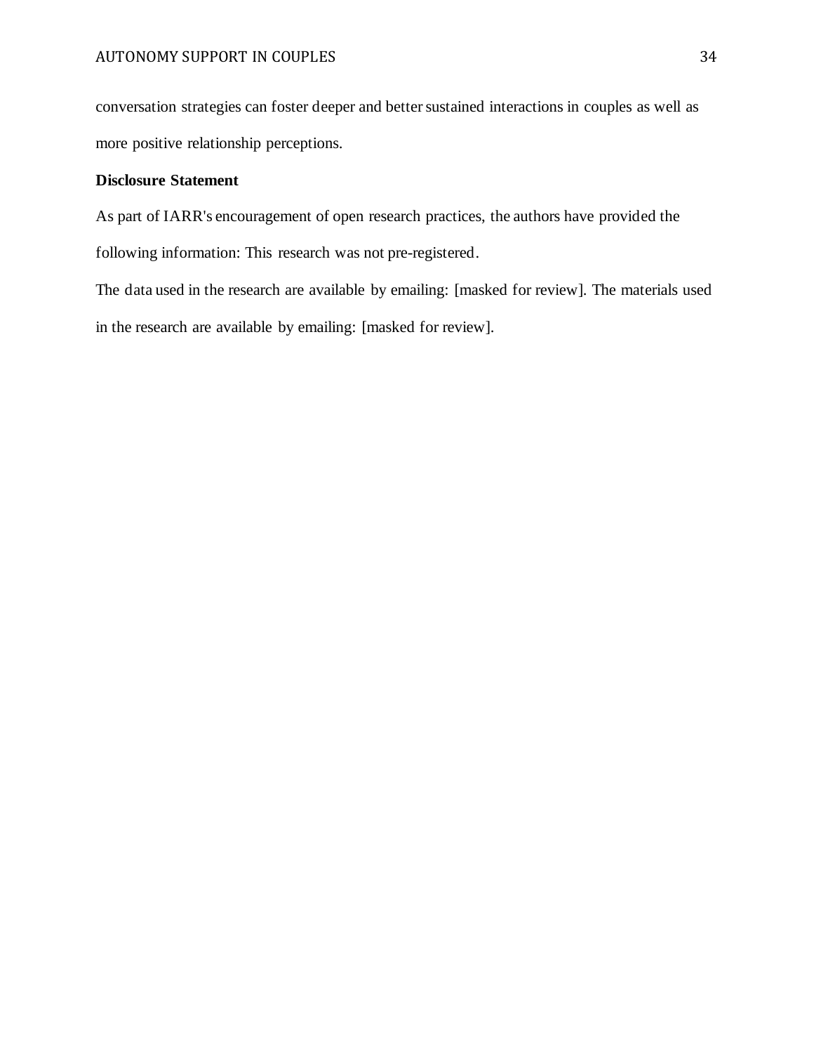conversation strategies can foster deeper and better sustained interactions in couples as well as more positive relationship perceptions.

**Disclosure Statement**

As part of IARR's encouragement of open research practices, the authors have provided the following information: This research was not pre-registered.

The data used in the research are available by emailing: [masked for review]. The materials used in the research are available by emailing: [masked for review].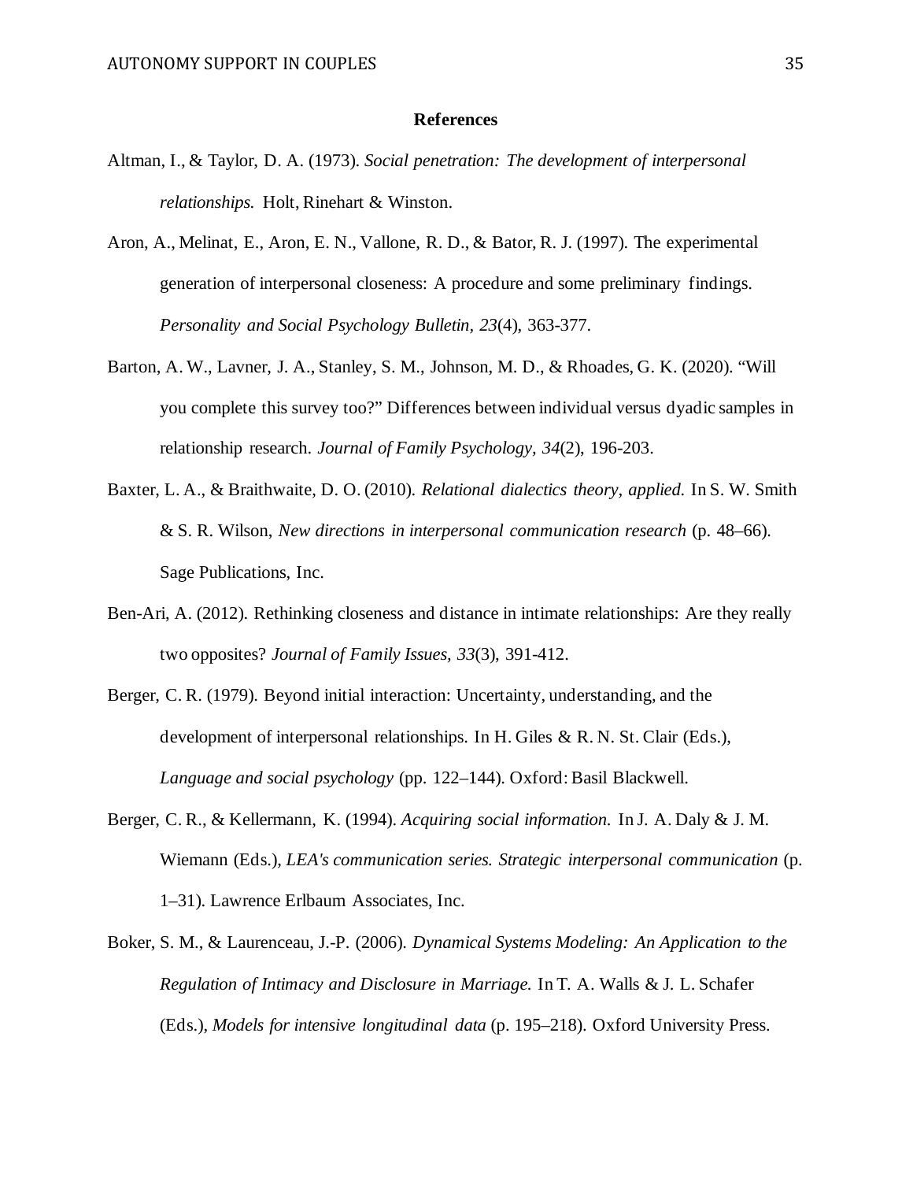# References

Altman, I., & Taylor, D. A. (1973). *Social penetration: The development of interpersonal relationships.* Holt, Rinehart & Winston.

Aron, A., Melinat, E., Aron, E. N., Vallone, R. D., & Bator, R. J. (1997). The experimental generation of interpersonal closeness: A procedure and some preliminary findings. *Personality and Social Psychology Bulletin, 23*(4), 363-377.

Barton, A. W., Lavner, J. A., Stanley, S. M., Johnson, M. D., & Rhoades, G. K. (2020). "Will you complete this survey too?" Differences between individual versus dyadic samples in relationship research. *Journal of Family Psychology, 34*(2), 196-203.

Baxter, L. A., & Braithwaite, D. O. (2010). *Relational dialectics theory, applied.* In S. W. Smith & S. R. Wilson, *New directions in interpersonal communication research* (p. 48–66). Sage Publications, Inc.

Ben-Ari, A. (2012). Rethinking closeness and distance in intimate relationships: Are they really two opposites? *Journal of Family Issues, 33*(3), 391-412.

Berger, C. R. (1979). Beyond initial interaction: Uncertainty, understanding, and the development of interpersonal relationships. In H. Giles & R. N. St. Clair (Eds.), *Language and social psychology* (pp. 122–144). Oxford: Basil Blackwell.

Berger, C. R., & Kellermann, K. (1994). *Acquiring social information.* In J. A. Daly & J. M. Wiemann (Eds.), *LEA's communication series. Strategic interpersonal communication* (p. 1–31). Lawrence Erlbaum Associates, Inc.

Boker, S. M., & Laurenceau, J.-P. (2006). *Dynamical Systems Modeling: An Application to the Regulation of Intimacy and Disclosure in Marriage.* In T. A. Walls & J. L. Schafer (Eds.), *Models for intensive longitudinal data* (p. 195–218). Oxford University Press.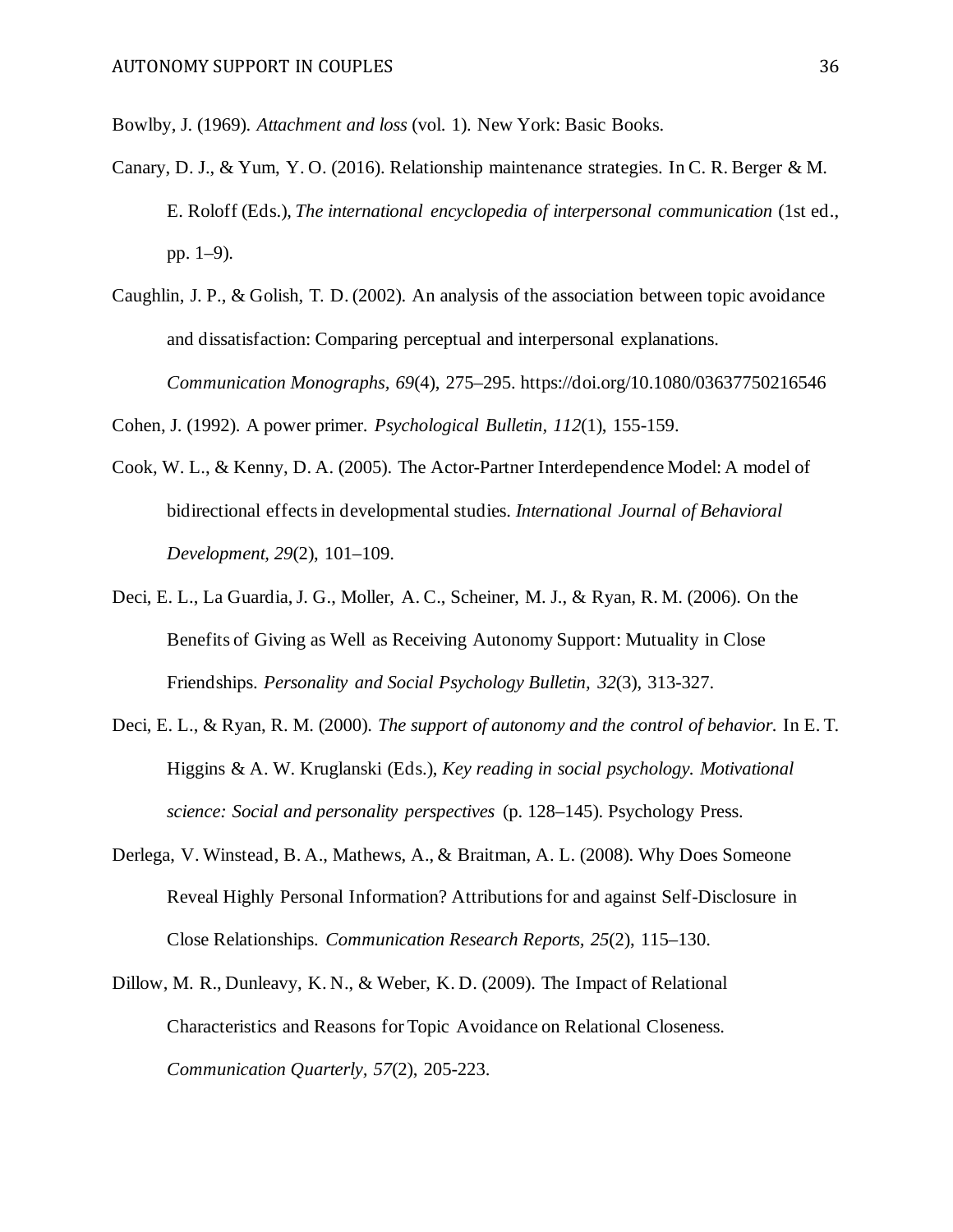Bowlby, J. (1969). *Attachment and loss* (vol. 1). New York: Basic Books.

Canary, D. J., & Yum, Y. O. (2016). Relationship maintenance strategies. In C. R. Berger & M. E. Roloff (Eds.), *The international encyclopedia of interpersonal communication* (1st ed., pp. 1–9).

Caughlin, J. P., & Golish, T. D. (2002). An analysis of the association between topic avoidance and dissatisfaction: Comparing perceptual and interpersonal explanations. *Communication Monographs, 69*(4), 275–295. https://doi.org/10.1080/03637750216546

Cohen, J. (1992). A power primer. *Psychological Bulletin, 112*(1), 155-159.

Cook, W. L., & Kenny, D. A. (2005). The Actor-Partner Interdependence Model: A model of bidirectional effects in developmental studies. *International Journal of Behavioral Development, 29*(2), 101–109.

Deci, E. L., La Guardia, J. G., Moller, A. C., Scheiner, M. J., & Ryan, R. M. (2006). On the Benefits of Giving as Well as Receiving Autonomy Support: Mutuality in Close Friendships. *Personality and Social Psychology Bulletin, 32*(3), 313-327.

Deci, E. L., & Ryan, R. M. (2000). *The support of autonomy and the control of behavior.* In E. T. Higgins & A. W. Kruglanski (Eds.), *Key reading in social psychology. Motivational science: Social and personality perspectives* (p. 128–145). Psychology Press.

Derlega, V. Winstead, B. A., Mathews, A., & Braitman, A. L. (2008). Why Does Someone Reveal Highly Personal Information? Attributions for and against Self-Disclosure in Close Relationships. *Communication Research Reports, 25*(2), 115–130.

Dillow, M. R., Dunleavy, K. N., & Weber, K. D. (2009). The Impact of Relational Characteristics and Reasons for Topic Avoidance on Relational Closeness. *Communication Quarterly, 57*(2), 205-223.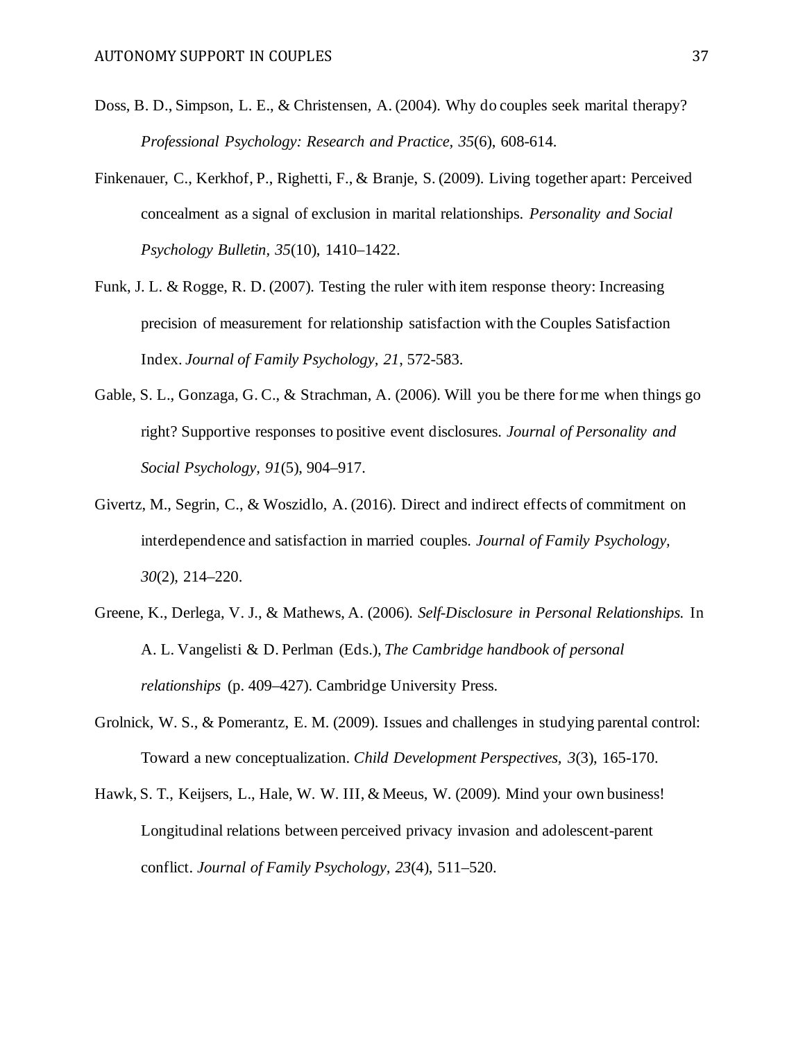Doss, B. D., Simpson, L. E., & Christensen, A. (2004). Why do couples seek marital therapy? *Professional Psychology: Research and Practice, 35*(6), 608-614.

Finkenauer, C., Kerkhof, P., Righetti, F., & Branje, S. (2009). Living together apart: Perceived concealment as a signal of exclusion in marital relationships. *Personality and Social Psychology Bulletin, 35*(10), 1410–1422.

Funk, J. L. & Rogge, R. D. (2007). Testing the ruler with item response theory: Increasing precision of measurement for relationship satisfaction with the Couples Satisfaction Index. *Journal of Family Psychology, 21*, 572-583.

Gable, S. L., Gonzaga, G. C., & Strachman, A. (2006). Will you be there for me when things go right? Supportive responses to positive event disclosures. *Journal of Personality and Social Psychology, 91*(5), 904–917.

Givertz, M., Segrin, C., & Woszidlo, A. (2016). Direct and indirect effects of commitment on interdependence and satisfaction in married couples. *Journal of Family Psychology, 30*(2), 214–220.

Greene, K., Derlega, V. J., & Mathews, A. (2006). *Self-Disclosure in Personal Relationships.* In A. L. Vangelisti & D. Perlman (Eds.), *The Cambridge handbook of personal relationships* (p. 409–427). Cambridge University Press.

Grolnick, W. S., & Pomerantz, E. M. (2009). Issues and challenges in studying parental control: Toward a new conceptualization. *Child Development Perspectives, 3*(3), 165-170.

Hawk, S. T., Keijsers, L., Hale, W. W. III, & Meeus, W. (2009). Mind your own business! Longitudinal relations between perceived privacy invasion and adolescent-parent conflict. *Journal of Family Psychology, 23*(4), 511–520.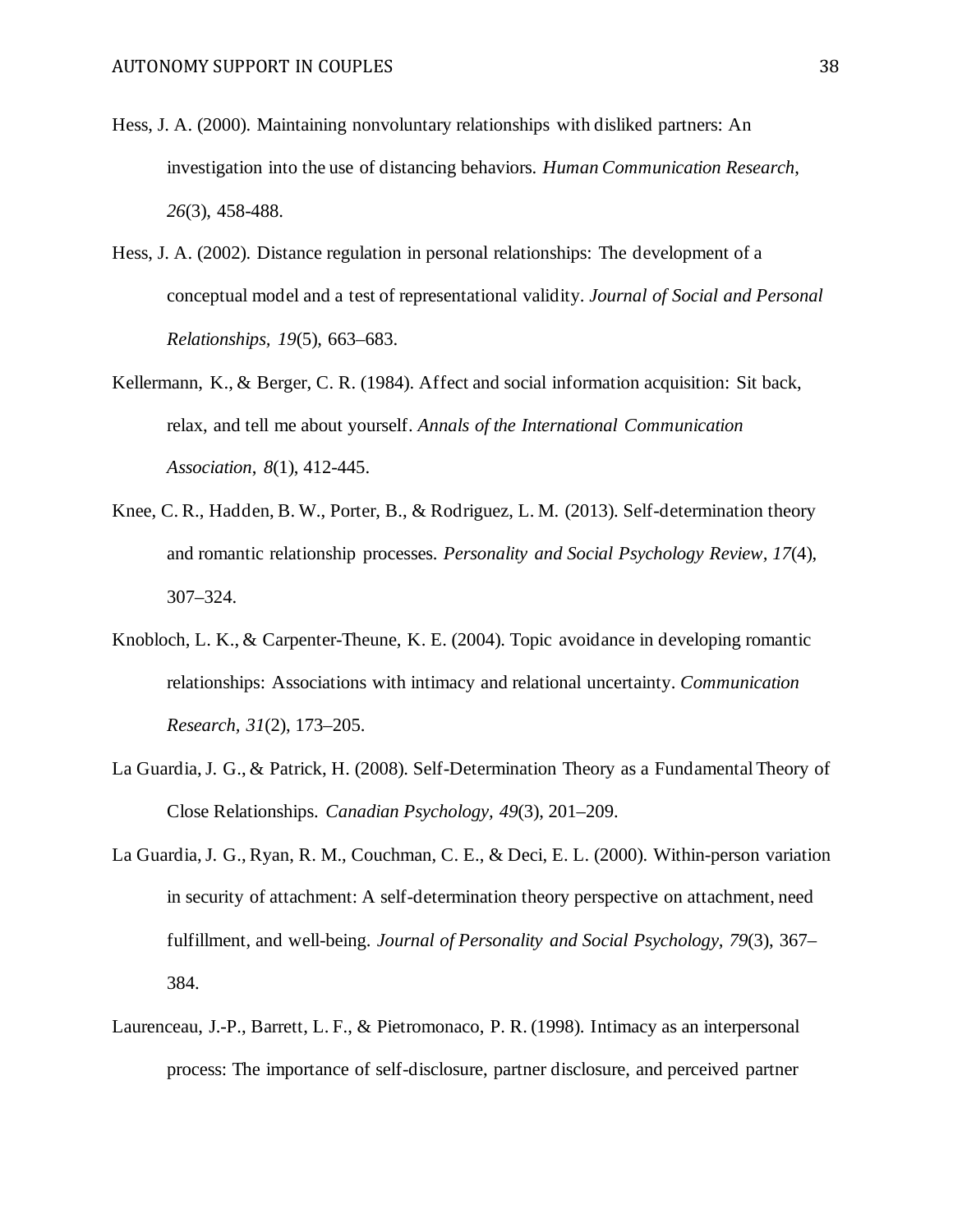Hess, J. A. (2000). Maintaining nonvoluntary relationships with disliked partners: An investigation into the use of distancing behaviors. *Human Communication Research*, *26*(3), 458-488.

Hess, J. A. (2002). Distance regulation in personal relationships: The development of a conceptual model and a test of representational validity. *Journal of Social and Personal Relationships, 19*(5), 663–683.

Kellermann, K., & Berger, C. R. (1984). Affect and social information acquisition: Sit back, relax, and tell me about yourself. *Annals of the International Communication Association*, *8*(1), 412-445.

Knee, C. R., Hadden, B. W., Porter, B., & Rodriguez, L. M. (2013). Self-determination theory and romantic relationship processes. *Personality and Social Psychology Review*, *17*(4), 307–324.

Knobloch, L. K., & Carpenter-Theune, K. E. (2004). Topic avoidance in developing romantic relationships: Associations with intimacy and relational uncertainty. *Communication Research, 31*(2), 173–205.

La Guardia, J. G., & Patrick, H. (2008). Self-Determination Theory as a Fundamental Theory of Close Relationships. *Canadian Psychology, 49*(3), 201–209.

La Guardia, J. G., Ryan, R. M., Couchman, C. E., & Deci, E. L. (2000). Within-person variation in security of attachment: A self-determination theory perspective on attachment, need fulfillment, and well-being. *Journal of Personality and Social Psychology, 79*(3), 367–384.

Laurenceau, J.-P., Barrett, L. F., & Pietromonaco, P. R. (1998). Intimacy as an interpersonal process: The importance of self-disclosure, partner disclosure, and perceived partner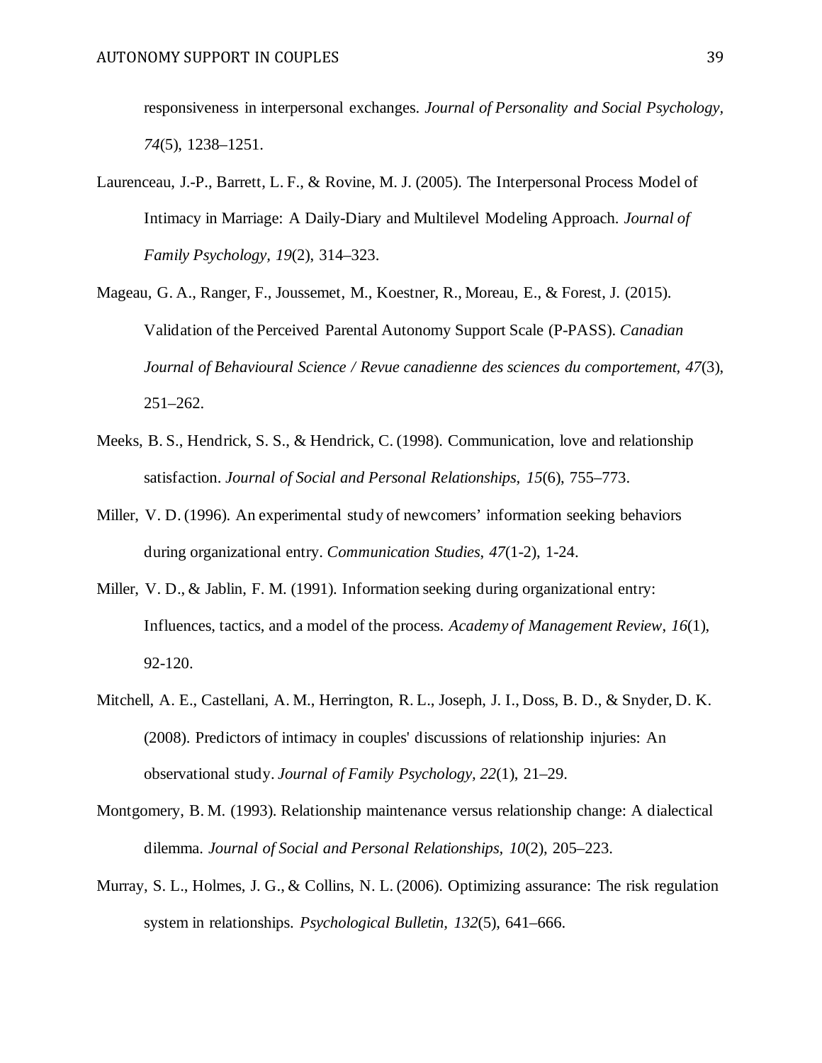responsiveness in interpersonal exchanges. *Journal of Personality and Social Psychology, 74*(5), 1238–1251.

Laurenceau, J.-P., Barrett, L. F., & Rovine, M. J. (2005). The Interpersonal Process Model of Intimacy in Marriage: A Daily-Diary and Multilevel Modeling Approach. *Journal of Family Psychology, 19*(2), 314–323.

Mageau, G. A., Ranger, F., Joussemet, M., Koestner, R., Moreau, E., & Forest, J. (2015). Validation of the Perceived Parental Autonomy Support Scale (P-PASS). *Canadian Journal of Behavioural Science / Revue canadienne des sciences du comportement, 47*(3), 251–262.

Meeks, B. S., Hendrick, S. S., & Hendrick, C. (1998). Communication, love and relationship satisfaction. *Journal of Social and Personal Relationships, 15*(6), 755–773.

Miller, V. D. (1996). An experimental study of newcomers' information seeking behaviors during organizational entry. *Communication Studies*, *47*(1-2), 1-24.

Miller, V. D., & Jablin, F. M. (1991). Information seeking during organizational entry: Influences, tactics, and a model of the process. *Academy of Management Review*, *16*(1), 92-120.

Mitchell, A. E., Castellani, A. M., Herrington, R. L., Joseph, J. I., Doss, B. D., & Snyder, D. K. (2008). Predictors of intimacy in couples' discussions of relationship injuries: An observational study. *Journal of Family Psychology, 22*(1), 21–29.

Montgomery, B. M. (1993). Relationship maintenance versus relationship change: A dialectical dilemma. *Journal of Social and Personal Relationships, 10*(2), 205–223.

Murray, S. L., Holmes, J. G., & Collins, N. L. (2006). Optimizing assurance: The risk regulation system in relationships. *Psychological Bulletin, 132*(5), 641–666.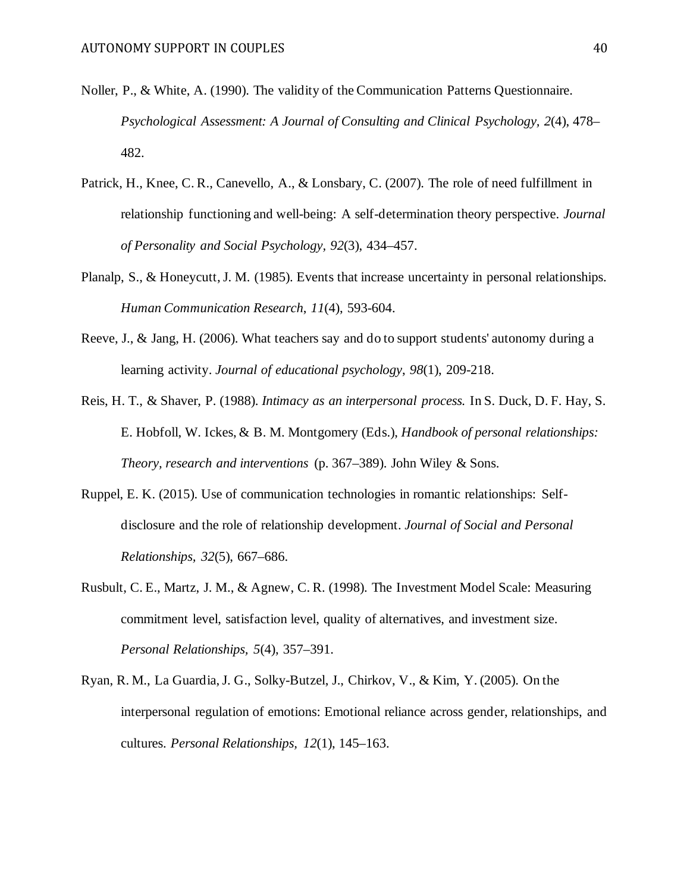Noller, P., & White, A. (1990). The validity of the Communication Patterns Questionnaire. *Psychological Assessment: A Journal of Consulting and Clinical Psychology, 2*(4), 478–482.

Patrick, H., Knee, C. R., Canevello, A., & Lonsbary, C. (2007). The role of need fulfillment in relationship functioning and well-being: A self-determination theory perspective. *Journal of Personality and Social Psychology, 92*(3), 434–457.

Planalp, S., & Honeycutt, J. M. (1985). Events that increase uncertainty in personal relationships. *Human Communication Research*, *11*(4), 593-604.

Reeve, J., & Jang, H. (2006). What teachers say and do to support students' autonomy during a learning activity. *Journal of educational psychology*, *98*(1), 209-218.

Reis, H. T., & Shaver, P. (1988). *Intimacy as an interpersonal process.* In S. Duck, D. F. Hay, S. E. Hobfoll, W. Ickes, & B. M. Montgomery (Eds.), *Handbook of personal relationships: Theory, research and interventions* (p. 367–389). John Wiley & Sons.

Ruppel, E. K. (2015). Use of communication technologies in romantic relationships: Self-disclosure and the role of relationship development. *Journal of Social and Personal Relationships, 32*(5), 667–686.

Rusbult, C. E., Martz, J. M., & Agnew, C. R. (1998). The Investment Model Scale: Measuring commitment level, satisfaction level, quality of alternatives, and investment size. *Personal Relationships, 5*(4), 357–391.

Ryan, R. M., La Guardia, J. G., Solky-Butzel, J., Chirkov, V., & Kim, Y. (2005). On the interpersonal regulation of emotions: Emotional reliance across gender, relationships, and cultures. *Personal Relationships, 12*(1), 145–163.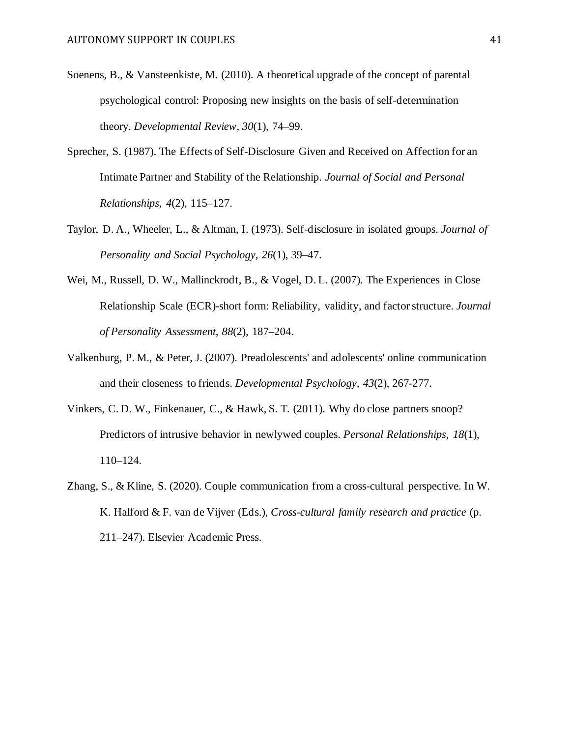Soenens, B., & Vansteenkiste, M. (2010). A theoretical upgrade of the concept of parental psychological control: Proposing new insights on the basis of self-determination theory. *Developmental Review*, *30*(1), 74–99.

Sprecher, S. (1987). The Effects of Self-Disclosure Given and Received on Affection for an Intimate Partner and Stability of the Relationship. *Journal of Social and Personal Relationships, 4*(2), 115–127.

Taylor, D. A., Wheeler, L., & Altman, I. (1973). Self-disclosure in isolated groups. *Journal of Personality and Social Psychology, 26*(1), 39–47.

Wei, M., Russell, D. W., Mallinckrodt, B., & Vogel, D. L. (2007). The Experiences in Close Relationship Scale (ECR)-short form: Reliability, validity, and factor structure. *Journal of Personality Assessment, 88*(2), 187–204.

Valkenburg, P. M., & Peter, J. (2007). Preadolescents' and adolescents' online communication and their closeness to friends. *Developmental Psychology, 43*(2), 267-277.

Vinkers, C. D. W., Finkenauer, C., & Hawk, S. T. (2011). Why do close partners snoop? Predictors of intrusive behavior in newlywed couples. *Personal Relationships, 18*(1), 110–124.

Zhang, S., & Kline, S. (2020). Couple communication from a cross-cultural perspective. In W. K. Halford & F. van de Vijver (Eds.), *Cross-cultural family research and practice* (p. 211–247). Elsevier Academic Press.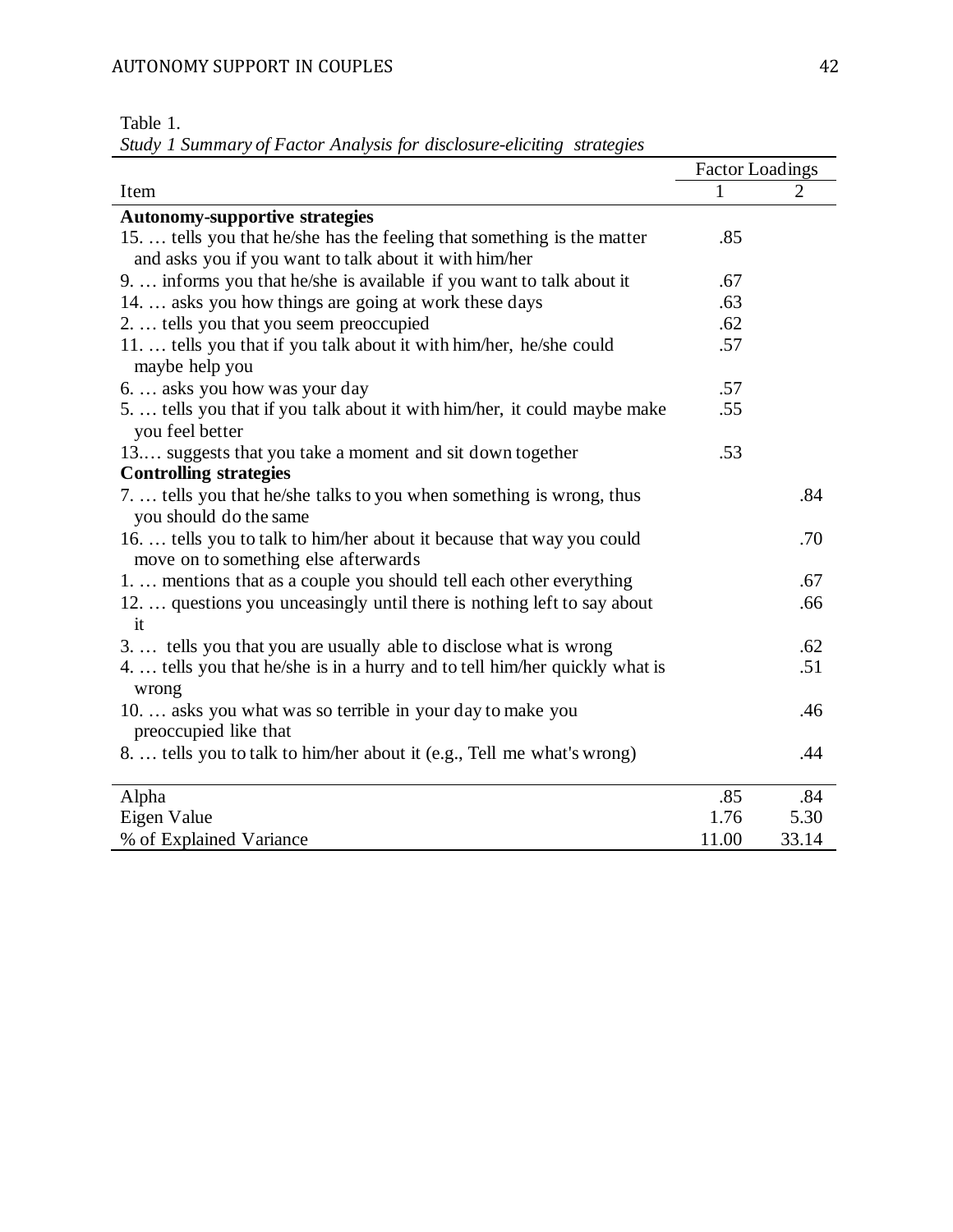Table 1.

*Study 1 Summary of Factor Analysis for disclosure-eliciting strategies*

| Item | Factor Loadings | |
|---|---|---|
| | 1 | 2 |
| **Autonomy-supportive strategies** | | |
| 15. … tells you that he/she has the feeling that something is the matter and asks you if you want to talk about it with him/her | .85 | |
| 9. … informs you that he/she is available if you want to talk about it | .67 | |
| 14. … asks you how things are going at work these days | .63 | |
| 2. … tells you that you seem preoccupied | .62 | |
| 11. … tells you that if you talk about it with him/her, he/she could maybe help you | .57 | |
| 6. … asks you how was your day | .57 | |
| 5. … tells you that if you talk about it with him/her, it could maybe make you feel better | .55 | |
| 13.… suggests that you take a moment and sit down together | .53 | |
| **Controlling strategies** | | |
| 7. … tells you that he/she talks to you when something is wrong, thus you should do the same | | .84 |
| 16. … tells you to talk to him/her about it because that way you could move on to something else afterwards | | .70 |
| 1. … mentions that as a couple you should tell each other everything | | .67 |
| 12. … questions you unceasingly until there is nothing left to say about it | | .66 |
| 3. … tells you that you are usually able to disclose what is wrong | | .62 |
| 4. … tells you that he/she is in a hurry and to tell him/her quickly what is wrong | | .51 |
| 10. … asks you what was so terrible in your day to make you preoccupied like that | | .46 |
| 8. … tells you to talk to him/her about it (e.g., Tell me what's wrong) | | .44 |
| Alpha | .85 | .84 |
| Eigen Value | 1.76 | 5.30 |
| % of Explained Variance | 11.00 | 33.14 |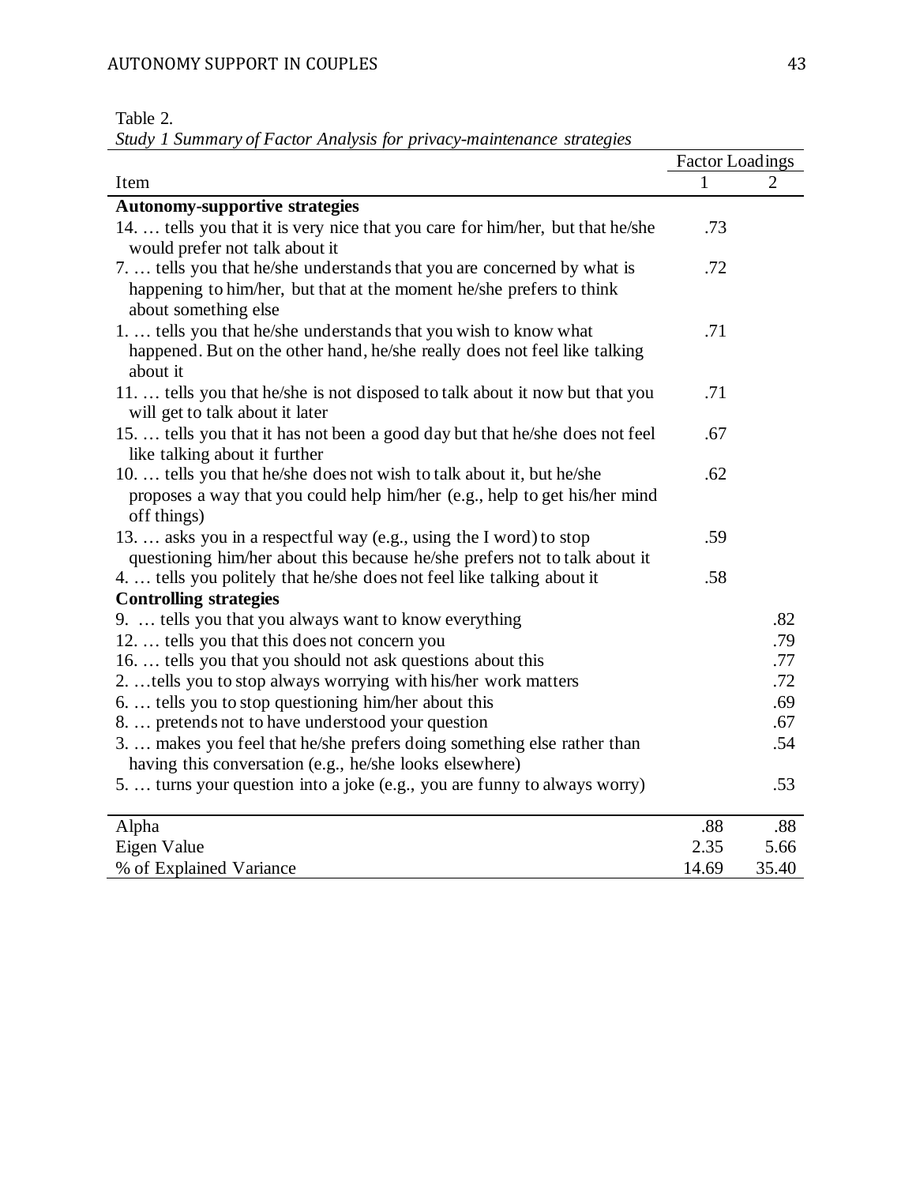Table 2.

*Study 1 Summary of Factor Analysis for privacy-maintenance strategies*

| | Factor Loadings | |
|---|---|---|
| Item | 1 | 2 |
| **Autonomy-supportive strategies** | | |
| 14. … tells you that it is very nice that you care for him/her, but that he/she would prefer not talk about it | .73 | |
| 7. … tells you that he/she understands that you are concerned by what is happening to him/her, but that at the moment he/she prefers to think about something else | .72 | |
| 1. … tells you that he/she understands that you wish to know what happened. But on the other hand, he/she really does not feel like talking about it | .71 | |
| 11. … tells you that he/she is not disposed to talk about it now but that you will get to talk about it later | .71 | |
| 15. … tells you that it has not been a good day but that he/she does not feel like talking about it further | .67 | |
| 10. … tells you that he/she does not wish to talk about it, but he/she proposes a way that you could help him/her (e.g., help to get his/her mind off things) | .62 | |
| 13. … asks you in a respectful way (e.g., using the I word) to stop questioning him/her about this because he/she prefers not to talk about it | .59 | |
| 4. … tells you politely that he/she does not feel like talking about it | .58 | |
| **Controlling strategies** | | |
| 9. … tells you that you always want to know everything | | .82 |
| 12. … tells you that this does not concern you | | .79 |
| 16. … tells you that you should not ask questions about this | | .77 |
| 2. …tells you to stop always worrying with his/her work matters | | .72 |
| 6. … tells you to stop questioning him/her about this | | .69 |
| 8. … pretends not to have understood your question | | .67 |
| 3. … makes you feel that he/she prefers doing something else rather than having this conversation (e.g., he/she looks elsewhere) | | .54 |
| 5. … turns your question into a joke (e.g., you are funny to always worry) | | .53 |
| Alpha | .88 | .88 |
| Eigen Value | 2.35 | 5.66 |
| % of Explained Variance | 14.69 | 35.40 |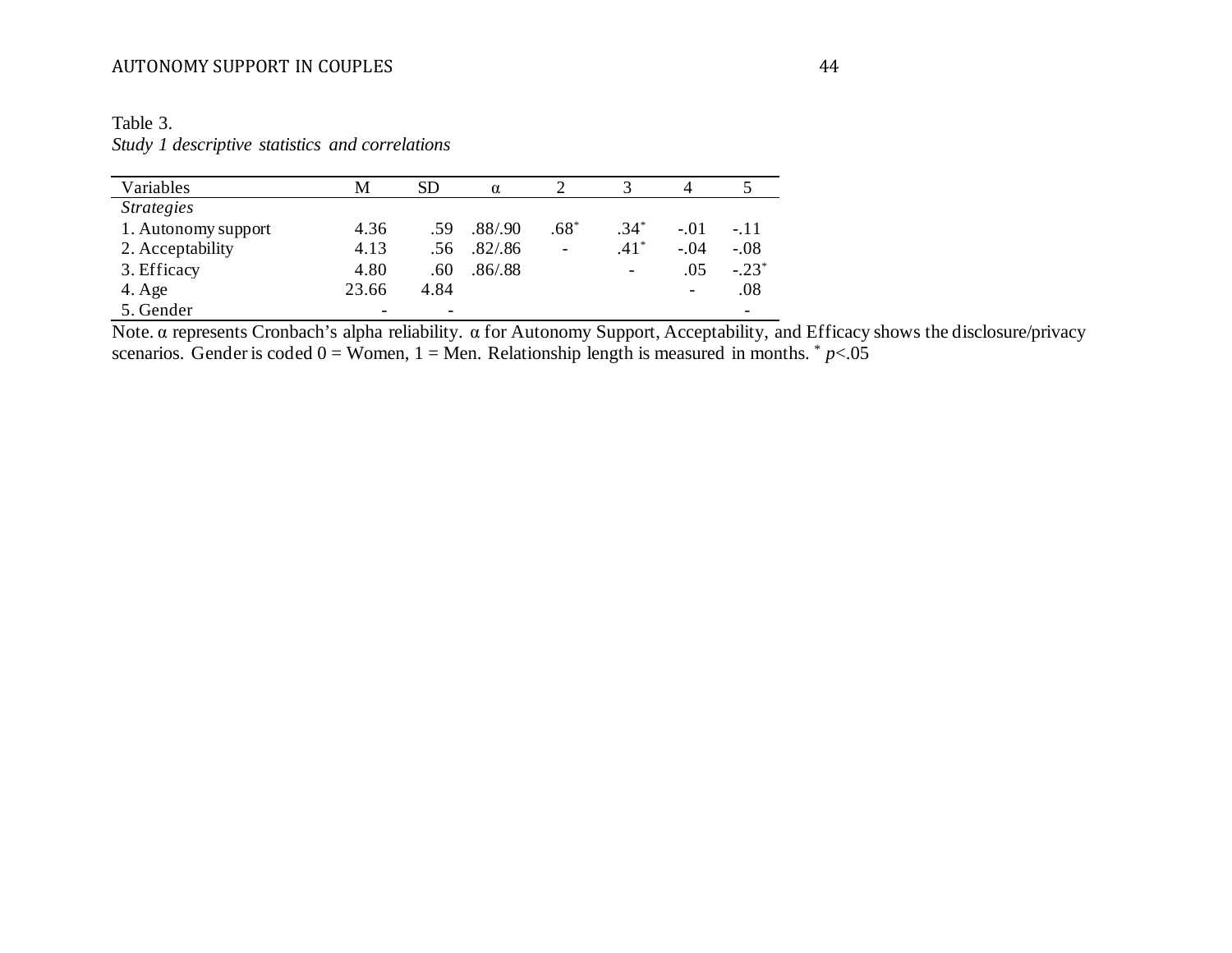Table 3.
*Study 1 descriptive statistics and correlations*

| Variables | M | SD | α | 2 | 3 | 4 | 5 |
|---|---|---|---|---|---|---|---|
| *Strategies* | | | | | | | |
| 1. Autonomy support | 4.36 | .59 | .88/.90 | .68* | .34* | -.01 | -.11 |
| 2. Acceptability | 4.13 | .56 | .82/.86 | - | .41* | -.04 | -.08 |
| 3. Efficacy | 4.80 | .60 | .86/.88 | | - | .05 | -.23* |
| 4. Age | 23.66 | 4.84 | | | | - | .08 |
| 5. Gender | - | - | | | | | - |

Note. α represents Cronbach's alpha reliability. α for Autonomy Support, Acceptability, and Efficacy shows the disclosure/privacy scenarios. Gender is coded 0 = Women, 1 = Men. Relationship length is measured in months. * $p<.05$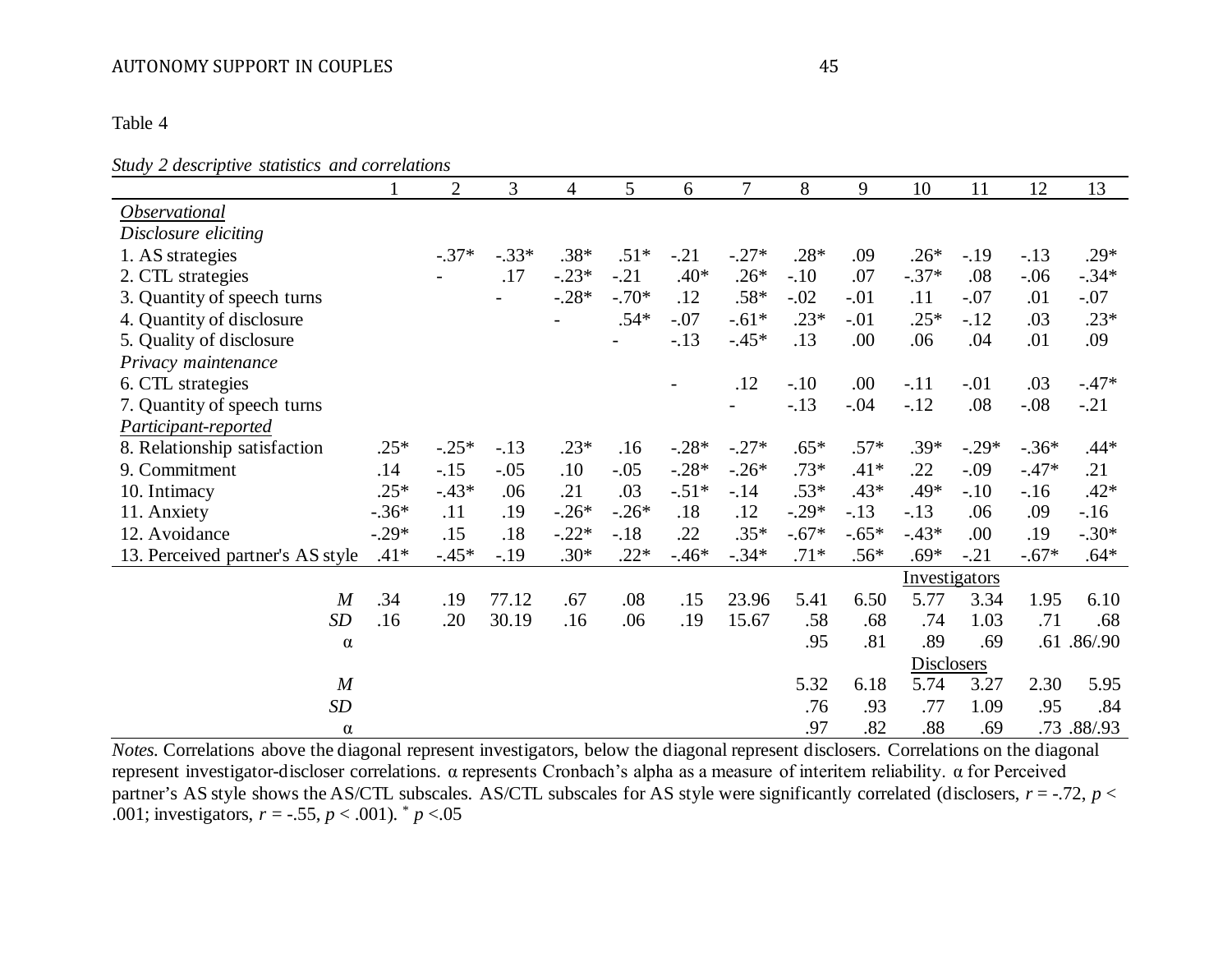Table 4

*Study 2 descriptive statistics and correlations*

| | 1 | 2 | 3 | 4 | 5 | 6 | 7 | 8 | 9 | 10 | 11 | 12 | 13 |
|---|---|---|---|---|---|---|---|---|---|---|---|---|---|
| *Observational* | | | | | | | | | | | | | |
| *Disclosure eliciting* | | | | | | | | | | | | | |
| 1. AS strategies | | -.37* | -.33* | .38* | .51* | -.21 | -.27* | .28* | .09 | .26* | -.19 | -.13 | .29* |
| 2. CTL strategies | | - | .17 | -.23* | -.21 | .40* | .26* | -.10 | .07 | -.37* | .08 | -.06 | -.34* |
| 3. Quantity of speech turns | | | - | -.28* | -.70* | .12 | .58* | -.02 | -.01 | .11 | -.07 | .01 | -.07 |
| 4. Quantity of disclosure | | | | - | .54* | -.07 | -.61* | .23* | -.01 | .25* | -.12 | .03 | .23* |
| 5. Quality of disclosure | | | | | - | -.13 | -.45* | .13 | .00 | .06 | .04 | .01 | .09 |
| *Privacy maintenance* | | | | | | | | | | | | | |
| 6. CTL strategies | | | | | | - | .12 | -.10 | .00 | -.11 | -.01 | .03 | -.47* |
| 7. Quantity of speech turns | | | | | | | - | -.13 | -.04 | -.12 | .08 | -.08 | -.21 |
| *Participant-reported* | | | | | | | | | | | | | |
| 8. Relationship satisfaction | .25* | -.25* | -.13 | .23* | .16 | -.28* | -.27* | .65* | .57* | .39* | -.29* | -.36* | .44* |
| 9. Commitment | .14 | -.15 | -.05 | .10 | -.05 | -.28* | -.26* | .73* | .41* | .22 | -.09 | -.47* | .21 |
| 10. Intimacy | .25* | -.43* | .06 | .21 | .03 | -.51* | -.14 | .53* | .43* | .49* | -.10 | -.16 | .42* |
| 11. Anxiety | -.36* | .11 | .19 | -.26* | -.26* | .18 | .12 | -.29* | -.13 | -.13 | .06 | .09 | -.16 |
| 12. Avoidance | -.29* | .15 | .18 | -.22* | -.18 | .22 | .35* | -.67* | -.65* | -.43* | .00 | .19 | -.30* |
| 13. Perceived partner's AS style | .41* | -.45* | -.19 | .30* | .22* | -.46* | -.34* | .71* | .56* | .69* | -.21 | -.67* | .64* |
| | | | | | | | | | | Investigators | | | |
| *M* | .34 | .19 | 77.12 | .67 | .08 | .15 | 23.96 | 5.41 | 6.50 | 5.77 | 3.34 | 1.95 | 6.10 |
| *SD* | .16 | .20 | 30.19 | .16 | .06 | .19 | 15.67 | .58 | .68 | .74 | 1.03 | .71 | .68 |
| α | | | | | | | | .95 | .81 | .89 | .69 | .61 | .86/.90 |
| | | | | | | | | | | Disclosers | | | |
| *M* | | | | | | | | 5.32 | 6.18 | 5.74 | 3.27 | 2.30 | 5.95 |
| *SD* | | | | | | | | .76 | .93 | .77 | 1.09 | .95 | .84 |
| α | | | | | | | | .97 | .82 | .88 | .69 | .73 | .88/.93 |

*Notes.* Correlations above the diagonal represent investigators, below the diagonal represent disclosers. Correlations on the diagonal represent investigator-discloser correlations. α represents Cronbach's alpha as a measure of interitem reliability. α for Perceived partner's AS style shows the AS/CTL subscales. AS/CTL subscales for AS style were significantly correlated (disclosers, $r = -.72$, $p < .001$; investigators, $r = -.55$, $p < .001$). * $p < .05$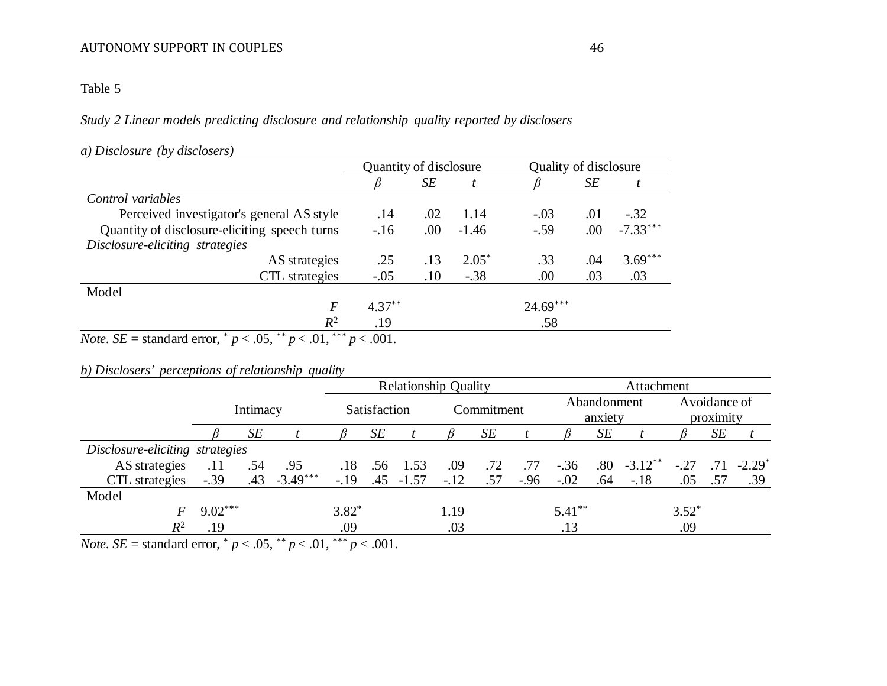Table 5

*Study 2 Linear models predicting disclosure and relationship quality reported by disclosers*

*a) Disclosure (by disclosers)*

| | Quantity of disclosure | | | Quality of disclosure | | |
|---|---|---|---|---|---|---|
| | *β* | *SE* | *t* | *β* | *SE* | *t* |
| *Control variables* | | | | | | |
| Perceived investigator's general AS style | .14 | .02 | 1.14 | -.03 | .01 | -.32 |
| Quantity of disclosure-eliciting speech turns | -.16 | .00 | -1.46 | -.59 | .00 | -7.33*** |
| *Disclosure-eliciting strategies* | | | | | | |
| AS strategies | .25 | .13 | 2.05* | .33 | .04 | 3.69*** |
| CTL strategies | -.05 | .10 | -.38 | .00 | .03 | .03 |
| Model | | | | | | |
| *F* | 4.37** | | | 24.69*** | | |
| $R^2$ | .19 | | | .58 | | |

*Note*. *SE* = standard error, * $p < .05$, ** $p < .01$, *** $p < .001$.

*b) Disclosers' perceptions of relationship quality*

| | | | | Relationship Quality | | | | | | Attachment | | | | | |
|---|---|---|---|---|---|---|---|---|---|---|---|---|---|---|---|
| | Intimacy | | | Satisfaction | | | Commitment | | | Abandonment anxiety | | | Avoidance of proximity | | |
| | *β* | *SE* | *t* | *β* | *SE* | *t* | *β* | *SE* | *t* | *β* | *SE* | *t* | *β* | *SE* | *t* |
| *Disclosure-eliciting strategies* | | | | | | | | | | | | | | | |
| AS strategies | .11 | .54 | .95 | .18 | .56 | 1.53 | .09 | .72 | .77 | -.36 | .80 | -3.12** | -.27 | .71 | -2.29* |
| CTL strategies | -.39 | .43 | -3.49*** | -.19 | .45 | -1.57 | -.12 | .57 | -.96 | -.02 | .64 | -.18 | .05 | .57 | .39 |
| Model | | | | | | | | | | | | | | | |
| *F* | 9.02*** | | | 3.82* | | | 1.19 | | | 5.41** | | | 3.52* | | |
| $R^2$ | .19 | | | .09 | | | .03 | | | .13 | | | .09 | | |

*Note*. *SE* = standard error, * $p < .05$, ** $p < .01$, *** $p < .001$.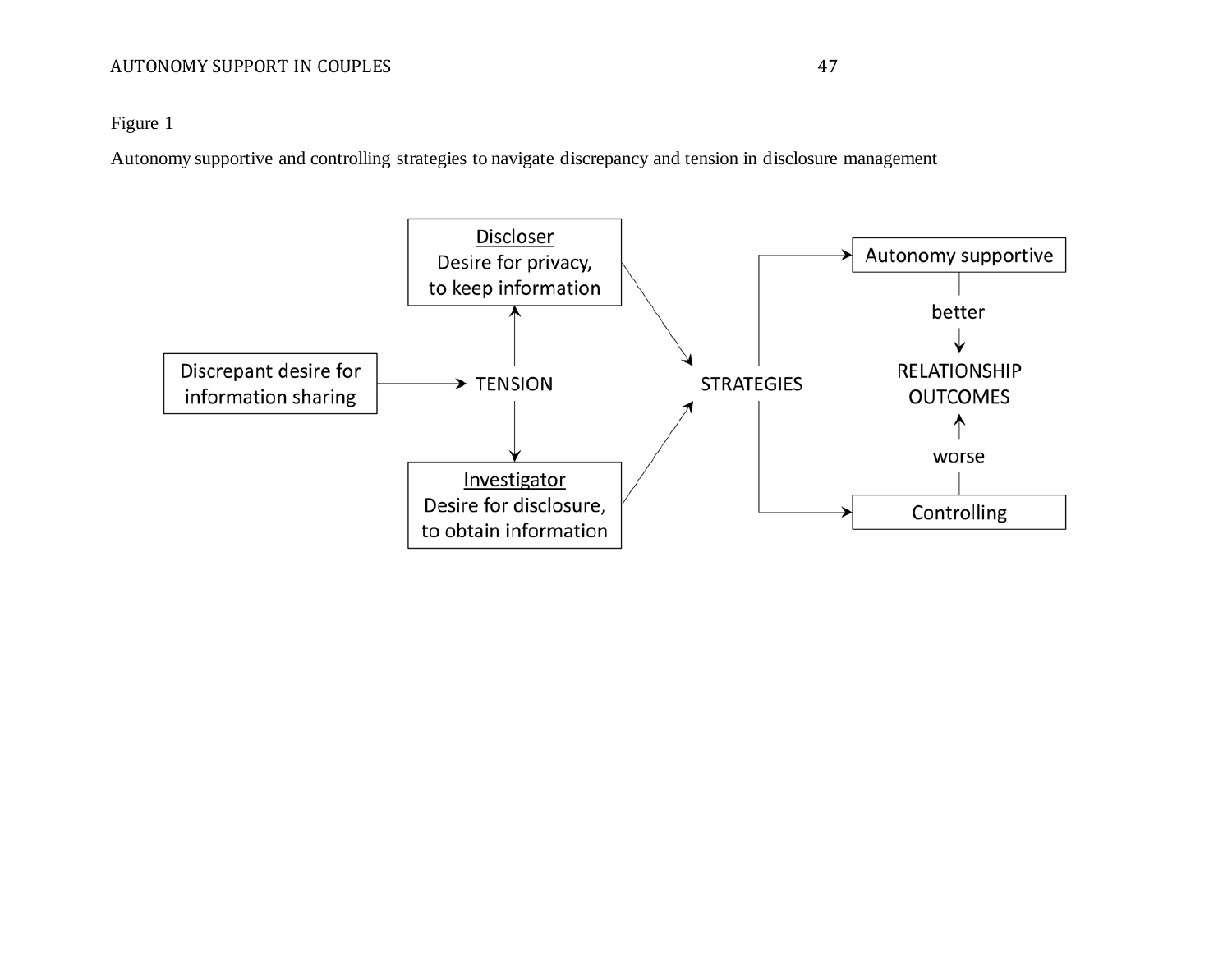Figure 1

Autonomy supportive and controlling strategies to navigate discrepancy and tension in disclosure management

Discrepant desire for information sharing

TENSION

Discloser
Desire for privacy, to keep information

Investigator
Desire for disclosure, to obtain information

STRATEGIES

Autonomy supportive

better

RELATIONSHIP OUTCOMES

worse

Controlling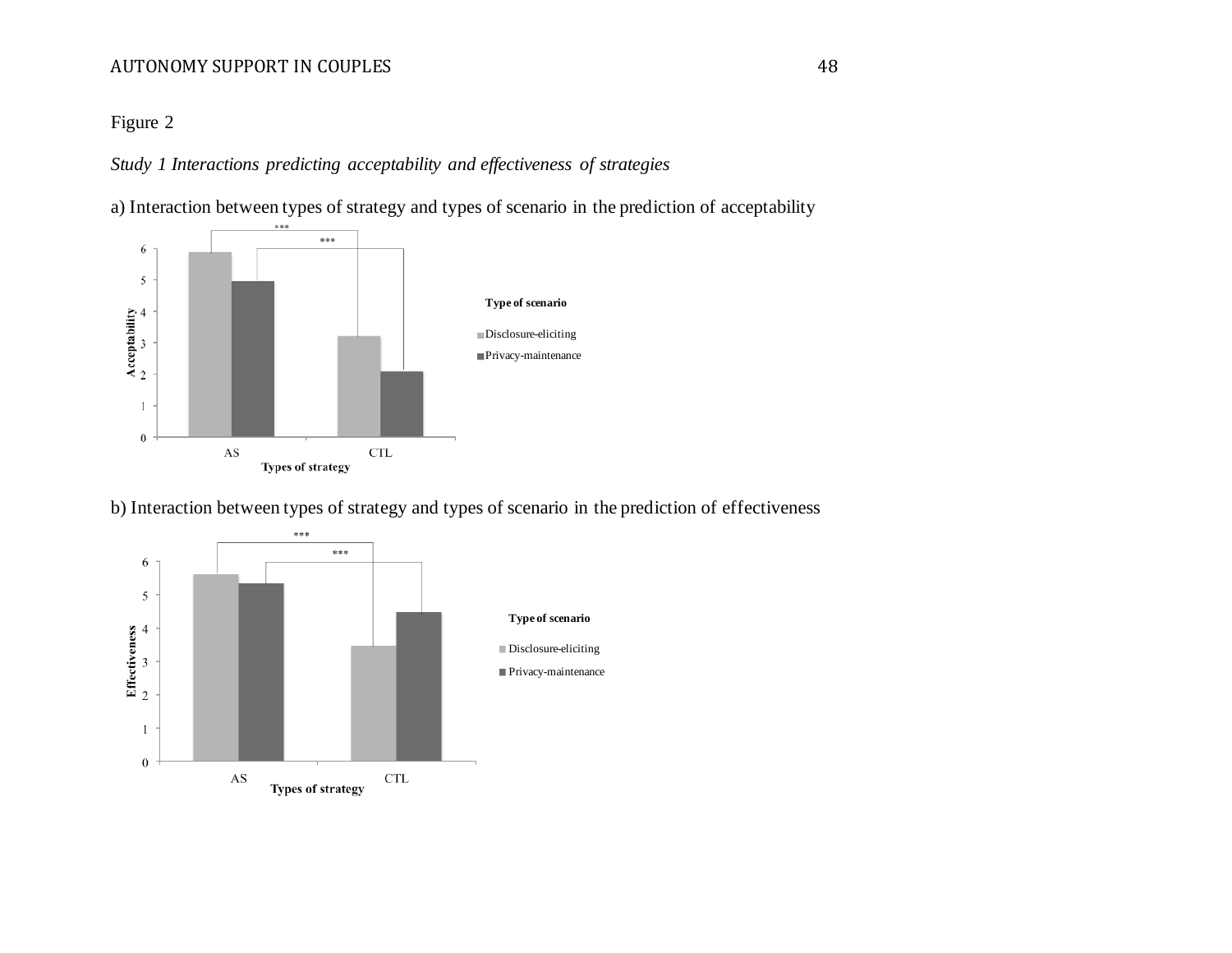Figure 2

*Study 1 Interactions predicting acceptability and effectiveness of strategies*

a) Interaction between types of strategy and types of scenario in the prediction of acceptability

b) Interaction between types of strategy and types of scenario in the prediction of effectiveness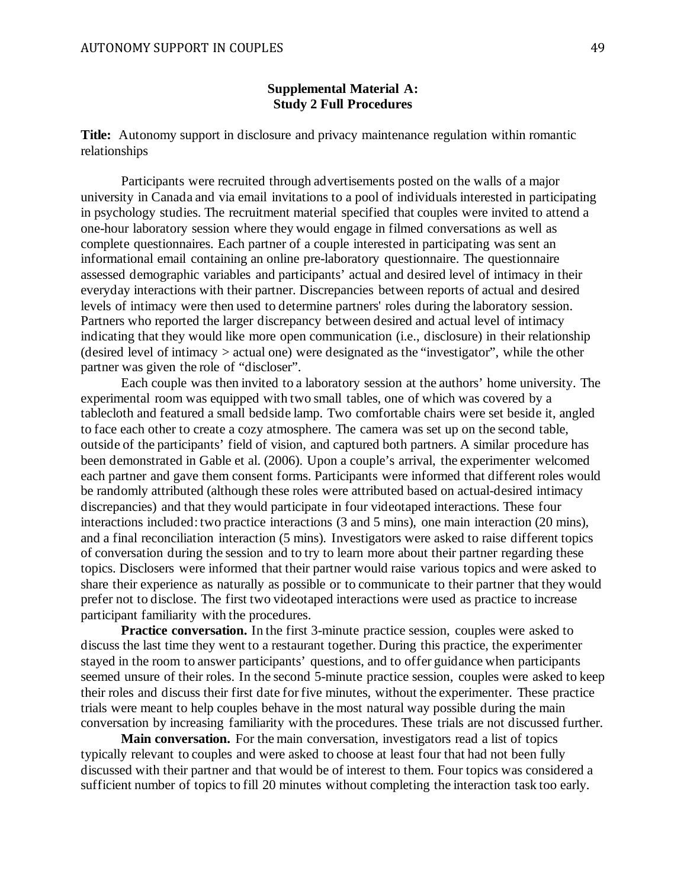## Supplemental Material A: Study 2 Full Procedures

**Title:** Autonomy support in disclosure and privacy maintenance regulation within romantic relationships

Participants were recruited through advertisements posted on the walls of a major university in Canada and via email invitations to a pool of individuals interested in participating in psychology studies. The recruitment material specified that couples were invited to attend a one-hour laboratory session where they would engage in filmed conversations as well as complete questionnaires. Each partner of a couple interested in participating was sent an informational email containing an online pre-laboratory questionnaire. The questionnaire assessed demographic variables and participants' actual and desired level of intimacy in their everyday interactions with their partner. Discrepancies between reports of actual and desired levels of intimacy were then used to determine partners' roles during the laboratory session. Partners who reported the larger discrepancy between desired and actual level of intimacy indicating that they would like more open communication (i.e., disclosure) in their relationship (desired level of intimacy > actual one) were designated as the "investigator", while the other partner was given the role of "discloser".

Each couple was then invited to a laboratory session at the authors' home university. The experimental room was equipped with two small tables, one of which was covered by a tablecloth and featured a small bedside lamp. Two comfortable chairs were set beside it, angled to face each other to create a cozy atmosphere. The camera was set up on the second table, outside of the participants' field of vision, and captured both partners. A similar procedure has been demonstrated in Gable et al. (2006). Upon a couple's arrival, the experimenter welcomed each partner and gave them consent forms. Participants were informed that different roles would be randomly attributed (although these roles were attributed based on actual-desired intimacy discrepancies) and that they would participate in four videotaped interactions. These four interactions included: two practice interactions (3 and 5 mins), one main interaction (20 mins), and a final reconciliation interaction (5 mins). Investigators were asked to raise different topics of conversation during the session and to try to learn more about their partner regarding these topics. Disclosers were informed that their partner would raise various topics and were asked to share their experience as naturally as possible or to communicate to their partner that they would prefer not to disclose. The first two videotaped interactions were used as practice to increase participant familiarity with the procedures.

**Practice conversation.** In the first 3-minute practice session, couples were asked to discuss the last time they went to a restaurant together. During this practice, the experimenter stayed in the room to answer participants' questions, and to offer guidance when participants seemed unsure of their roles. In the second 5-minute practice session, couples were asked to keep their roles and discuss their first date for five minutes, without the experimenter. These practice trials were meant to help couples behave in the most natural way possible during the main conversation by increasing familiarity with the procedures. These trials are not discussed further.

**Main conversation.** For the main conversation, investigators read a list of topics typically relevant to couples and were asked to choose at least four that had not been fully discussed with their partner and that would be of interest to them. Four topics was considered a sufficient number of topics to fill 20 minutes without completing the interaction task too early.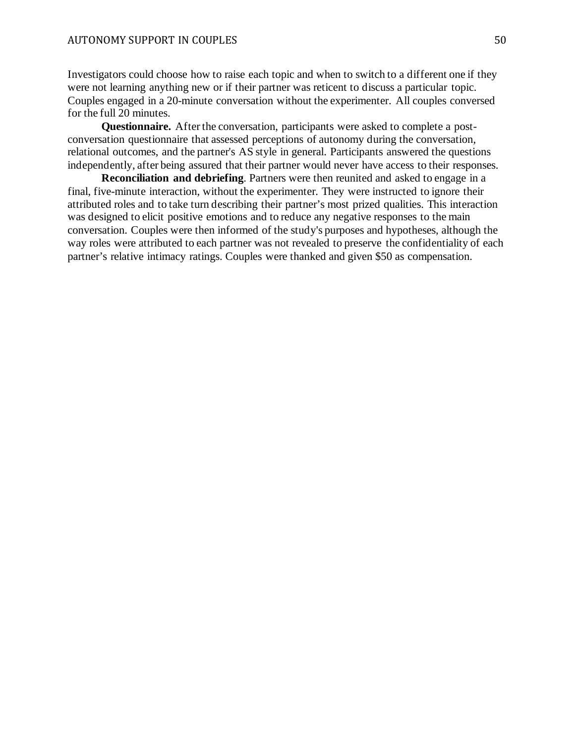Investigators could choose how to raise each topic and when to switch to a different one if they were not learning anything new or if their partner was reticent to discuss a particular topic. Couples engaged in a 20-minute conversation without the experimenter. All couples conversed for the full 20 minutes.

**Questionnaire.** After the conversation, participants were asked to complete a post-conversation questionnaire that assessed perceptions of autonomy during the conversation, relational outcomes, and the partner's AS style in general. Participants answered the questions independently, after being assured that their partner would never have access to their responses.

**Reconciliation and debriefing**. Partners were then reunited and asked to engage in a final, five-minute interaction, without the experimenter. They were instructed to ignore their attributed roles and to take turn describing their partner's most prized qualities. This interaction was designed to elicit positive emotions and to reduce any negative responses to the main conversation. Couples were then informed of the study's purposes and hypotheses, although the way roles were attributed to each partner was not revealed to preserve the confidentiality of each partner's relative intimacy ratings. Couples were thanked and given $50 as compensation.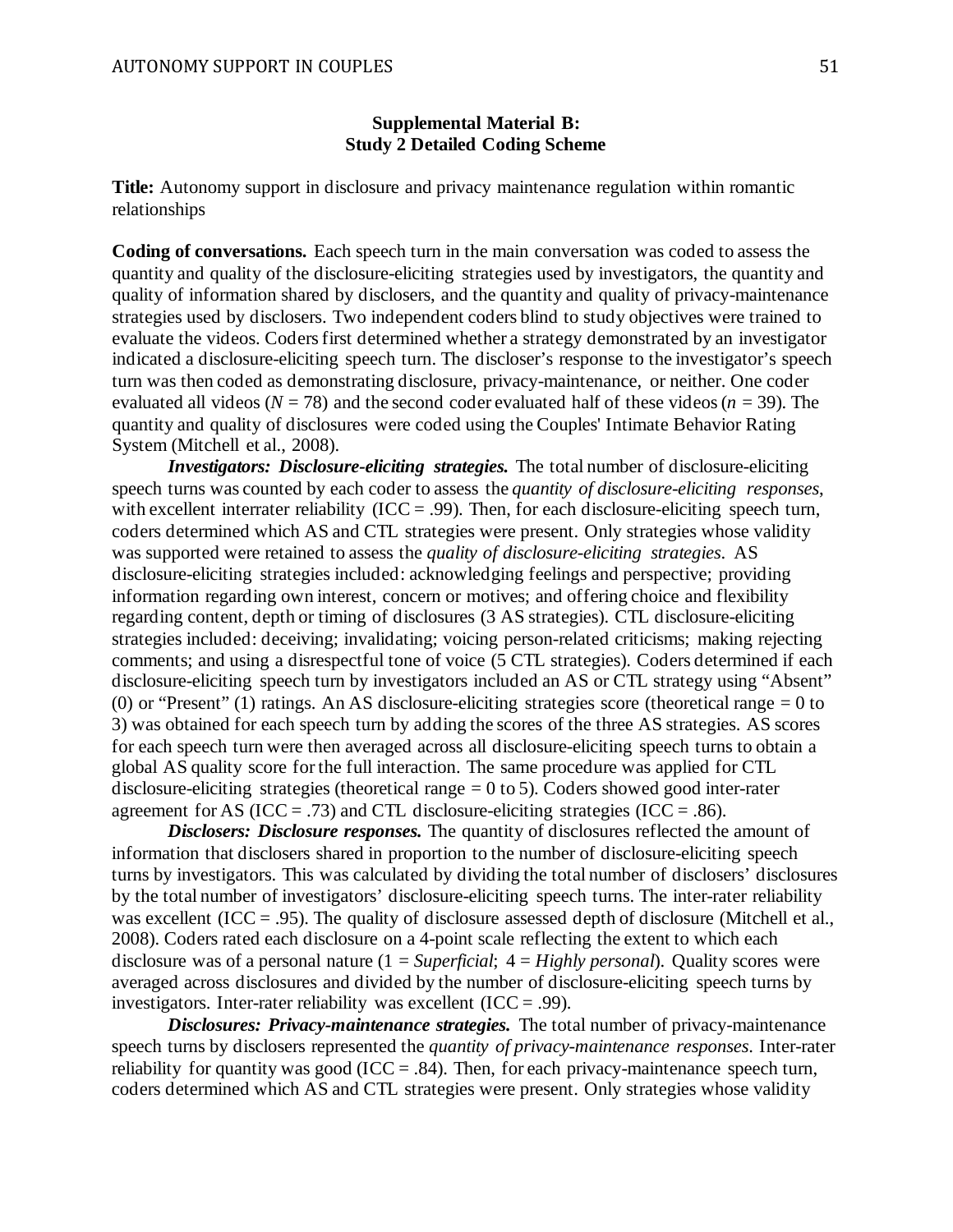**Supplemental Material B:**
**Study 2 Detailed Coding Scheme**

**Title:** Autonomy support in disclosure and privacy maintenance regulation within romantic relationships

**Coding of conversations.** Each speech turn in the main conversation was coded to assess the quantity and quality of the disclosure-eliciting strategies used by investigators, the quantity and quality of information shared by disclosers, and the quantity and quality of privacy-maintenance strategies used by disclosers. Two independent coders blind to study objectives were trained to evaluate the videos. Coders first determined whether a strategy demonstrated by an investigator indicated a disclosure-eliciting speech turn. The discloser's response to the investigator's speech turn was then coded as demonstrating disclosure, privacy-maintenance, or neither. One coder evaluated all videos ($N = 78$) and the second coder evaluated half of these videos ($n = 39$). The quantity and quality of disclosures were coded using the Couples' Intimate Behavior Rating System (Mitchell et al., 2008).

***Investigators: Disclosure-eliciting strategies.*** The total number of disclosure-eliciting speech turns was counted by each coder to assess the *quantity of disclosure-eliciting responses*, with excellent interrater reliability (ICC = .99). Then, for each disclosure-eliciting speech turn, coders determined which AS and CTL strategies were present. Only strategies whose validity was supported were retained to assess the *quality of disclosure-eliciting strategies*. AS disclosure-eliciting strategies included: acknowledging feelings and perspective; providing information regarding own interest, concern or motives; and offering choice and flexibility regarding content, depth or timing of disclosures (3 AS strategies). CTL disclosure-eliciting strategies included: deceiving; invalidating; voicing person-related criticisms; making rejecting comments; and using a disrespectful tone of voice (5 CTL strategies). Coders determined if each disclosure-eliciting speech turn by investigators included an AS or CTL strategy using "Absent" (0) or "Present" (1) ratings. An AS disclosure-eliciting strategies score (theoretical range = 0 to 3) was obtained for each speech turn by adding the scores of the three AS strategies. AS scores for each speech turn were then averaged across all disclosure-eliciting speech turns to obtain a global AS quality score for the full interaction. The same procedure was applied for CTL disclosure-eliciting strategies (theoretical range = 0 to 5). Coders showed good inter-rater agreement for AS (ICC = .73) and CTL disclosure-eliciting strategies (ICC = .86).

***Disclosers: Disclosure responses.*** The quantity of disclosures reflected the amount of information that disclosers shared in proportion to the number of disclosure-eliciting speech turns by investigators. This was calculated by dividing the total number of disclosers' disclosures by the total number of investigators' disclosure-eliciting speech turns. The inter-rater reliability was excellent (ICC = .95). The quality of disclosure assessed depth of disclosure (Mitchell et al., 2008). Coders rated each disclosure on a 4-point scale reflecting the extent to which each disclosure was of a personal nature (1 = *Superficial*; 4 = *Highly personal*). Quality scores were averaged across disclosures and divided by the number of disclosure-eliciting speech turns by investigators. Inter-rater reliability was excellent (ICC = .99).

***Disclosures: Privacy-maintenance strategies.*** The total number of privacy-maintenance speech turns by disclosers represented the *quantity of privacy-maintenance responses*. Inter-rater reliability for quantity was good (ICC = .84). Then, for each privacy-maintenance speech turn, coders determined which AS and CTL strategies were present. Only strategies whose validity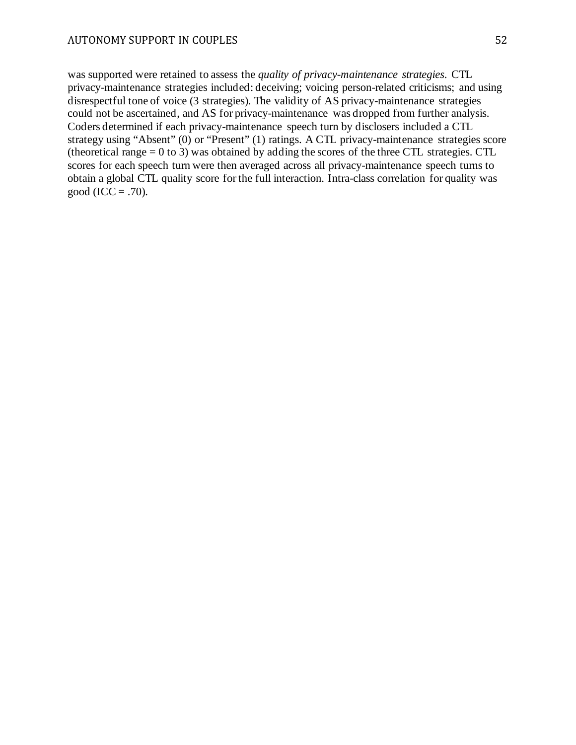was supported were retained to assess the *quality of privacy-maintenance strategies*. CTL privacy-maintenance strategies included: deceiving; voicing person-related criticisms; and using disrespectful tone of voice (3 strategies). The validity of AS privacy-maintenance strategies could not be ascertained, and AS for privacy-maintenance was dropped from further analysis. Coders determined if each privacy-maintenance speech turn by disclosers included a CTL strategy using “Absent” (0) or “Present” (1) ratings. A CTL privacy-maintenance strategies score (theoretical range = 0 to 3) was obtained by adding the scores of the three CTL strategies. CTL scores for each speech turn were then averaged across all privacy-maintenance speech turns to obtain a global CTL quality score for the full interaction. Intra-class correlation for quality was good (ICC = .70).